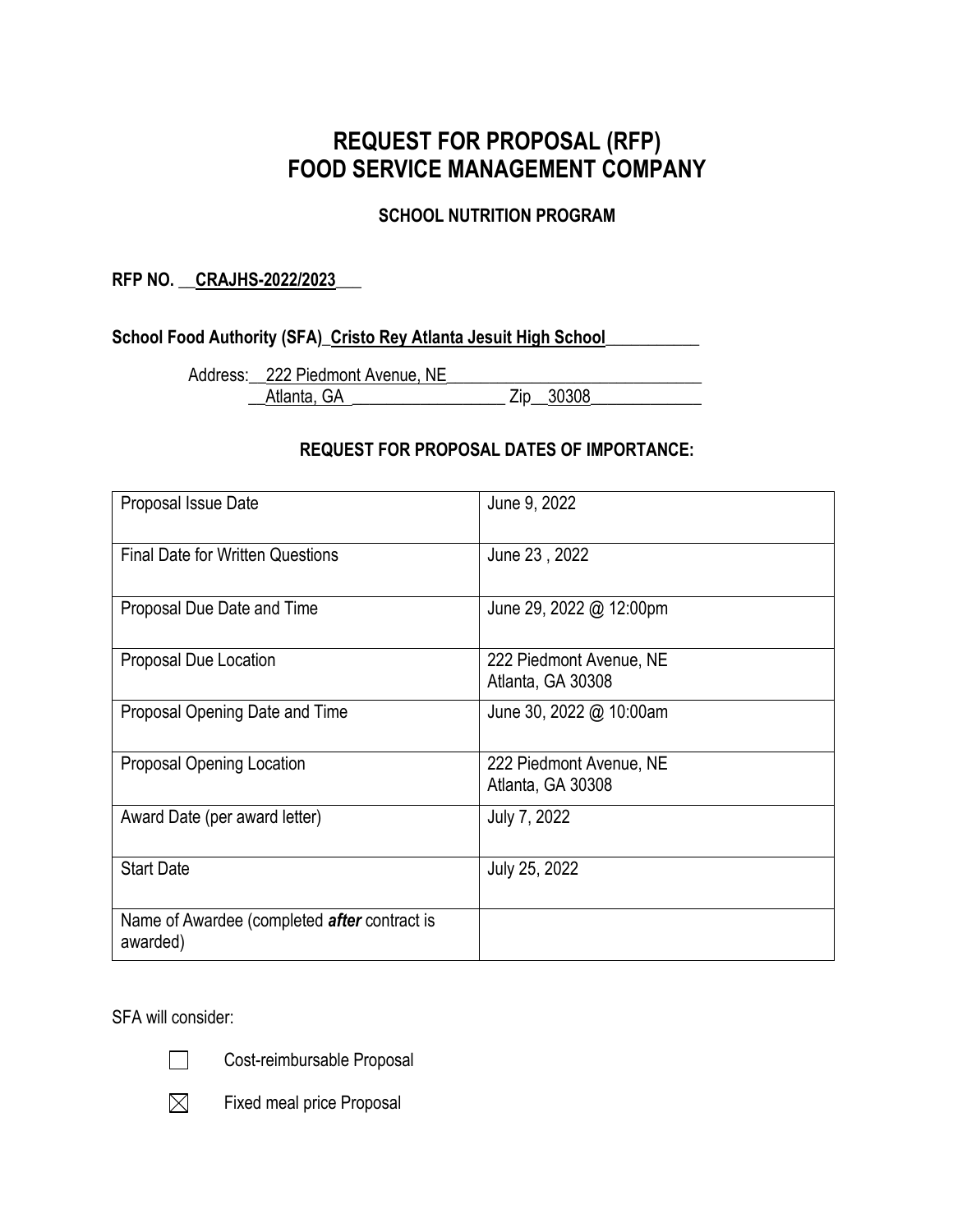# REQUEST FOR PROPOSAL (RFP)
# FOOD SERVICE MANAGEMENT COMPANY

### SCHOOL NUTRITION PROGRAM

**RFP NO. \_\_CRAJHS-2022/2023\_\_\_**

**School Food Authority (SFA)\_Cristo Rey Atlanta Jesuit High School\_\_\_\_\_\_\_\_\_\_\_**

Address:\_\_222 Piedmont Avenue, NE\_\_\_\_\_\_\_\_\_\_\_\_\_\_\_\_\_\_\_\_\_\_\_\_\_\_\_\_\_\_
\_\_Atlanta, GA \_\_\_\_\_\_\_\_\_\_\_\_\_\_\_\_\_\_ Zip\_\_30308\_\_\_\_\_\_\_\_\_\_\_\_\_

### REQUEST FOR PROPOSAL DATES OF IMPORTANCE:

| | |
|---|---|
| Proposal Issue Date | June 9, 2022 |
| Final Date for Written Questions | June 23 , 2022 |
| Proposal Due Date and Time | June 29, 2022 @ 12:00pm |
| Proposal Due Location | 222 Piedmont Avenue, NE<br>Atlanta, GA 30308 |
| Proposal Opening Date and Time | June 30, 2022 @ 10:00am |
| Proposal Opening Location | 222 Piedmont Avenue, NE<br>Atlanta, GA 30308 |
| Award Date (per award letter) | July 7, 2022 |
| Start Date | July 25, 2022 |
| Name of Awardee (completed ***after*** contract is awarded) | |

SFA will consider:

☐ Cost-reimbursable Proposal

☒ Fixed meal price Proposal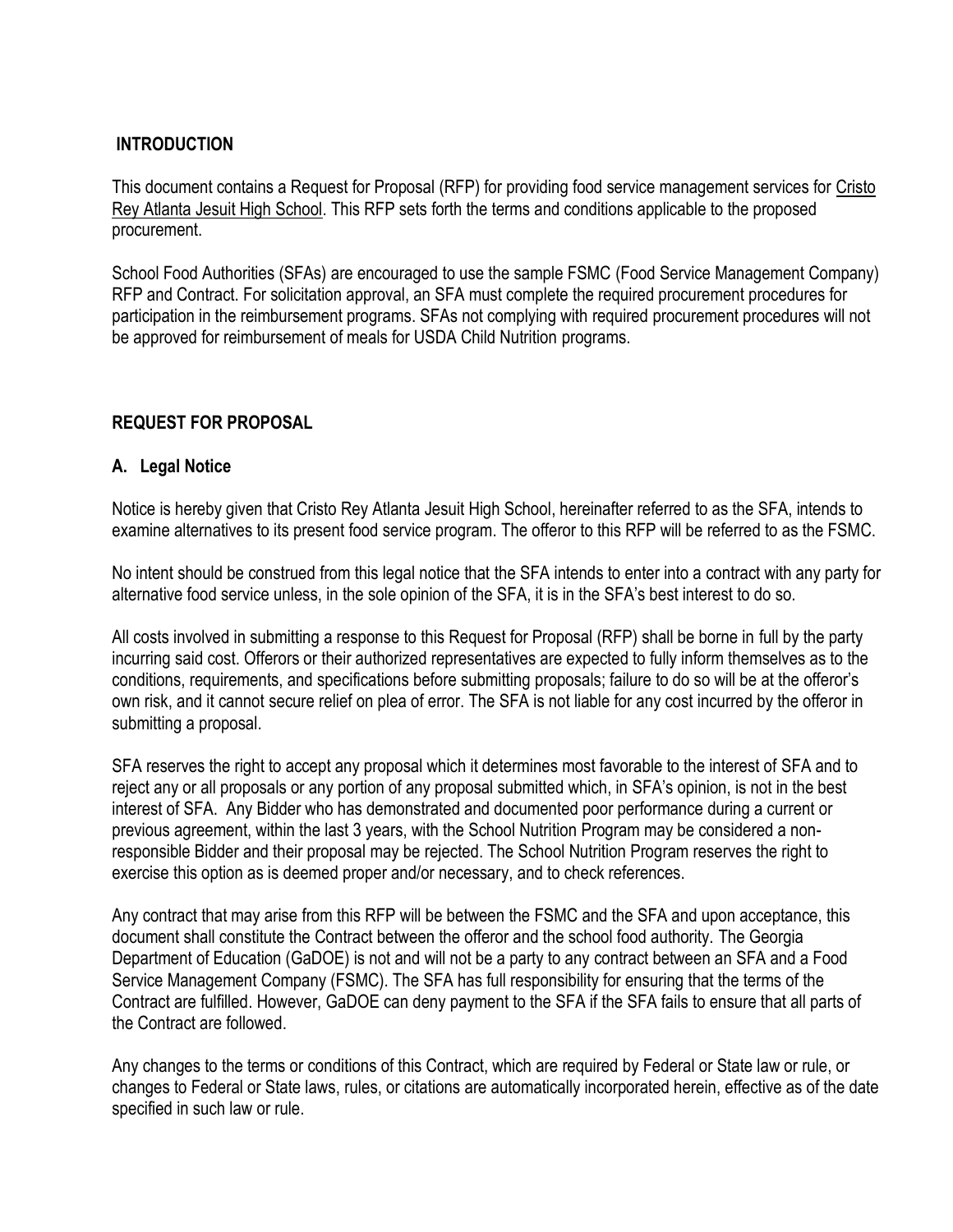## INTRODUCTION

This document contains a Request for Proposal (RFP) for providing food service management services for Cristo Rey Atlanta Jesuit High School. This RFP sets forth the terms and conditions applicable to the proposed procurement.

School Food Authorities (SFAs) are encouraged to use the sample FSMC (Food Service Management Company) RFP and Contract. For solicitation approval, an SFA must complete the required procurement procedures for participation in the reimbursement programs. SFAs not complying with required procurement procedures will not be approved for reimbursement of meals for USDA Child Nutrition programs.

## REQUEST FOR PROPOSAL

### A. Legal Notice

Notice is hereby given that Cristo Rey Atlanta Jesuit High School, hereinafter referred to as the SFA, intends to examine alternatives to its present food service program. The offeror to this RFP will be referred to as the FSMC.

No intent should be construed from this legal notice that the SFA intends to enter into a contract with any party for alternative food service unless, in the sole opinion of the SFA, it is in the SFA's best interest to do so.

All costs involved in submitting a response to this Request for Proposal (RFP) shall be borne in full by the party incurring said cost. Offerors or their authorized representatives are expected to fully inform themselves as to the conditions, requirements, and specifications before submitting proposals; failure to do so will be at the offeror's own risk, and it cannot secure relief on plea of error. The SFA is not liable for any cost incurred by the offeror in submitting a proposal.

SFA reserves the right to accept any proposal which it determines most favorable to the interest of SFA and to reject any or all proposals or any portion of any proposal submitted which, in SFA's opinion, is not in the best interest of SFA. Any Bidder who has demonstrated and documented poor performance during a current or previous agreement, within the last 3 years, with the School Nutrition Program may be considered a non-responsible Bidder and their proposal may be rejected. The School Nutrition Program reserves the right to exercise this option as is deemed proper and/or necessary, and to check references.

Any contract that may arise from this RFP will be between the FSMC and the SFA and upon acceptance, this document shall constitute the Contract between the offeror and the school food authority. The Georgia Department of Education (GaDOE) is not and will not be a party to any contract between an SFA and a Food Service Management Company (FSMC). The SFA has full responsibility for ensuring that the terms of the Contract are fulfilled. However, GaDOE can deny payment to the SFA if the SFA fails to ensure that all parts of the Contract are followed.

Any changes to the terms or conditions of this Contract, which are required by Federal or State law or rule, or changes to Federal or State laws, rules, or citations are automatically incorporated herein, effective as of the date specified in such law or rule.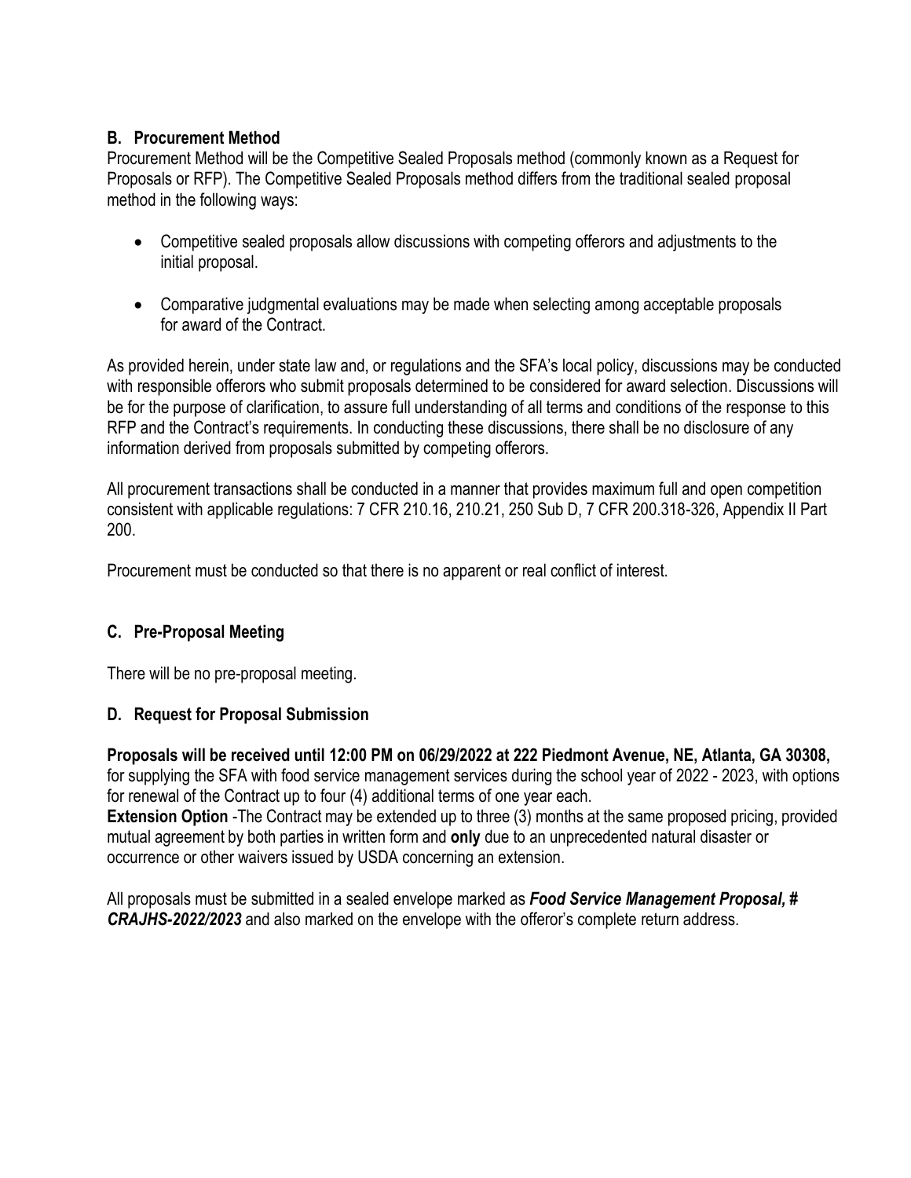### B. Procurement Method

Procurement Method will be the Competitive Sealed Proposals method (commonly known as a Request for Proposals or RFP). The Competitive Sealed Proposals method differs from the traditional sealed proposal method in the following ways:

- Competitive sealed proposals allow discussions with competing offerors and adjustments to the initial proposal.
- Comparative judgmental evaluations may be made when selecting among acceptable proposals for award of the Contract.

As provided herein, under state law and, or regulations and the SFA's local policy, discussions may be conducted with responsible offerors who submit proposals determined to be considered for award selection. Discussions will be for the purpose of clarification, to assure full understanding of all terms and conditions of the response to this RFP and the Contract's requirements. In conducting these discussions, there shall be no disclosure of any information derived from proposals submitted by competing offerors.

All procurement transactions shall be conducted in a manner that provides maximum full and open competition consistent with applicable regulations: 7 CFR 210.16, 210.21, 250 Sub D, 7 CFR 200.318-326, Appendix II Part 200.

Procurement must be conducted so that there is no apparent or real conflict of interest.

### C. Pre-Proposal Meeting

There will be no pre-proposal meeting.

### D. Request for Proposal Submission

**Proposals will be received until 12:00 PM on 06/29/2022 at 222 Piedmont Avenue, NE, Atlanta, GA 30308,** for supplying the SFA with food service management services during the school year of 2022 - 2023, with options for renewal of the Contract up to four (4) additional terms of one year each.

**Extension Option** -The Contract may be extended up to three (3) months at the same proposed pricing, provided mutual agreement by both parties in written form and **only** due to an unprecedented natural disaster or occurrence or other waivers issued by USDA concerning an extension.

All proposals must be submitted in a sealed envelope marked as ***Food Service Management Proposal, # CRAJHS-2022/2023*** and also marked on the envelope with the offeror's complete return address.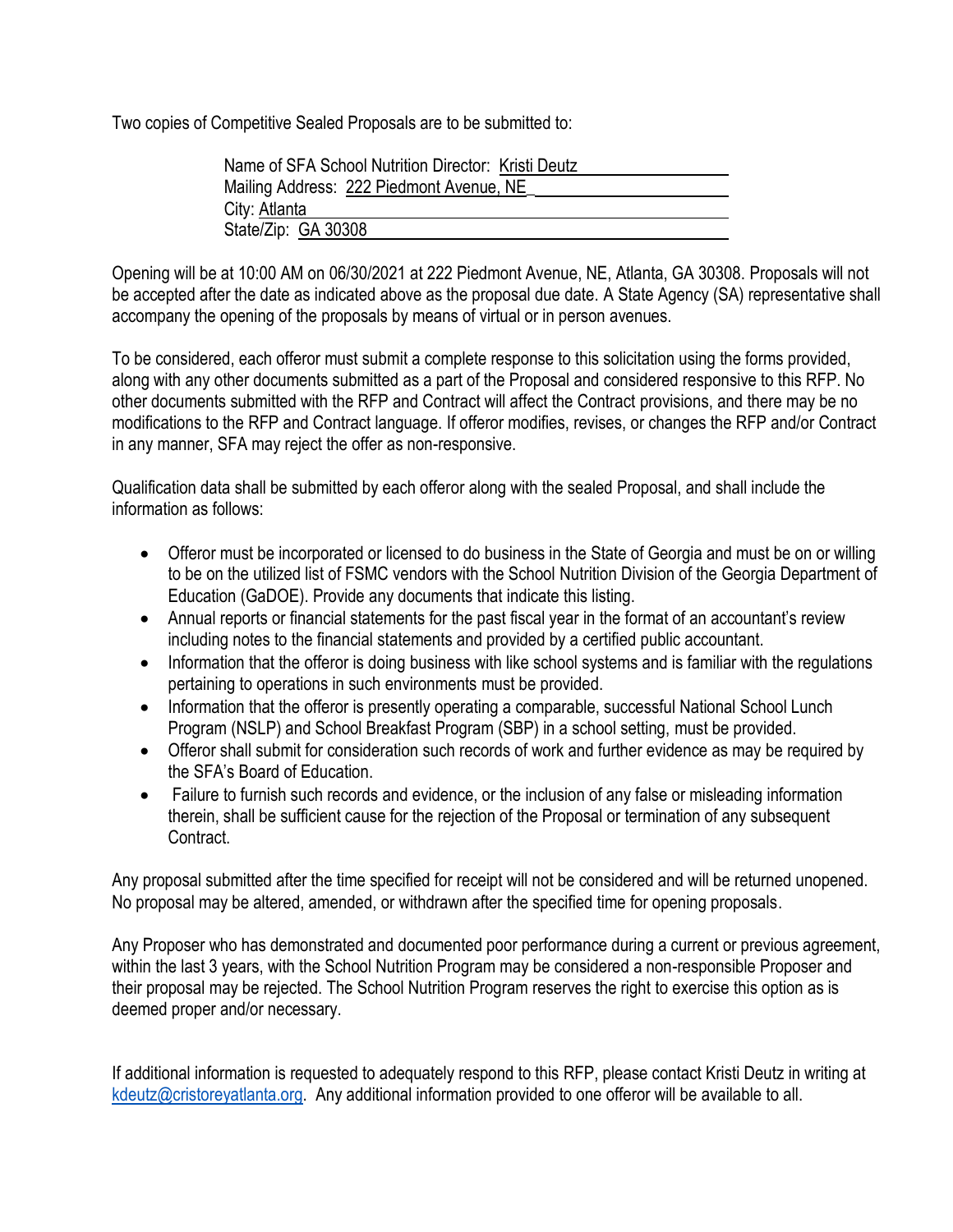Two copies of Competitive Sealed Proposals are to be submitted to:

Name of SFA School Nutrition Director: Kristi Deutz
Mailing Address: 222 Piedmont Avenue, NE
City: Atlanta
State/Zip: GA 30308

Opening will be at 10:00 AM on 06/30/2021 at 222 Piedmont Avenue, NE, Atlanta, GA 30308. Proposals will not be accepted after the date as indicated above as the proposal due date. A State Agency (SA) representative shall accompany the opening of the proposals by means of virtual or in person avenues.

To be considered, each offeror must submit a complete response to this solicitation using the forms provided, along with any other documents submitted as a part of the Proposal and considered responsive to this RFP. No other documents submitted with the RFP and Contract will affect the Contract provisions, and there may be no modifications to the RFP and Contract language. If offeror modifies, revises, or changes the RFP and/or Contract in any manner, SFA may reject the offer as non-responsive.

Qualification data shall be submitted by each offeror along with the sealed Proposal, and shall include the information as follows:

- Offeror must be incorporated or licensed to do business in the State of Georgia and must be on or willing to be on the utilized list of FSMC vendors with the School Nutrition Division of the Georgia Department of Education (GaDOE). Provide any documents that indicate this listing.
- Annual reports or financial statements for the past fiscal year in the format of an accountant's review including notes to the financial statements and provided by a certified public accountant.
- Information that the offeror is doing business with like school systems and is familiar with the regulations pertaining to operations in such environments must be provided.
- Information that the offeror is presently operating a comparable, successful National School Lunch Program (NSLP) and School Breakfast Program (SBP) in a school setting, must be provided.
- Offeror shall submit for consideration such records of work and further evidence as may be required by the SFA's Board of Education.
- Failure to furnish such records and evidence, or the inclusion of any false or misleading information therein, shall be sufficient cause for the rejection of the Proposal or termination of any subsequent Contract.

Any proposal submitted after the time specified for receipt will not be considered and will be returned unopened. No proposal may be altered, amended, or withdrawn after the specified time for opening proposals.

Any Proposer who has demonstrated and documented poor performance during a current or previous agreement, within the last 3 years, with the School Nutrition Program may be considered a non-responsible Proposer and their proposal may be rejected. The School Nutrition Program reserves the right to exercise this option as is deemed proper and/or necessary.

If additional information is requested to adequately respond to this RFP, please contact Kristi Deutz in writing at kdeutz@cristoreyatlanta.org. Any additional information provided to one offeror will be available to all.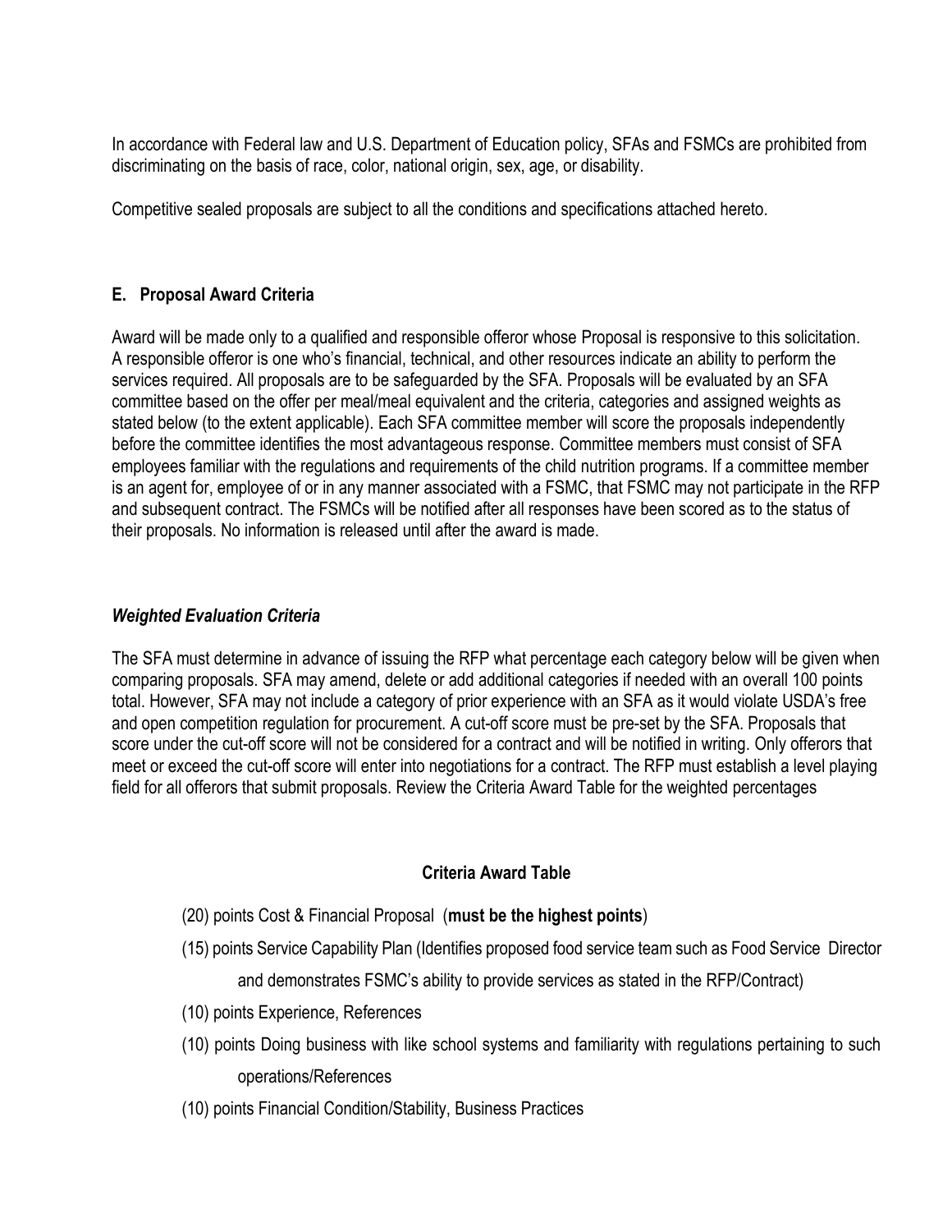In accordance with Federal law and U.S. Department of Education policy, SFAs and FSMCs are prohibited from discriminating on the basis of race, color, national origin, sex, age, or disability.

Competitive sealed proposals are subject to all the conditions and specifications attached hereto.

### E. Proposal Award Criteria

Award will be made only to a qualified and responsible offeror whose Proposal is responsive to this solicitation. A responsible offeror is one who's financial, technical, and other resources indicate an ability to perform the services required. All proposals are to be safeguarded by the SFA. Proposals will be evaluated by an SFA committee based on the offer per meal/meal equivalent and the criteria, categories and assigned weights as stated below (to the extent applicable). Each SFA committee member will score the proposals independently before the committee identifies the most advantageous response. Committee members must consist of SFA employees familiar with the regulations and requirements of the child nutrition programs. If a committee member is an agent for, employee of or in any manner associated with a FSMC, that FSMC may not participate in the RFP and subsequent contract. The FSMCs will be notified after all responses have been scored as to the status of their proposals. No information is released until after the award is made.

#### *Weighted Evaluation Criteria*

The SFA must determine in advance of issuing the RFP what percentage each category below will be given when comparing proposals. SFA may amend, delete or add additional categories if needed with an overall 100 points total. However, SFA may not include a category of prior experience with an SFA as it would violate USDA's free and open competition regulation for procurement. A cut-off score must be pre-set by the SFA. Proposals that score under the cut-off score will not be considered for a contract and will be notified in writing. Only offerors that meet or exceed the cut-off score will enter into negotiations for a contract. The RFP must establish a level playing field for all offerors that submit proposals. Review the Criteria Award Table for the weighted percentages

**Criteria Award Table**

- (20) points Cost & Financial Proposal (**must be the highest points**)
- (15) points Service Capability Plan (Identifies proposed food service team such as Food Service Director and demonstrates FSMC's ability to provide services as stated in the RFP/Contract)
- (10) points Experience, References
- (10) points Doing business with like school systems and familiarity with regulations pertaining to such operations/References
- (10) points Financial Condition/Stability, Business Practices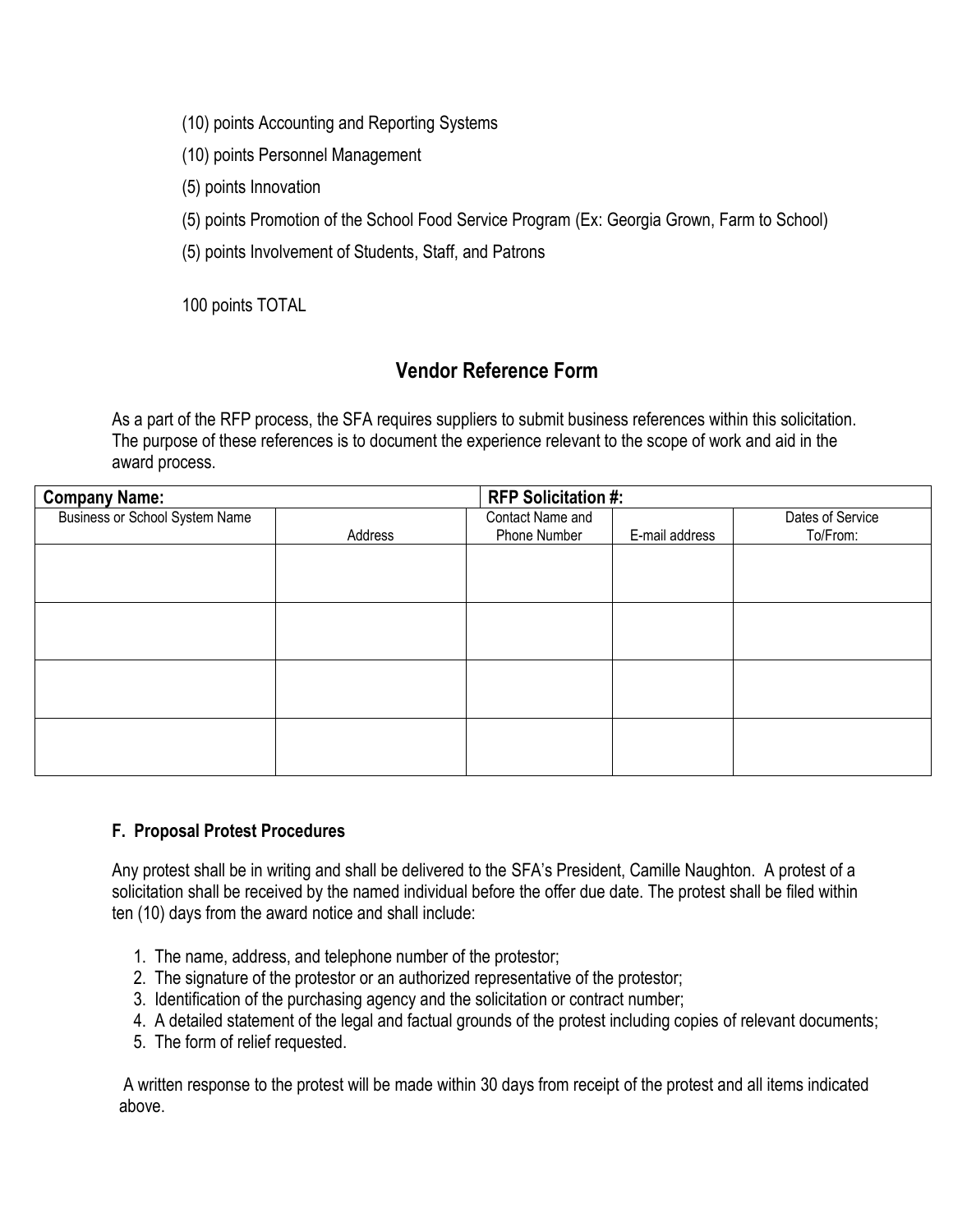(10) points Accounting and Reporting Systems

(10) points Personnel Management

(5) points Innovation

(5) points Promotion of the School Food Service Program (Ex: Georgia Grown, Farm to School)

(5) points Involvement of Students, Staff, and Patrons

100 points TOTAL

## Vendor Reference Form

As a part of the RFP process, the SFA requires suppliers to submit business references within this solicitation. The purpose of these references is to document the experience relevant to the scope of work and aid in the award process.

| **Company Name:** | | **RFP Solicitation #:** | | |
|---|---|---|---|---|
| Business or School System Name | Address | Contact Name and Phone Number | E-mail address | Dates of Service To/From: |
| | | | | |
| | | | | |
| | | | | |
| | | | | |

### F. Proposal Protest Procedures

Any protest shall be in writing and shall be delivered to the SFA's President, Camille Naughton. A protest of a solicitation shall be received by the named individual before the offer due date. The protest shall be filed within ten (10) days from the award notice and shall include:

1. The name, address, and telephone number of the protestor;
2. The signature of the protestor or an authorized representative of the protestor;
3. Identification of the purchasing agency and the solicitation or contract number;
4. A detailed statement of the legal and factual grounds of the protest including copies of relevant documents;
5. The form of relief requested.

A written response to the protest will be made within 30 days from receipt of the protest and all items indicated above.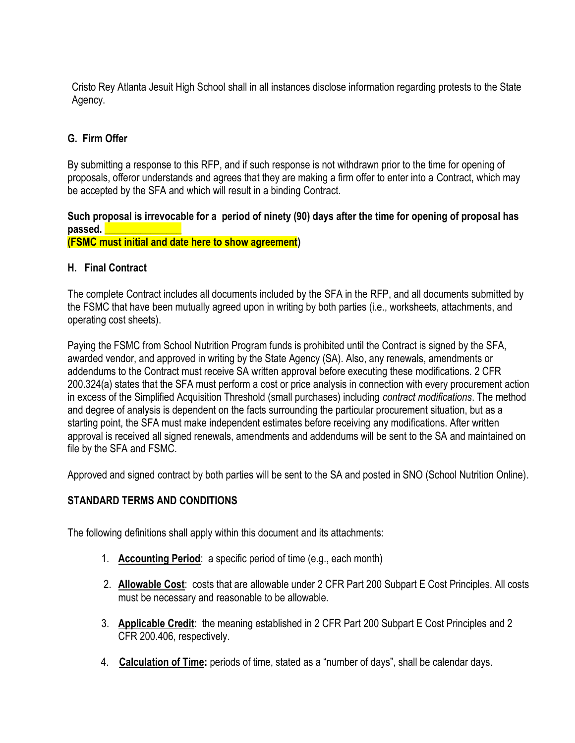Cristo Rey Atlanta Jesuit High School shall in all instances disclose information regarding protests to the State Agency.

### G. Firm Offer

By submitting a response to this RFP, and if such response is not withdrawn prior to the time for opening of proposals, offeror understands and agrees that they are making a firm offer to enter into a Contract, which may be accepted by the SFA and which will result in a binding Contract.

**Such proposal is irrevocable for a period of ninety (90) days after the time for opening of proposal has passed. _______________**
**(FSMC must initial and date here to show agreement)**

### H. Final Contract

The complete Contract includes all documents included by the SFA in the RFP, and all documents submitted by the FSMC that have been mutually agreed upon in writing by both parties (i.e., worksheets, attachments, and operating cost sheets).

Paying the FSMC from School Nutrition Program funds is prohibited until the Contract is signed by the SFA, awarded vendor, and approved in writing by the State Agency (SA). Also, any renewals, amendments or addendums to the Contract must receive SA written approval before executing these modifications. 2 CFR 200.324(a) states that the SFA must perform a cost or price analysis in connection with every procurement action in excess of the Simplified Acquisition Threshold (small purchases) including *contract modifications*. The method and degree of analysis is dependent on the facts surrounding the particular procurement situation, but as a starting point, the SFA must make independent estimates before receiving any modifications. After written approval is received all signed renewals, amendments and addendums will be sent to the SA and maintained on file by the SFA and FSMC.

Approved and signed contract by both parties will be sent to the SA and posted in SNO (School Nutrition Online).

### STANDARD TERMS AND CONDITIONS

The following definitions shall apply within this document and its attachments:

1. **Accounting Period**: a specific period of time (e.g., each month)
2. **Allowable Cost**: costs that are allowable under 2 CFR Part 200 Subpart E Cost Principles. All costs must be necessary and reasonable to be allowable.
3. **Applicable Credit**: the meaning established in 2 CFR Part 200 Subpart E Cost Principles and 2 CFR 200.406, respectively.
4. **Calculation of Time:** periods of time, stated as a "number of days", shall be calendar days.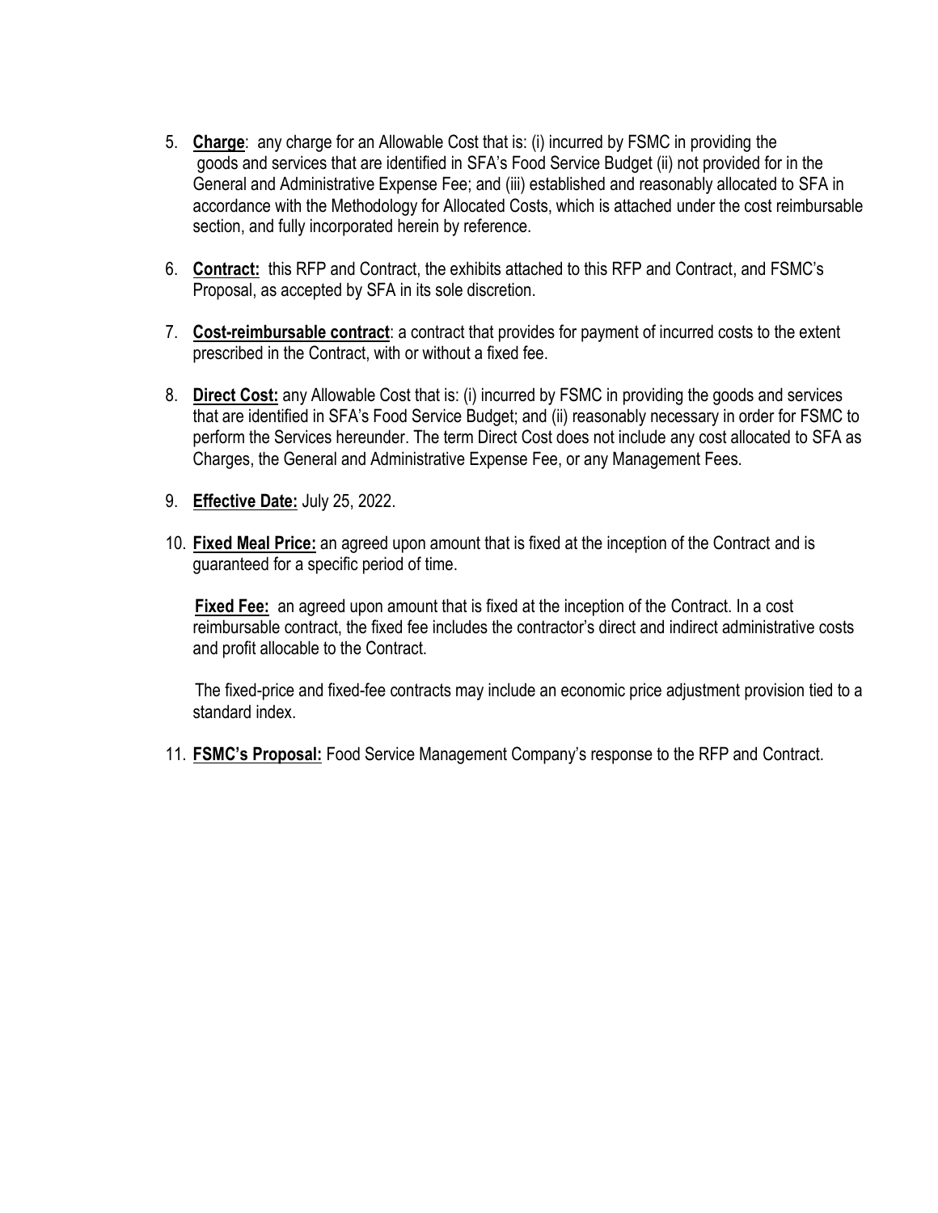5. **Charge**: any charge for an Allowable Cost that is: (i) incurred by FSMC in providing the goods and services that are identified in SFA's Food Service Budget (ii) not provided for in the General and Administrative Expense Fee; and (iii) established and reasonably allocated to SFA in accordance with the Methodology for Allocated Costs, which is attached under the cost reimbursable section, and fully incorporated herein by reference.

6. **Contract:** this RFP and Contract, the exhibits attached to this RFP and Contract, and FSMC's Proposal, as accepted by SFA in its sole discretion.

7. **Cost-reimbursable contract**: a contract that provides for payment of incurred costs to the extent prescribed in the Contract, with or without a fixed fee.

8. **Direct Cost:** any Allowable Cost that is: (i) incurred by FSMC in providing the goods and services that are identified in SFA's Food Service Budget; and (ii) reasonably necessary in order for FSMC to perform the Services hereunder. The term Direct Cost does not include any cost allocated to SFA as Charges, the General and Administrative Expense Fee, or any Management Fees.

9. **Effective Date:** July 25, 2022.

10. **Fixed Meal Price:** an agreed upon amount that is fixed at the inception of the Contract and is guaranteed for a specific period of time.

    **Fixed Fee:** an agreed upon amount that is fixed at the inception of the Contract. In a cost reimbursable contract, the fixed fee includes the contractor's direct and indirect administrative costs and profit allocable to the Contract.

    The fixed-price and fixed-fee contracts may include an economic price adjustment provision tied to a standard index.

11. **FSMC's Proposal:** Food Service Management Company's response to the RFP and Contract.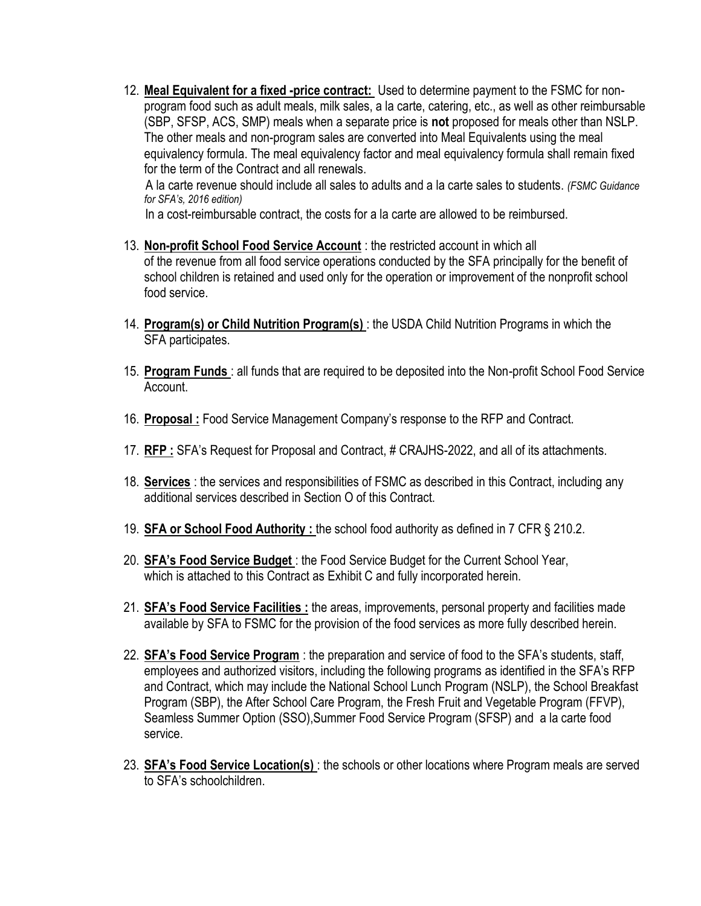12. **Meal Equivalent for a fixed -price contract:** Used to determine payment to the FSMC for non-program food such as adult meals, milk sales, a la carte, catering, etc., as well as other reimbursable (SBP, SFSP, ACS, SMP) meals when a separate price is **not** proposed for meals other than NSLP. The other meals and non-program sales are converted into Meal Equivalents using the meal equivalency formula. The meal equivalency factor and meal equivalency formula shall remain fixed for the term of the Contract and all renewals.

    A la carte revenue should include all sales to adults and a la carte sales to students. *(FSMC Guidance for SFA's, 2016 edition)*

    In a cost-reimbursable contract, the costs for a la carte are allowed to be reimbursed.

13. **Non-profit School Food Service Account** : the restricted account in which all of the revenue from all food service operations conducted by the SFA principally for the benefit of school children is retained and used only for the operation or improvement of the nonprofit school food service.

14. **Program(s) or Child Nutrition Program(s)** : the USDA Child Nutrition Programs in which the SFA participates.

15. **Program Funds** : all funds that are required to be deposited into the Non-profit School Food Service Account.

16. **Proposal :** Food Service Management Company's response to the RFP and Contract.

17. **RFP :** SFA's Request for Proposal and Contract, # CRAJHS-2022, and all of its attachments.

18. **Services** : the services and responsibilities of FSMC as described in this Contract, including any additional services described in Section O of this Contract.

19. **SFA or School Food Authority :** the school food authority as defined in 7 CFR § 210.2.

20. **SFA's Food Service Budget** : the Food Service Budget for the Current School Year, which is attached to this Contract as Exhibit C and fully incorporated herein.

21. **SFA's Food Service Facilities :** the areas, improvements, personal property and facilities made available by SFA to FSMC for the provision of the food services as more fully described herein.

22. **SFA's Food Service Program** : the preparation and service of food to the SFA's students, staff, employees and authorized visitors, including the following programs as identified in the SFA's RFP and Contract, which may include the National School Lunch Program (NSLP), the School Breakfast Program (SBP), the After School Care Program, the Fresh Fruit and Vegetable Program (FFVP), Seamless Summer Option (SSO),Summer Food Service Program (SFSP) and a la carte food service.

23. **SFA's Food Service Location(s)** : the schools or other locations where Program meals are served to SFA's schoolchildren.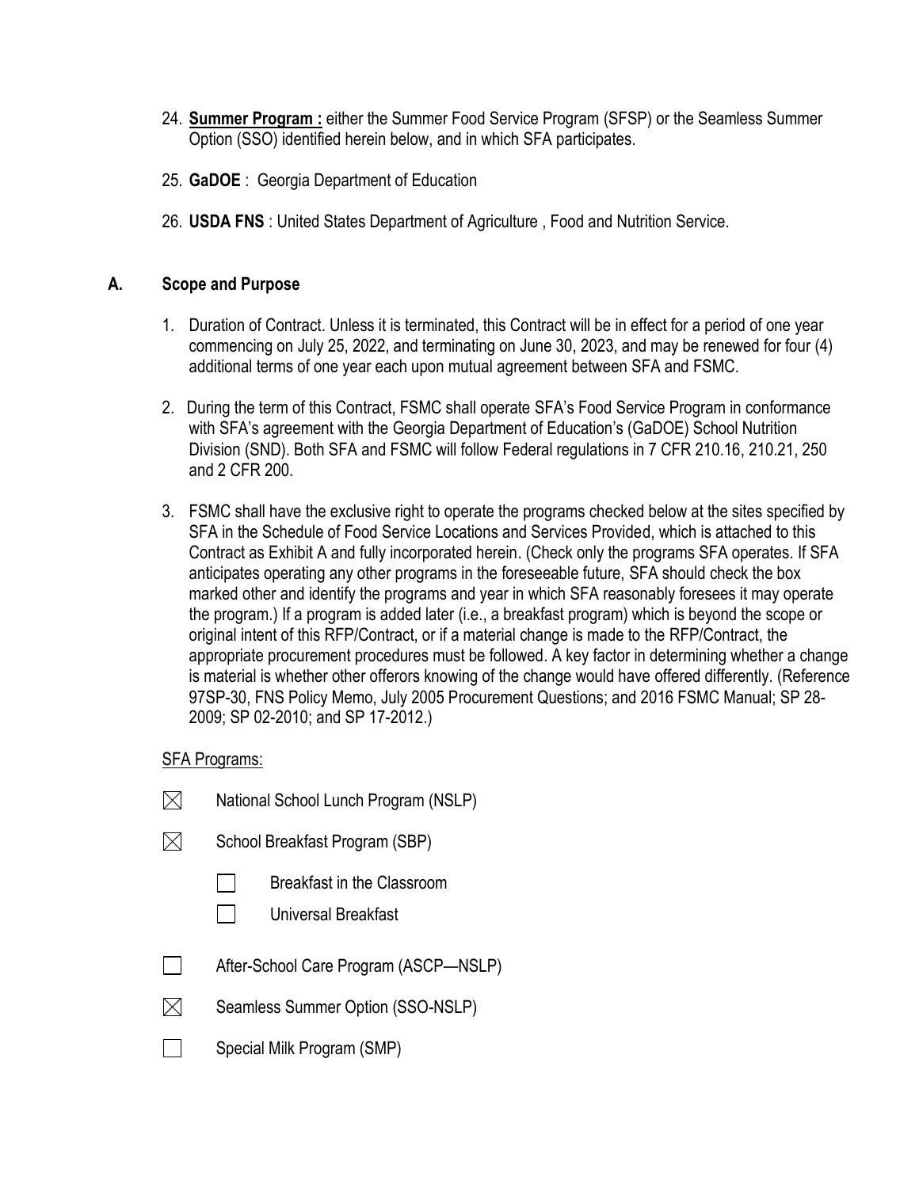24. **Summer Program :** either the Summer Food Service Program (SFSP) or the Seamless Summer Option (SSO) identified herein below, and in which SFA participates.

25. **GaDOE** : Georgia Department of Education

26. **USDA FNS** : United States Department of Agriculture , Food and Nutrition Service.

## A. Scope and Purpose

1. Duration of Contract. Unless it is terminated, this Contract will be in effect for a period of one year commencing on July 25, 2022, and terminating on June 30, 2023, and may be renewed for four (4) additional terms of one year each upon mutual agreement between SFA and FSMC.

2. During the term of this Contract, FSMC shall operate SFA's Food Service Program in conformance with SFA's agreement with the Georgia Department of Education's (GaDOE) School Nutrition Division (SND). Both SFA and FSMC will follow Federal regulations in 7 CFR 210.16, 210.21, 250 and 2 CFR 200.

3. FSMC shall have the exclusive right to operate the programs checked below at the sites specified by SFA in the Schedule of Food Service Locations and Services Provided, which is attached to this Contract as Exhibit A and fully incorporated herein. (Check only the programs SFA operates. If SFA anticipates operating any other programs in the foreseeable future, SFA should check the box marked other and identify the programs and year in which SFA reasonably foresees it may operate the program.) If a program is added later (i.e., a breakfast program) which is beyond the scope or original intent of this RFP/Contract, or if a material change is made to the RFP/Contract, the appropriate procurement procedures must be followed. A key factor in determining whether a change is material is whether other offerors knowing of the change would have offered differently. (Reference 97SP-30, FNS Policy Memo, July 2005 Procurement Questions; and 2016 FSMC Manual; SP 28-2009; SP 02-2010; and SP 17-2012.)

SFA Programs:

- ☒ National School Lunch Program (NSLP)
- ☒ School Breakfast Program (SBP)
  - ☐ Breakfast in the Classroom
  - ☐ Universal Breakfast
- ☐ After-School Care Program (ASCP—NSLP)
- ☒ Seamless Summer Option (SSO-NSLP)
- ☐ Special Milk Program (SMP)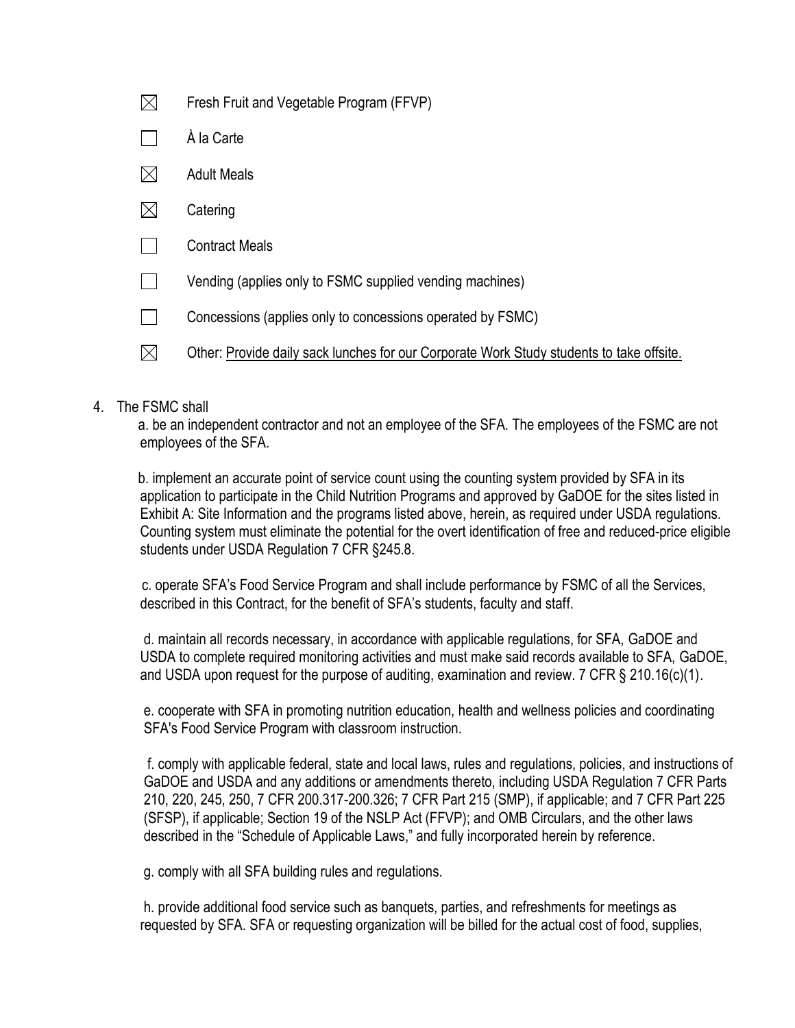- ☒ Fresh Fruit and Vegetable Program (FFVP)
- ☐ À la Carte
- ☒ Adult Meals
- ☒ Catering
- ☐ Contract Meals
- ☐ Vending (applies only to FSMC supplied vending machines)
- ☐ Concessions (applies only to concessions operated by FSMC)
- ☒ Other: Provide daily sack lunches for our Corporate Work Study students to take offsite.

4. The FSMC shall

   a. be an independent contractor and not an employee of the SFA. The employees of the FSMC are not employees of the SFA.

   b. implement an accurate point of service count using the counting system provided by SFA in its application to participate in the Child Nutrition Programs and approved by GaDOE for the sites listed in Exhibit A: Site Information and the programs listed above, herein, as required under USDA regulations. Counting system must eliminate the potential for the overt identification of free and reduced-price eligible students under USDA Regulation 7 CFR §245.8.

   c. operate SFA's Food Service Program and shall include performance by FSMC of all the Services, described in this Contract, for the benefit of SFA's students, faculty and staff.

   d. maintain all records necessary, in accordance with applicable regulations, for SFA, GaDOE and USDA to complete required monitoring activities and must make said records available to SFA, GaDOE, and USDA upon request for the purpose of auditing, examination and review. 7 CFR § 210.16(c)(1).

   e. cooperate with SFA in promoting nutrition education, health and wellness policies and coordinating SFA's Food Service Program with classroom instruction.

   f. comply with applicable federal, state and local laws, rules and regulations, policies, and instructions of GaDOE and USDA and any additions or amendments thereto, including USDA Regulation 7 CFR Parts 210, 220, 245, 250, 7 CFR 200.317-200.326; 7 CFR Part 215 (SMP), if applicable; and 7 CFR Part 225 (SFSP), if applicable; Section 19 of the NSLP Act (FFVP); and OMB Circulars, and the other laws described in the "Schedule of Applicable Laws," and fully incorporated herein by reference.

   g. comply with all SFA building rules and regulations.

   h. provide additional food service such as banquets, parties, and refreshments for meetings as requested by SFA. SFA or requesting organization will be billed for the actual cost of food, supplies,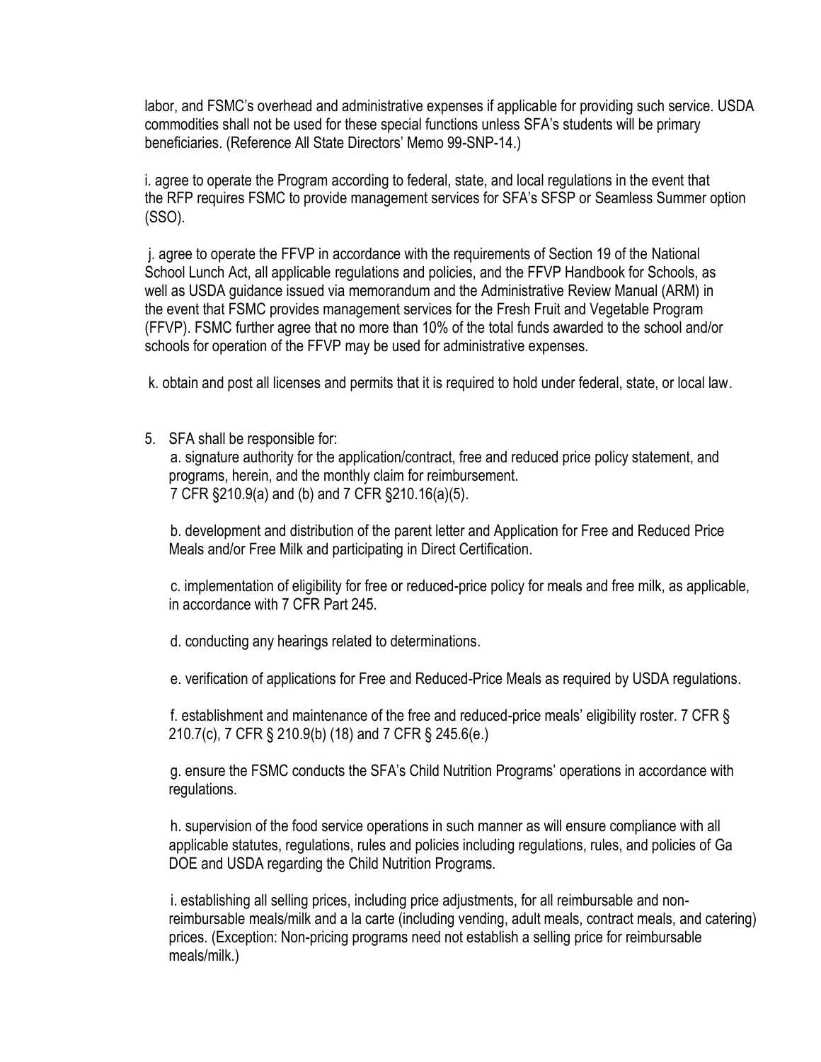labor, and FSMC's overhead and administrative expenses if applicable for providing such service. USDA commodities shall not be used for these special functions unless SFA's students will be primary beneficiaries. (Reference All State Directors' Memo 99-SNP-14.)

i. agree to operate the Program according to federal, state, and local regulations in the event that the RFP requires FSMC to provide management services for SFA's SFSP or Seamless Summer option (SSO).

j. agree to operate the FFVP in accordance with the requirements of Section 19 of the National School Lunch Act, all applicable regulations and policies, and the FFVP Handbook for Schools, as well as USDA guidance issued via memorandum and the Administrative Review Manual (ARM) in the event that FSMC provides management services for the Fresh Fruit and Vegetable Program (FFVP). FSMC further agree that no more than 10% of the total funds awarded to the school and/or schools for operation of the FFVP may be used for administrative expenses.

k. obtain and post all licenses and permits that it is required to hold under federal, state, or local law.

5. SFA shall be responsible for:

   a. signature authority for the application/contract, free and reduced price policy statement, and programs, herein, and the monthly claim for reimbursement. 7 CFR §210.9(a) and (b) and 7 CFR §210.16(a)(5).

   b. development and distribution of the parent letter and Application for Free and Reduced Price Meals and/or Free Milk and participating in Direct Certification.

   c. implementation of eligibility for free or reduced-price policy for meals and free milk, as applicable, in accordance with 7 CFR Part 245.

   d. conducting any hearings related to determinations.

   e. verification of applications for Free and Reduced-Price Meals as required by USDA regulations.

   f. establishment and maintenance of the free and reduced-price meals' eligibility roster. 7 CFR § 210.7(c), 7 CFR § 210.9(b) (18) and 7 CFR § 245.6(e.)

   g. ensure the FSMC conducts the SFA's Child Nutrition Programs' operations in accordance with regulations.

   h. supervision of the food service operations in such manner as will ensure compliance with all applicable statutes, regulations, rules and policies including regulations, rules, and policies of Ga DOE and USDA regarding the Child Nutrition Programs.

   i. establishing all selling prices, including price adjustments, for all reimbursable and non-reimbursable meals/milk and a la carte (including vending, adult meals, contract meals, and catering) prices. (Exception: Non-pricing programs need not establish a selling price for reimbursable meals/milk.)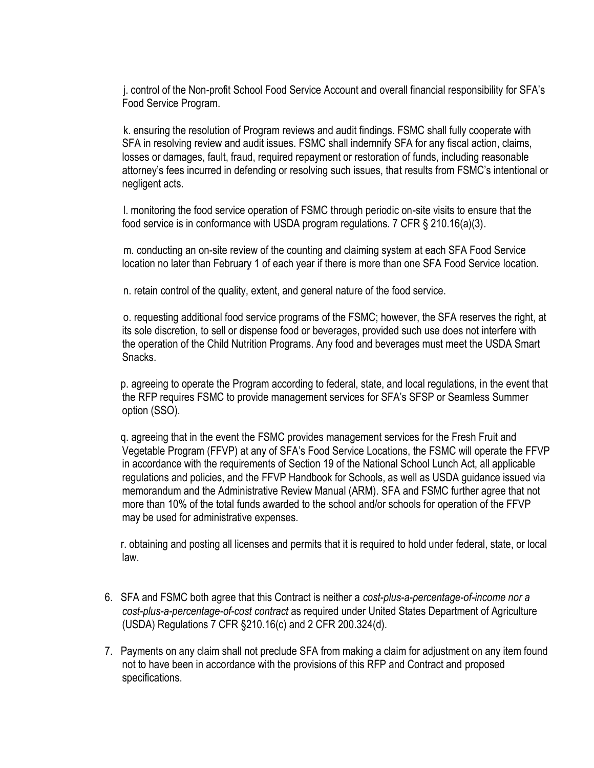j. control of the Non-profit School Food Service Account and overall financial responsibility for SFA's Food Service Program.

k. ensuring the resolution of Program reviews and audit findings. FSMC shall fully cooperate with SFA in resolving review and audit issues. FSMC shall indemnify SFA for any fiscal action, claims, losses or damages, fault, fraud, required repayment or restoration of funds, including reasonable attorney's fees incurred in defending or resolving such issues, that results from FSMC's intentional or negligent acts.

l. monitoring the food service operation of FSMC through periodic on-site visits to ensure that the food service is in conformance with USDA program regulations. 7 CFR § 210.16(a)(3).

m. conducting an on-site review of the counting and claiming system at each SFA Food Service location no later than February 1 of each year if there is more than one SFA Food Service location.

n. retain control of the quality, extent, and general nature of the food service.

o. requesting additional food service programs of the FSMC; however, the SFA reserves the right, at its sole discretion, to sell or dispense food or beverages, provided such use does not interfere with the operation of the Child Nutrition Programs. Any food and beverages must meet the USDA Smart Snacks.

p. agreeing to operate the Program according to federal, state, and local regulations, in the event that the RFP requires FSMC to provide management services for SFA's SFSP or Seamless Summer option (SSO).

q. agreeing that in the event the FSMC provides management services for the Fresh Fruit and Vegetable Program (FFVP) at any of SFA's Food Service Locations, the FSMC will operate the FFVP in accordance with the requirements of Section 19 of the National School Lunch Act, all applicable regulations and policies, and the FFVP Handbook for Schools, as well as USDA guidance issued via memorandum and the Administrative Review Manual (ARM). SFA and FSMC further agree that not more than 10% of the total funds awarded to the school and/or schools for operation of the FFVP may be used for administrative expenses.

r. obtaining and posting all licenses and permits that it is required to hold under federal, state, or local law.

6. SFA and FSMC both agree that this Contract is neither a *cost-plus-a-percentage-of-income nor a cost-plus-a-percentage-of-cost contract* as required under United States Department of Agriculture (USDA) Regulations 7 CFR §210.16(c) and 2 CFR 200.324(d).

7. Payments on any claim shall not preclude SFA from making a claim for adjustment on any item found not to have been in accordance with the provisions of this RFP and Contract and proposed specifications.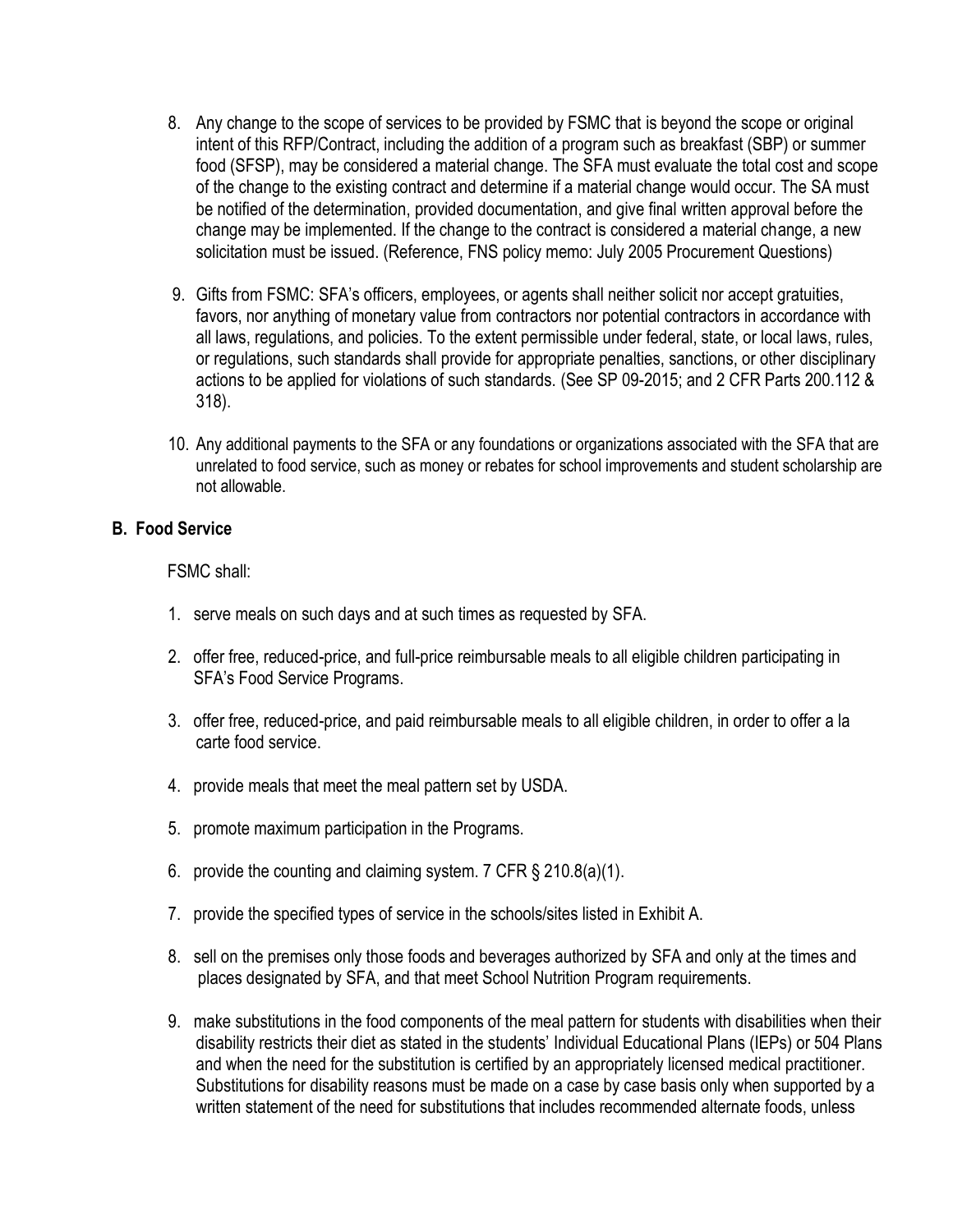8. Any change to the scope of services to be provided by FSMC that is beyond the scope or original intent of this RFP/Contract, including the addition of a program such as breakfast (SBP) or summer food (SFSP), may be considered a material change. The SFA must evaluate the total cost and scope of the change to the existing contract and determine if a material change would occur. The SA must be notified of the determination, provided documentation, and give final written approval before the change may be implemented. If the change to the contract is considered a material change, a new solicitation must be issued. (Reference, FNS policy memo: July 2005 Procurement Questions)

9. Gifts from FSMC: SFA's officers, employees, or agents shall neither solicit nor accept gratuities, favors, nor anything of monetary value from contractors nor potential contractors in accordance with all laws, regulations, and policies. To the extent permissible under federal, state, or local laws, rules, or regulations, such standards shall provide for appropriate penalties, sanctions, or other disciplinary actions to be applied for violations of such standards. (See SP 09-2015; and 2 CFR Parts 200.112 & 318).

10. Any additional payments to the SFA or any foundations or organizations associated with the SFA that are unrelated to food service, such as money or rebates for school improvements and student scholarship are not allowable.

## B. Food Service

FSMC shall:

1. serve meals on such days and at such times as requested by SFA.

2. offer free, reduced-price, and full-price reimbursable meals to all eligible children participating in SFA's Food Service Programs.

3. offer free, reduced-price, and paid reimbursable meals to all eligible children, in order to offer a la carte food service.

4. provide meals that meet the meal pattern set by USDA.

5. promote maximum participation in the Programs.

6. provide the counting and claiming system. 7 CFR § 210.8(a)(1).

7. provide the specified types of service in the schools/sites listed in Exhibit A.

8. sell on the premises only those foods and beverages authorized by SFA and only at the times and places designated by SFA, and that meet School Nutrition Program requirements.

9. make substitutions in the food components of the meal pattern for students with disabilities when their disability restricts their diet as stated in the students' Individual Educational Plans (IEPs) or 504 Plans and when the need for the substitution is certified by an appropriately licensed medical practitioner. Substitutions for disability reasons must be made on a case by case basis only when supported by a written statement of the need for substitutions that includes recommended alternate foods, unless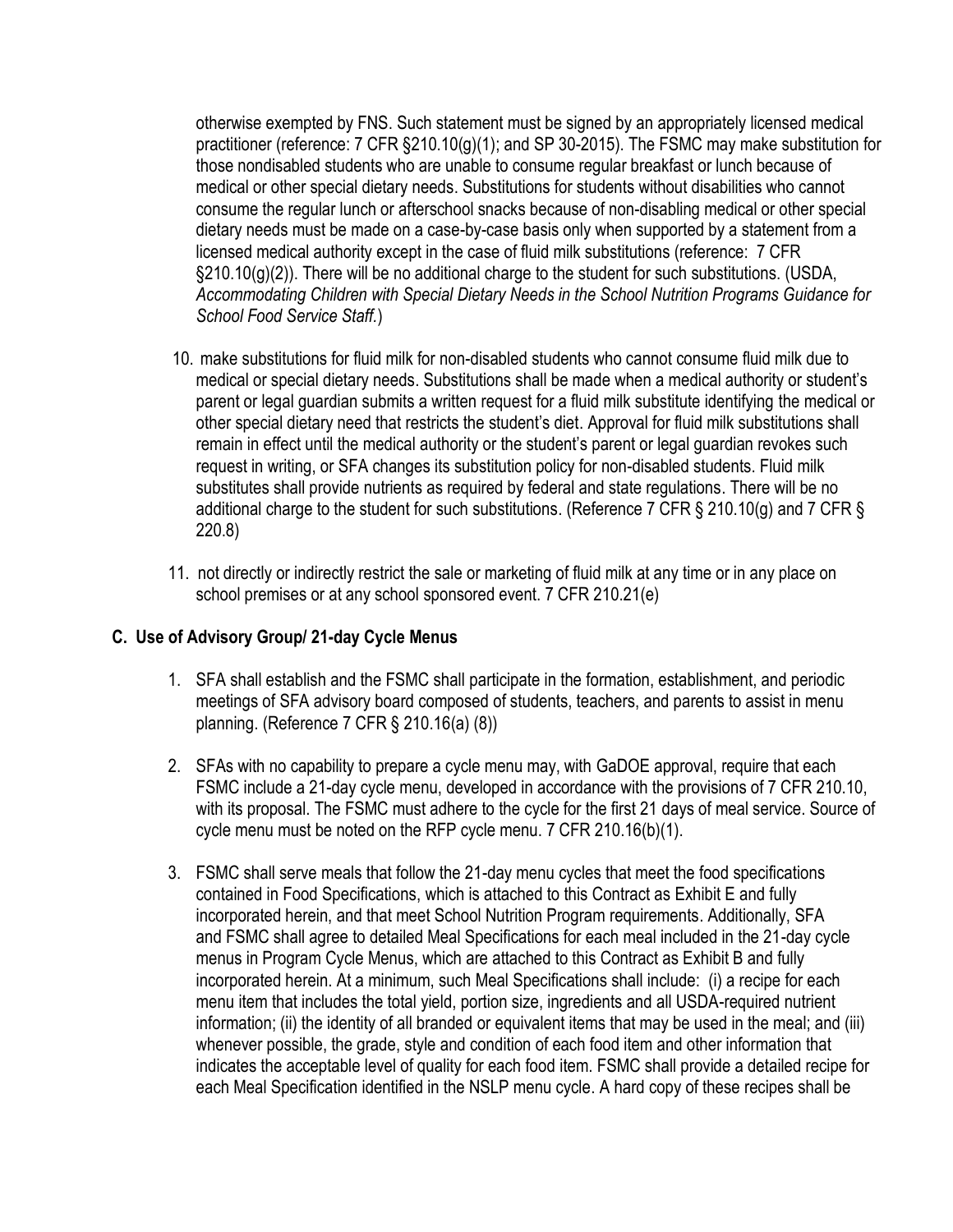otherwise exempted by FNS. Such statement must be signed by an appropriately licensed medical practitioner (reference: 7 CFR §210.10(g)(1); and SP 30-2015). The FSMC may make substitution for those nondisabled students who are unable to consume regular breakfast or lunch because of medical or other special dietary needs. Substitutions for students without disabilities who cannot consume the regular lunch or afterschool snacks because of non-disabling medical or other special dietary needs must be made on a case-by-case basis only when supported by a statement from a licensed medical authority except in the case of fluid milk substitutions (reference: 7 CFR §210.10(g)(2)). There will be no additional charge to the student for such substitutions. (USDA, *Accommodating Children with Special Dietary Needs in the School Nutrition Programs Guidance for School Food Service Staff.*)

10. make substitutions for fluid milk for non-disabled students who cannot consume fluid milk due to medical or special dietary needs. Substitutions shall be made when a medical authority or student's parent or legal guardian submits a written request for a fluid milk substitute identifying the medical or other special dietary need that restricts the student's diet. Approval for fluid milk substitutions shall remain in effect until the medical authority or the student's parent or legal guardian revokes such request in writing, or SFA changes its substitution policy for non-disabled students. Fluid milk substitutes shall provide nutrients as required by federal and state regulations. There will be no additional charge to the student for such substitutions. (Reference 7 CFR § 210.10(g) and 7 CFR § 220.8)

11. not directly or indirectly restrict the sale or marketing of fluid milk at any time or in any place on school premises or at any school sponsored event. 7 CFR 210.21(e)

### C. Use of Advisory Group/ 21-day Cycle Menus

1. SFA shall establish and the FSMC shall participate in the formation, establishment, and periodic meetings of SFA advisory board composed of students, teachers, and parents to assist in menu planning. (Reference 7 CFR § 210.16(a) (8))

2. SFAs with no capability to prepare a cycle menu may, with GaDOE approval, require that each FSMC include a 21-day cycle menu, developed in accordance with the provisions of 7 CFR 210.10, with its proposal. The FSMC must adhere to the cycle for the first 21 days of meal service. Source of cycle menu must be noted on the RFP cycle menu. 7 CFR 210.16(b)(1).

3. FSMC shall serve meals that follow the 21-day menu cycles that meet the food specifications contained in Food Specifications, which is attached to this Contract as Exhibit E and fully incorporated herein, and that meet School Nutrition Program requirements. Additionally, SFA and FSMC shall agree to detailed Meal Specifications for each meal included in the 21-day cycle menus in Program Cycle Menus, which are attached to this Contract as Exhibit B and fully incorporated herein. At a minimum, such Meal Specifications shall include: (i) a recipe for each menu item that includes the total yield, portion size, ingredients and all USDA-required nutrient information; (ii) the identity of all branded or equivalent items that may be used in the meal; and (iii) whenever possible, the grade, style and condition of each food item and other information that indicates the acceptable level of quality for each food item. FSMC shall provide a detailed recipe for each Meal Specification identified in the NSLP menu cycle. A hard copy of these recipes shall be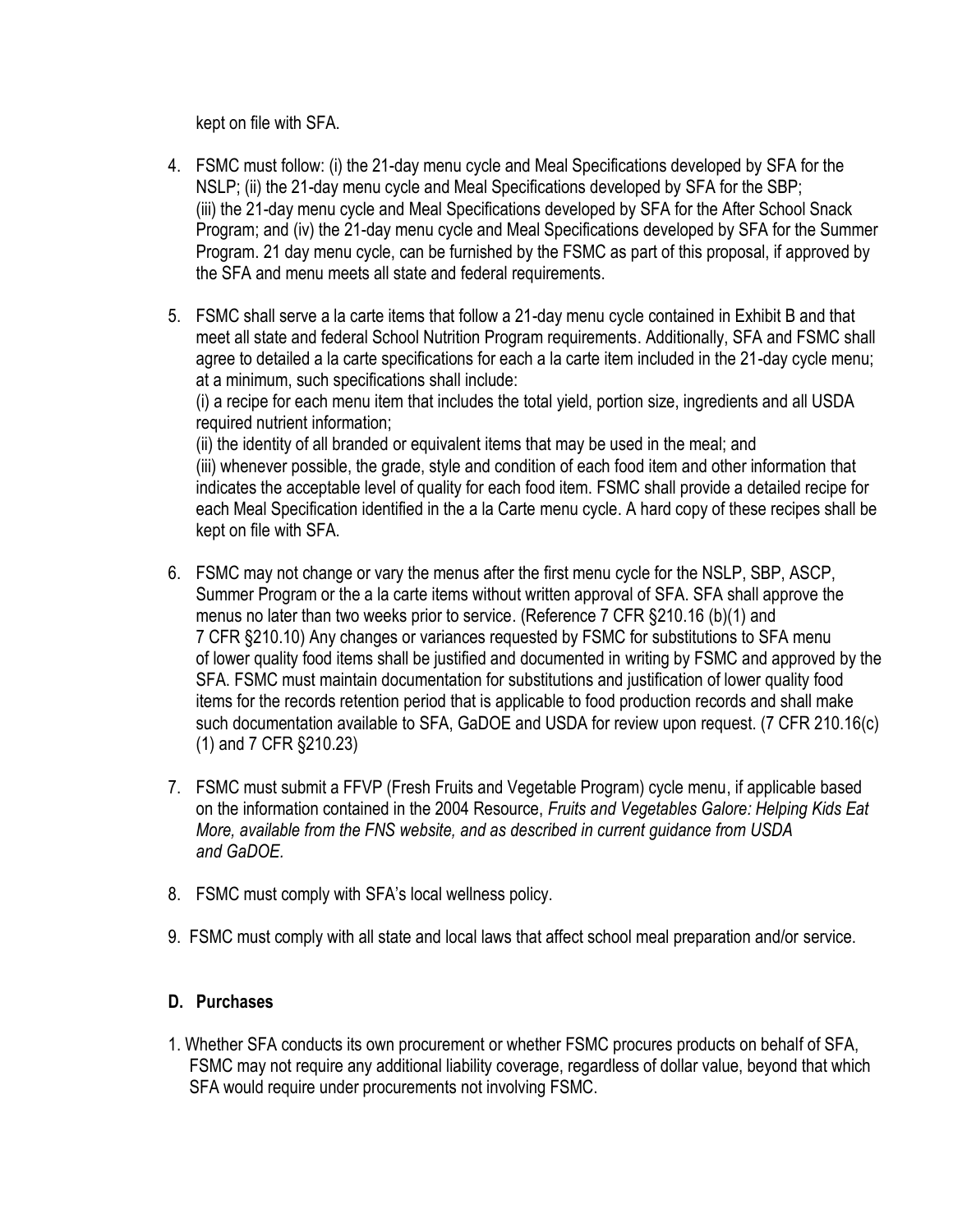kept on file with SFA.

4. FSMC must follow: (i) the 21-day menu cycle and Meal Specifications developed by SFA for the NSLP; (ii) the 21-day menu cycle and Meal Specifications developed by SFA for the SBP; (iii) the 21-day menu cycle and Meal Specifications developed by SFA for the After School Snack Program; and (iv) the 21-day menu cycle and Meal Specifications developed by SFA for the Summer Program. 21 day menu cycle, can be furnished by the FSMC as part of this proposal, if approved by the SFA and menu meets all state and federal requirements.

5. FSMC shall serve a la carte items that follow a 21-day menu cycle contained in Exhibit B and that meet all state and federal School Nutrition Program requirements. Additionally, SFA and FSMC shall agree to detailed a la carte specifications for each a la carte item included in the 21-day cycle menu; at a minimum, such specifications shall include:
   (i) a recipe for each menu item that includes the total yield, portion size, ingredients and all USDA required nutrient information;
   (ii) the identity of all branded or equivalent items that may be used in the meal; and
   (iii) whenever possible, the grade, style and condition of each food item and other information that indicates the acceptable level of quality for each food item. FSMC shall provide a detailed recipe for each Meal Specification identified in the a la Carte menu cycle. A hard copy of these recipes shall be kept on file with SFA.

6. FSMC may not change or vary the menus after the first menu cycle for the NSLP, SBP, ASCP, Summer Program or the a la carte items without written approval of SFA. SFA shall approve the menus no later than two weeks prior to service. (Reference 7 CFR §210.16 (b)(1) and 7 CFR §210.10) Any changes or variances requested by FSMC for substitutions to SFA menu of lower quality food items shall be justified and documented in writing by FSMC and approved by the SFA. FSMC must maintain documentation for substitutions and justification of lower quality food items for the records retention period that is applicable to food production records and shall make such documentation available to SFA, GaDOE and USDA for review upon request. (7 CFR 210.16(c)(1) and 7 CFR §210.23)

7. FSMC must submit a FFVP (Fresh Fruits and Vegetable Program) cycle menu, if applicable based on the information contained in the 2004 Resource, *Fruits and Vegetables Galore: Helping Kids Eat More, available from the FNS website, and as described in current guidance from USDA and GaDOE.*

8. FSMC must comply with SFA's local wellness policy.

9. FSMC must comply with all state and local laws that affect school meal preparation and/or service.

### D. Purchases

1. Whether SFA conducts its own procurement or whether FSMC procures products on behalf of SFA, FSMC may not require any additional liability coverage, regardless of dollar value, beyond that which SFA would require under procurements not involving FSMC.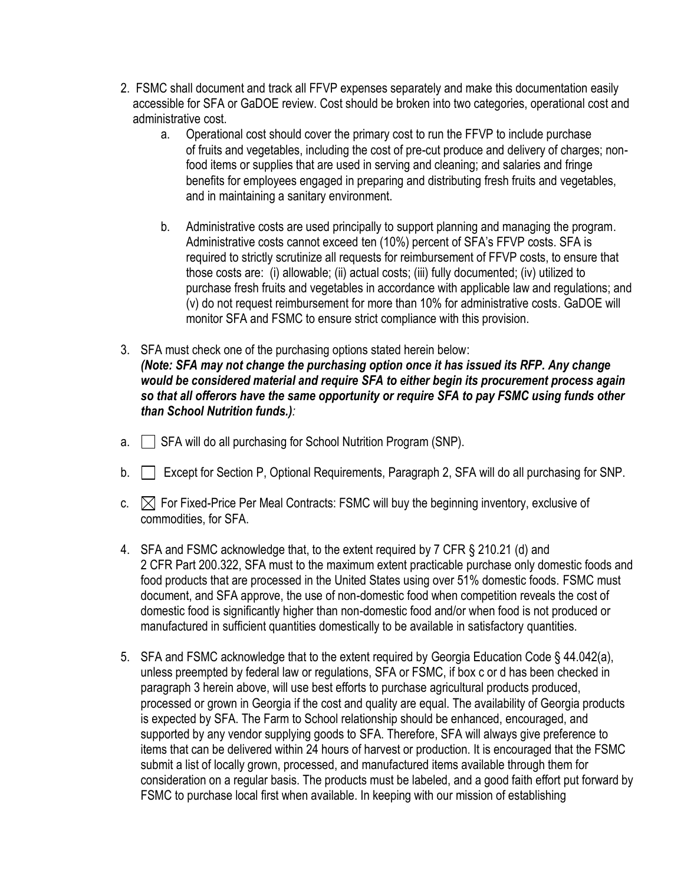2. FSMC shall document and track all FFVP expenses separately and make this documentation easily accessible for SFA or GaDOE review. Cost should be broken into two categories, operational cost and administrative cost.

   a. Operational cost should cover the primary cost to run the FFVP to include purchase of fruits and vegetables, including the cost of pre-cut produce and delivery of charges; non-food items or supplies that are used in serving and cleaning; and salaries and fringe benefits for employees engaged in preparing and distributing fresh fruits and vegetables, and in maintaining a sanitary environment.

   b. Administrative costs are used principally to support planning and managing the program. Administrative costs cannot exceed ten (10%) percent of SFA's FFVP costs. SFA is required to strictly scrutinize all requests for reimbursement of FFVP costs, to ensure that those costs are: (i) allowable; (ii) actual costs; (iii) fully documented; (iv) utilized to purchase fresh fruits and vegetables in accordance with applicable law and regulations; and (v) do not request reimbursement for more than 10% for administrative costs. GaDOE will monitor SFA and FSMC to ensure strict compliance with this provision.

3. SFA must check one of the purchasing options stated herein below:
   ***(Note: SFA may not change the purchasing option once it has issued its RFP. Any change would be considered material and require SFA to either begin its procurement process again so that all offerors have the same opportunity or require SFA to pay FSMC using funds other than School Nutrition funds.)****:*

a. ☐ SFA will do all purchasing for School Nutrition Program (SNP).

b. ☐ Except for Section P, Optional Requirements, Paragraph 2, SFA will do all purchasing for SNP.

c. ☒ For Fixed-Price Per Meal Contracts: FSMC will buy the beginning inventory, exclusive of commodities, for SFA.

4. SFA and FSMC acknowledge that, to the extent required by 7 CFR § 210.21 (d) and 2 CFR Part 200.322, SFA must to the maximum extent practicable purchase only domestic foods and food products that are processed in the United States using over 51% domestic foods. FSMC must document, and SFA approve, the use of non-domestic food when competition reveals the cost of domestic food is significantly higher than non-domestic food and/or when food is not produced or manufactured in sufficient quantities domestically to be available in satisfactory quantities.

5. SFA and FSMC acknowledge that to the extent required by Georgia Education Code § 44.042(a), unless preempted by federal law or regulations, SFA or FSMC, if box c or d has been checked in paragraph 3 herein above, will use best efforts to purchase agricultural products produced, processed or grown in Georgia if the cost and quality are equal. The availability of Georgia products is expected by SFA. The Farm to School relationship should be enhanced, encouraged, and supported by any vendor supplying goods to SFA. Therefore, SFA will always give preference to items that can be delivered within 24 hours of harvest or production. It is encouraged that the FSMC submit a list of locally grown, processed, and manufactured items available through them for consideration on a regular basis. The products must be labeled, and a good faith effort put forward by FSMC to purchase local first when available. In keeping with our mission of establishing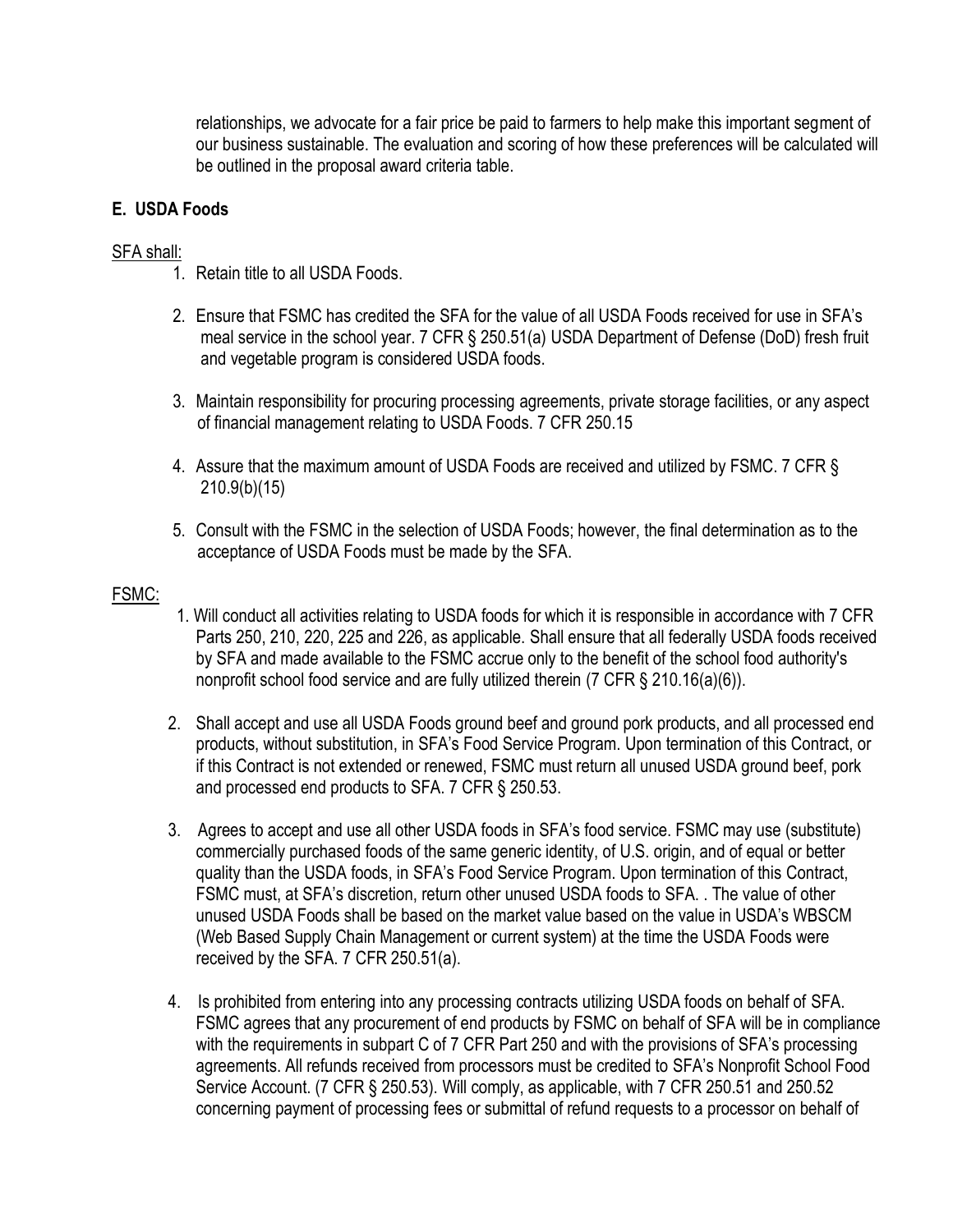relationships, we advocate for a fair price be paid to farmers to help make this important segment of our business sustainable. The evaluation and scoring of how these preferences will be calculated will be outlined in the proposal award criteria table.

### E. USDA Foods

SFA shall:

1. Retain title to all USDA Foods.
2. Ensure that FSMC has credited the SFA for the value of all USDA Foods received for use in SFA's meal service in the school year. 7 CFR § 250.51(a) USDA Department of Defense (DoD) fresh fruit and vegetable program is considered USDA foods.
3. Maintain responsibility for procuring processing agreements, private storage facilities, or any aspect of financial management relating to USDA Foods. 7 CFR 250.15
4. Assure that the maximum amount of USDA Foods are received and utilized by FSMC. 7 CFR § 210.9(b)(15)
5. Consult with the FSMC in the selection of USDA Foods; however, the final determination as to the acceptance of USDA Foods must be made by the SFA.

FSMC:

1. Will conduct all activities relating to USDA foods for which it is responsible in accordance with 7 CFR Parts 250, 210, 220, 225 and 226, as applicable. Shall ensure that all federally USDA foods received by SFA and made available to the FSMC accrue only to the benefit of the school food authority's nonprofit school food service and are fully utilized therein (7 CFR § 210.16(a)(6)).
2. Shall accept and use all USDA Foods ground beef and ground pork products, and all processed end products, without substitution, in SFA's Food Service Program. Upon termination of this Contract, or if this Contract is not extended or renewed, FSMC must return all unused USDA ground beef, pork and processed end products to SFA. 7 CFR § 250.53.
3. Agrees to accept and use all other USDA foods in SFA's food service. FSMC may use (substitute) commercially purchased foods of the same generic identity, of U.S. origin, and of equal or better quality than the USDA foods, in SFA's Food Service Program. Upon termination of this Contract, FSMC must, at SFA's discretion, return other unused USDA foods to SFA. . The value of other unused USDA Foods shall be based on the market value based on the value in USDA's WBSCM (Web Based Supply Chain Management or current system) at the time the USDA Foods were received by the SFA. 7 CFR 250.51(a).
4. Is prohibited from entering into any processing contracts utilizing USDA foods on behalf of SFA. FSMC agrees that any procurement of end products by FSMC on behalf of SFA will be in compliance with the requirements in subpart C of 7 CFR Part 250 and with the provisions of SFA's processing agreements. All refunds received from processors must be credited to SFA's Nonprofit School Food Service Account. (7 CFR § 250.53). Will comply, as applicable, with 7 CFR 250.51 and 250.52 concerning payment of processing fees or submittal of refund requests to a processor on behalf of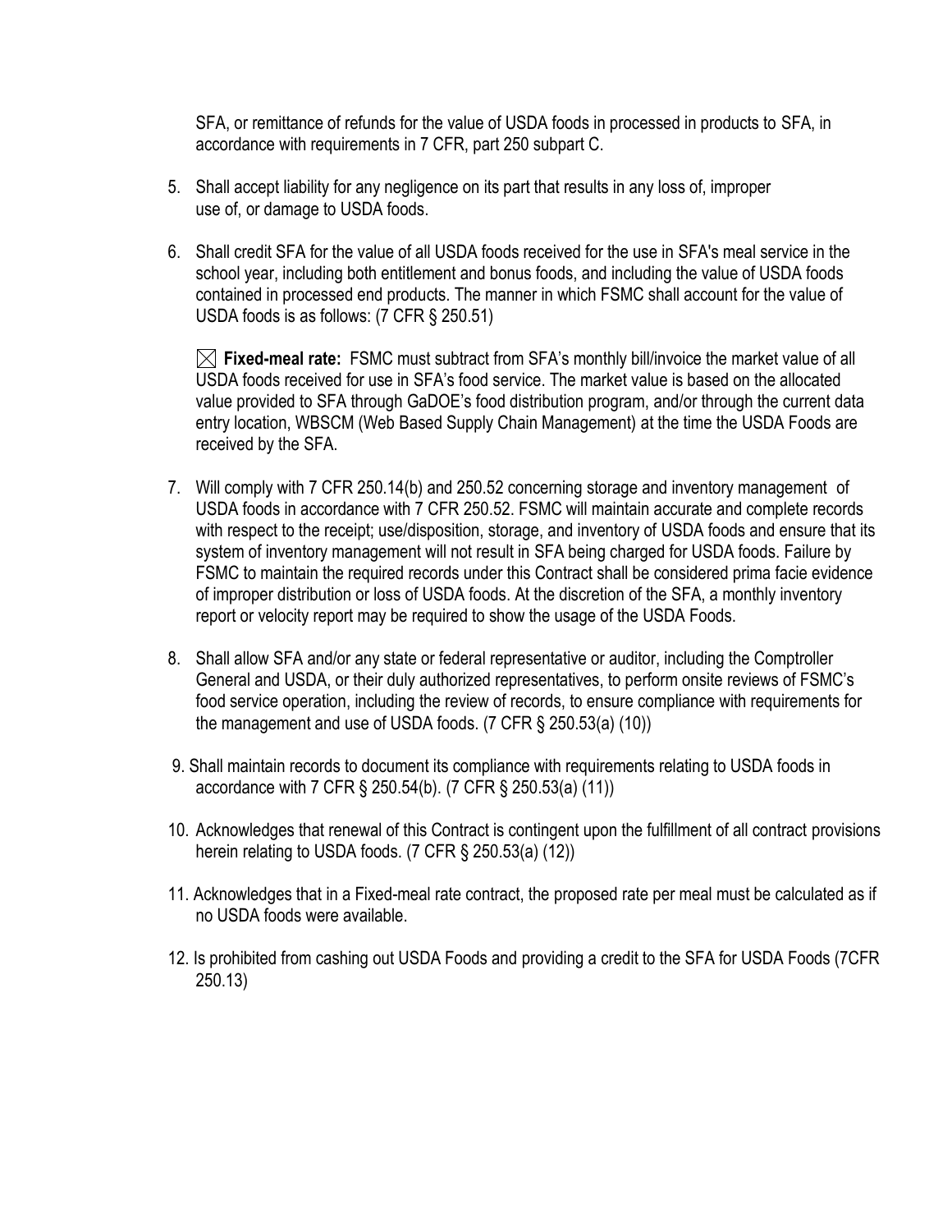SFA, or remittance of refunds for the value of USDA foods in processed in products to SFA, in accordance with requirements in 7 CFR, part 250 subpart C.

5. Shall accept liability for any negligence on its part that results in any loss of, improper use of, or damage to USDA foods.

6. Shall credit SFA for the value of all USDA foods received for the use in SFA's meal service in the school year, including both entitlement and bonus foods, and including the value of USDA foods contained in processed end products. The manner in which FSMC shall account for the value of USDA foods is as follows: (7 CFR § 250.51)

   ☒ **Fixed-meal rate:** FSMC must subtract from SFA's monthly bill/invoice the market value of all USDA foods received for use in SFA's food service. The market value is based on the allocated value provided to SFA through GaDOE's food distribution program, and/or through the current data entry location, WBSCM (Web Based Supply Chain Management) at the time the USDA Foods are received by the SFA.

7. Will comply with 7 CFR 250.14(b) and 250.52 concerning storage and inventory management of USDA foods in accordance with 7 CFR 250.52. FSMC will maintain accurate and complete records with respect to the receipt; use/disposition, storage, and inventory of USDA foods and ensure that its system of inventory management will not result in SFA being charged for USDA foods. Failure by FSMC to maintain the required records under this Contract shall be considered prima facie evidence of improper distribution or loss of USDA foods. At the discretion of the SFA, a monthly inventory report or velocity report may be required to show the usage of the USDA Foods.

8. Shall allow SFA and/or any state or federal representative or auditor, including the Comptroller General and USDA, or their duly authorized representatives, to perform onsite reviews of FSMC's food service operation, including the review of records, to ensure compliance with requirements for the management and use of USDA foods. (7 CFR § 250.53(a) (10))

9. Shall maintain records to document its compliance with requirements relating to USDA foods in accordance with 7 CFR § 250.54(b). (7 CFR § 250.53(a) (11))

10. Acknowledges that renewal of this Contract is contingent upon the fulfillment of all contract provisions herein relating to USDA foods. (7 CFR § 250.53(a) (12))

11. Acknowledges that in a Fixed-meal rate contract, the proposed rate per meal must be calculated as if no USDA foods were available.

12. Is prohibited from cashing out USDA Foods and providing a credit to the SFA for USDA Foods (7CFR 250.13)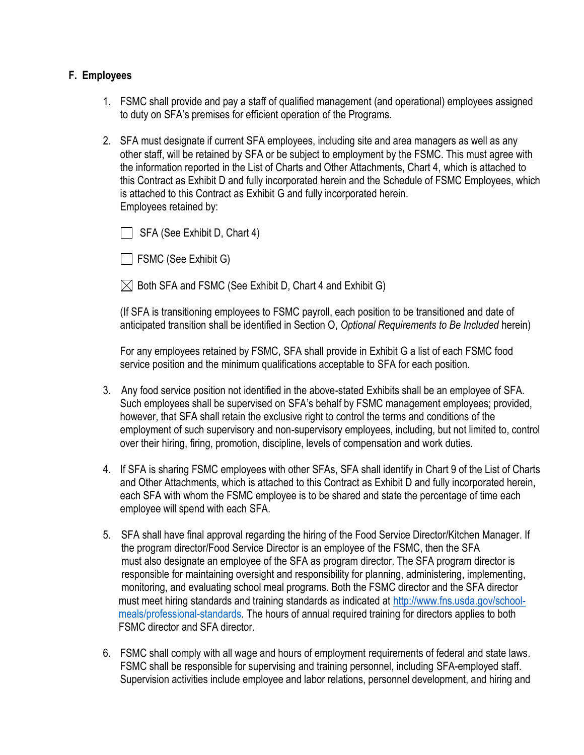## F. Employees

1. FSMC shall provide and pay a staff of qualified management (and operational) employees assigned to duty on SFA's premises for efficient operation of the Programs.

2. SFA must designate if current SFA employees, including site and area managers as well as any other staff, will be retained by SFA or be subject to employment by the FSMC. This must agree with the information reported in the List of Charts and Other Attachments, Chart 4, which is attached to this Contract as Exhibit D and fully incorporated herein and the Schedule of FSMC Employees, which is attached to this Contract as Exhibit G and fully incorporated herein.
   Employees retained by:

   ☐ SFA (See Exhibit D, Chart 4)

   ☐ FSMC (See Exhibit G)

   ☒ Both SFA and FSMC (See Exhibit D, Chart 4 and Exhibit G)

   (If SFA is transitioning employees to FSMC payroll, each position to be transitioned and date of anticipated transition shall be identified in Section O, *Optional Requirements to Be Included* herein)

   For any employees retained by FSMC, SFA shall provide in Exhibit G a list of each FSMC food service position and the minimum qualifications acceptable to SFA for each position.

3. Any food service position not identified in the above-stated Exhibits shall be an employee of SFA. Such employees shall be supervised on SFA's behalf by FSMC management employees; provided, however, that SFA shall retain the exclusive right to control the terms and conditions of the employment of such supervisory and non-supervisory employees, including, but not limited to, control over their hiring, firing, promotion, discipline, levels of compensation and work duties.

4. If SFA is sharing FSMC employees with other SFAs, SFA shall identify in Chart 9 of the List of Charts and Other Attachments, which is attached to this Contract as Exhibit D and fully incorporated herein, each SFA with whom the FSMC employee is to be shared and state the percentage of time each employee will spend with each SFA.

5. SFA shall have final approval regarding the hiring of the Food Service Director/Kitchen Manager. If the program director/Food Service Director is an employee of the FSMC, then the SFA must also designate an employee of the SFA as program director. The SFA program director is responsible for maintaining oversight and responsibility for planning, administering, implementing, monitoring, and evaluating school meal programs. Both the FSMC director and the SFA director must meet hiring standards and training standards as indicated at http://www.fns.usda.gov/school-meals/professional-standards. The hours of annual required training for directors applies to both FSMC director and SFA director.

6. FSMC shall comply with all wage and hours of employment requirements of federal and state laws. FSMC shall be responsible for supervising and training personnel, including SFA-employed staff. Supervision activities include employee and labor relations, personnel development, and hiring and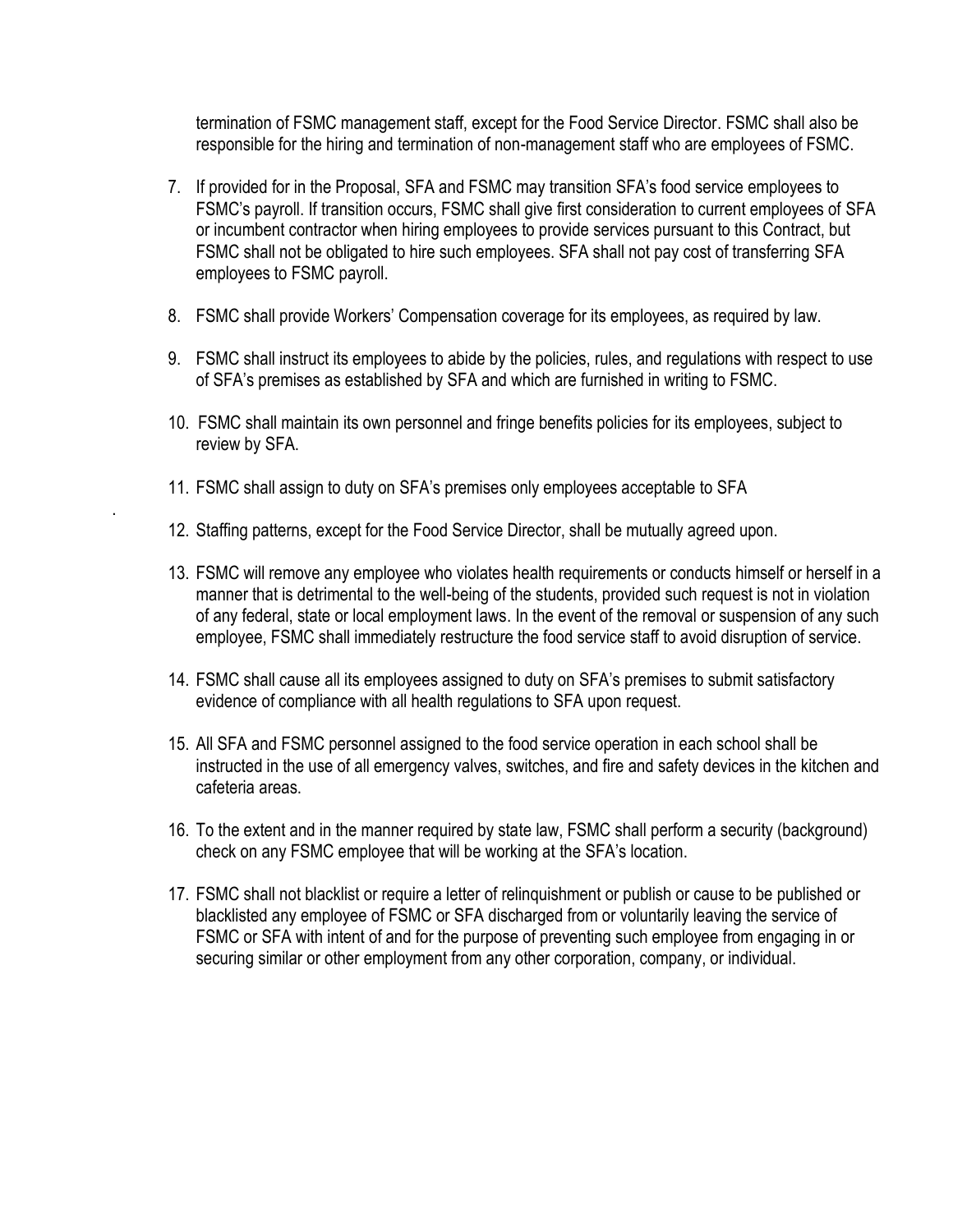termination of FSMC management staff, except for the Food Service Director. FSMC shall also be responsible for the hiring and termination of non-management staff who are employees of FSMC.

7. If provided for in the Proposal, SFA and FSMC may transition SFA's food service employees to FSMC's payroll. If transition occurs, FSMC shall give first consideration to current employees of SFA or incumbent contractor when hiring employees to provide services pursuant to this Contract, but FSMC shall not be obligated to hire such employees. SFA shall not pay cost of transferring SFA employees to FSMC payroll.

8. FSMC shall provide Workers' Compensation coverage for its employees, as required by law.

9. FSMC shall instruct its employees to abide by the policies, rules, and regulations with respect to use of SFA's premises as established by SFA and which are furnished in writing to FSMC.

10. FSMC shall maintain its own personnel and fringe benefits policies for its employees, subject to review by SFA.

11. FSMC shall assign to duty on SFA's premises only employees acceptable to SFA

12. Staffing patterns, except for the Food Service Director, shall be mutually agreed upon.

13. FSMC will remove any employee who violates health requirements or conducts himself or herself in a manner that is detrimental to the well-being of the students, provided such request is not in violation of any federal, state or local employment laws. In the event of the removal or suspension of any such employee, FSMC shall immediately restructure the food service staff to avoid disruption of service.

14. FSMC shall cause all its employees assigned to duty on SFA's premises to submit satisfactory evidence of compliance with all health regulations to SFA upon request.

15. All SFA and FSMC personnel assigned to the food service operation in each school shall be instructed in the use of all emergency valves, switches, and fire and safety devices in the kitchen and cafeteria areas.

16. To the extent and in the manner required by state law, FSMC shall perform a security (background) check on any FSMC employee that will be working at the SFA's location.

17. FSMC shall not blacklist or require a letter of relinquishment or publish or cause to be published or blacklisted any employee of FSMC or SFA discharged from or voluntarily leaving the service of FSMC or SFA with intent of and for the purpose of preventing such employee from engaging in or securing similar or other employment from any other corporation, company, or individual.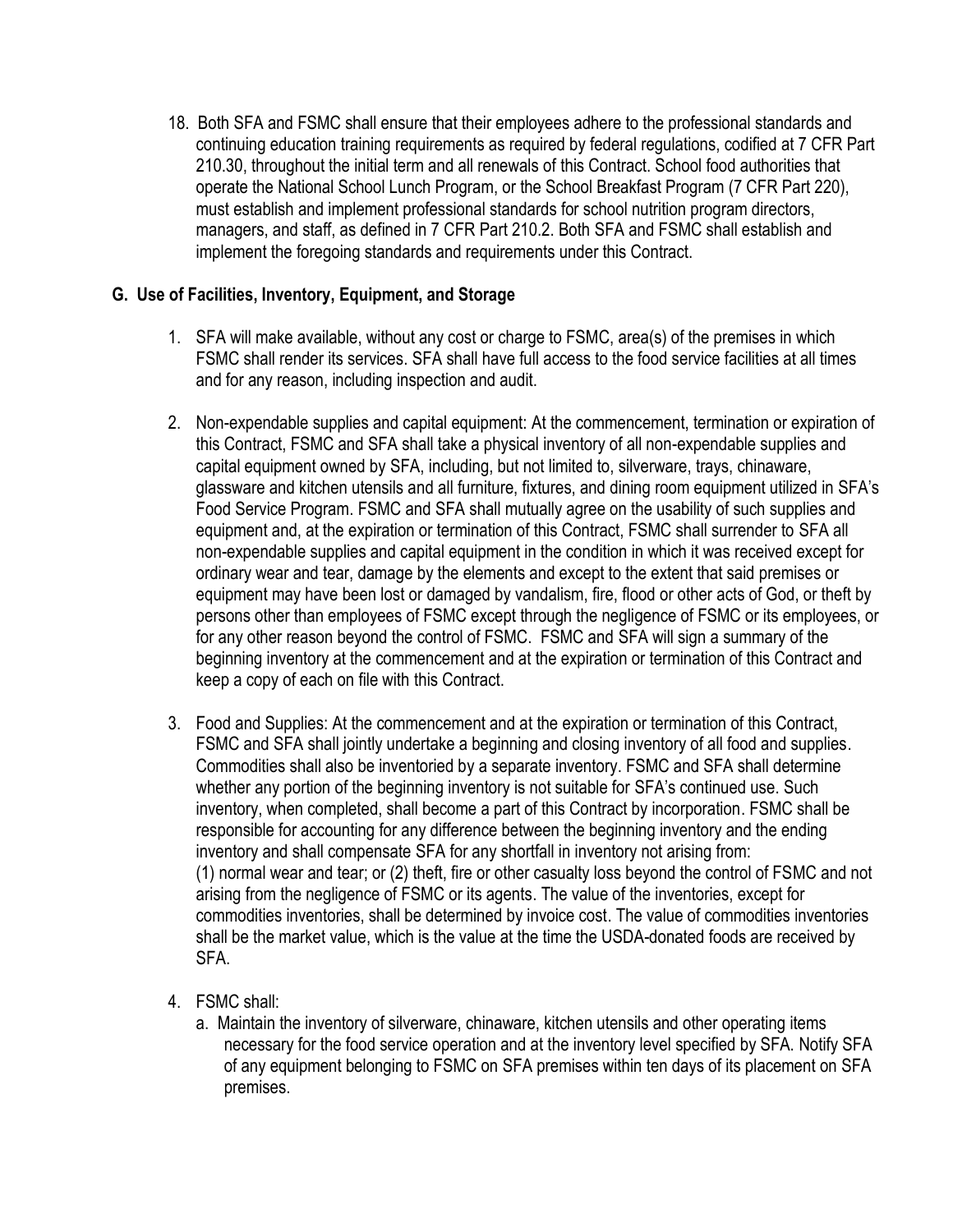18. Both SFA and FSMC shall ensure that their employees adhere to the professional standards and continuing education training requirements as required by federal regulations, codified at 7 CFR Part 210.30, throughout the initial term and all renewals of this Contract. School food authorities that operate the National School Lunch Program, or the School Breakfast Program (7 CFR Part 220), must establish and implement professional standards for school nutrition program directors, managers, and staff, as defined in 7 CFR Part 210.2. Both SFA and FSMC shall establish and implement the foregoing standards and requirements under this Contract.

**G. Use of Facilities, Inventory, Equipment, and Storage**

1. SFA will make available, without any cost or charge to FSMC, area(s) of the premises in which FSMC shall render its services. SFA shall have full access to the food service facilities at all times and for any reason, including inspection and audit.

2. Non-expendable supplies and capital equipment: At the commencement, termination or expiration of this Contract, FSMC and SFA shall take a physical inventory of all non-expendable supplies and capital equipment owned by SFA, including, but not limited to, silverware, trays, chinaware, glassware and kitchen utensils and all furniture, fixtures, and dining room equipment utilized in SFA's Food Service Program. FSMC and SFA shall mutually agree on the usability of such supplies and equipment and, at the expiration or termination of this Contract, FSMC shall surrender to SFA all non-expendable supplies and capital equipment in the condition in which it was received except for ordinary wear and tear, damage by the elements and except to the extent that said premises or equipment may have been lost or damaged by vandalism, fire, flood or other acts of God, or theft by persons other than employees of FSMC except through the negligence of FSMC or its employees, or for any other reason beyond the control of FSMC. FSMC and SFA will sign a summary of the beginning inventory at the commencement and at the expiration or termination of this Contract and keep a copy of each on file with this Contract.

3. Food and Supplies: At the commencement and at the expiration or termination of this Contract, FSMC and SFA shall jointly undertake a beginning and closing inventory of all food and supplies. Commodities shall also be inventoried by a separate inventory. FSMC and SFA shall determine whether any portion of the beginning inventory is not suitable for SFA's continued use. Such inventory, when completed, shall become a part of this Contract by incorporation. FSMC shall be responsible for accounting for any difference between the beginning inventory and the ending inventory and shall compensate SFA for any shortfall in inventory not arising from:
(1) normal wear and tear; or (2) theft, fire or other casualty loss beyond the control of FSMC and not arising from the negligence of FSMC or its agents. The value of the inventories, except for commodities inventories, shall be determined by invoice cost. The value of commodities inventories shall be the market value, which is the value at the time the USDA-donated foods are received by SFA.

4. FSMC shall:
   a. Maintain the inventory of silverware, chinaware, kitchen utensils and other operating items necessary for the food service operation and at the inventory level specified by SFA. Notify SFA of any equipment belonging to FSMC on SFA premises within ten days of its placement on SFA premises.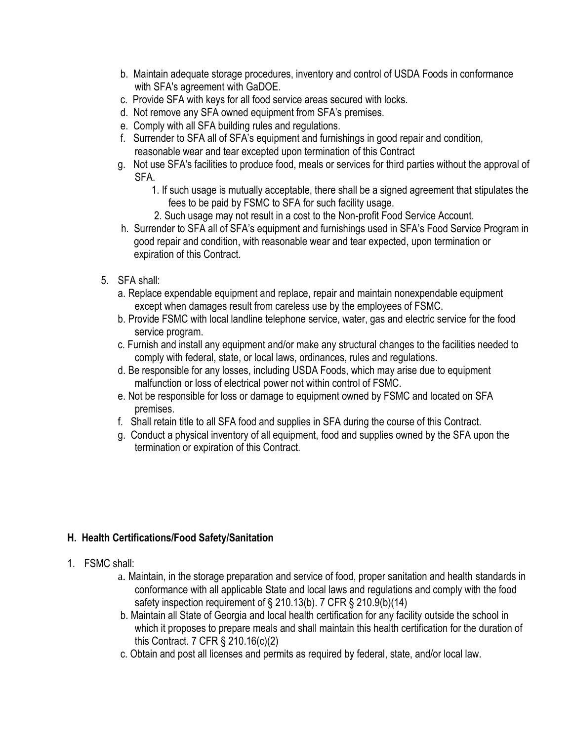b. Maintain adequate storage procedures, inventory and control of USDA Foods in conformance with SFA's agreement with GaDOE.
c. Provide SFA with keys for all food service areas secured with locks.
d. Not remove any SFA owned equipment from SFA's premises.
e. Comply with all SFA building rules and regulations.
f. Surrender to SFA all of SFA's equipment and furnishings in good repair and condition, reasonable wear and tear excepted upon termination of this Contract
g. Not use SFA's facilities to produce food, meals or services for third parties without the approval of SFA.
    1. If such usage is mutually acceptable, there shall be a signed agreement that stipulates the fees to be paid by FSMC to SFA for such facility usage.
    2. Such usage may not result in a cost to the Non-profit Food Service Account.
h. Surrender to SFA all of SFA's equipment and furnishings used in SFA's Food Service Program in good repair and condition, with reasonable wear and tear expected, upon termination or expiration of this Contract.

5. SFA shall:
    a. Replace expendable equipment and replace, repair and maintain nonexpendable equipment except when damages result from careless use by the employees of FSMC.
    b. Provide FSMC with local landline telephone service, water, gas and electric service for the food service program.
    c. Furnish and install any equipment and/or make any structural changes to the facilities needed to comply with federal, state, or local laws, ordinances, rules and regulations.
    d. Be responsible for any losses, including USDA Foods, which may arise due to equipment malfunction or loss of electrical power not within control of FSMC.
    e. Not be responsible for loss or damage to equipment owned by FSMC and located on SFA premises.
    f. Shall retain title to all SFA food and supplies in SFA during the course of this Contract.
    g. Conduct a physical inventory of all equipment, food and supplies owned by the SFA upon the termination or expiration of this Contract.

### H. Health Certifications/Food Safety/Sanitation

1. FSMC shall:
    a. Maintain, in the storage preparation and service of food, proper sanitation and health standards in conformance with all applicable State and local laws and regulations and comply with the food safety inspection requirement of § 210.13(b). 7 CFR § 210.9(b)(14)
    b. Maintain all State of Georgia and local health certification for any facility outside the school in which it proposes to prepare meals and shall maintain this health certification for the duration of this Contract. 7 CFR § 210.16(c)(2)
    c. Obtain and post all licenses and permits as required by federal, state, and/or local law.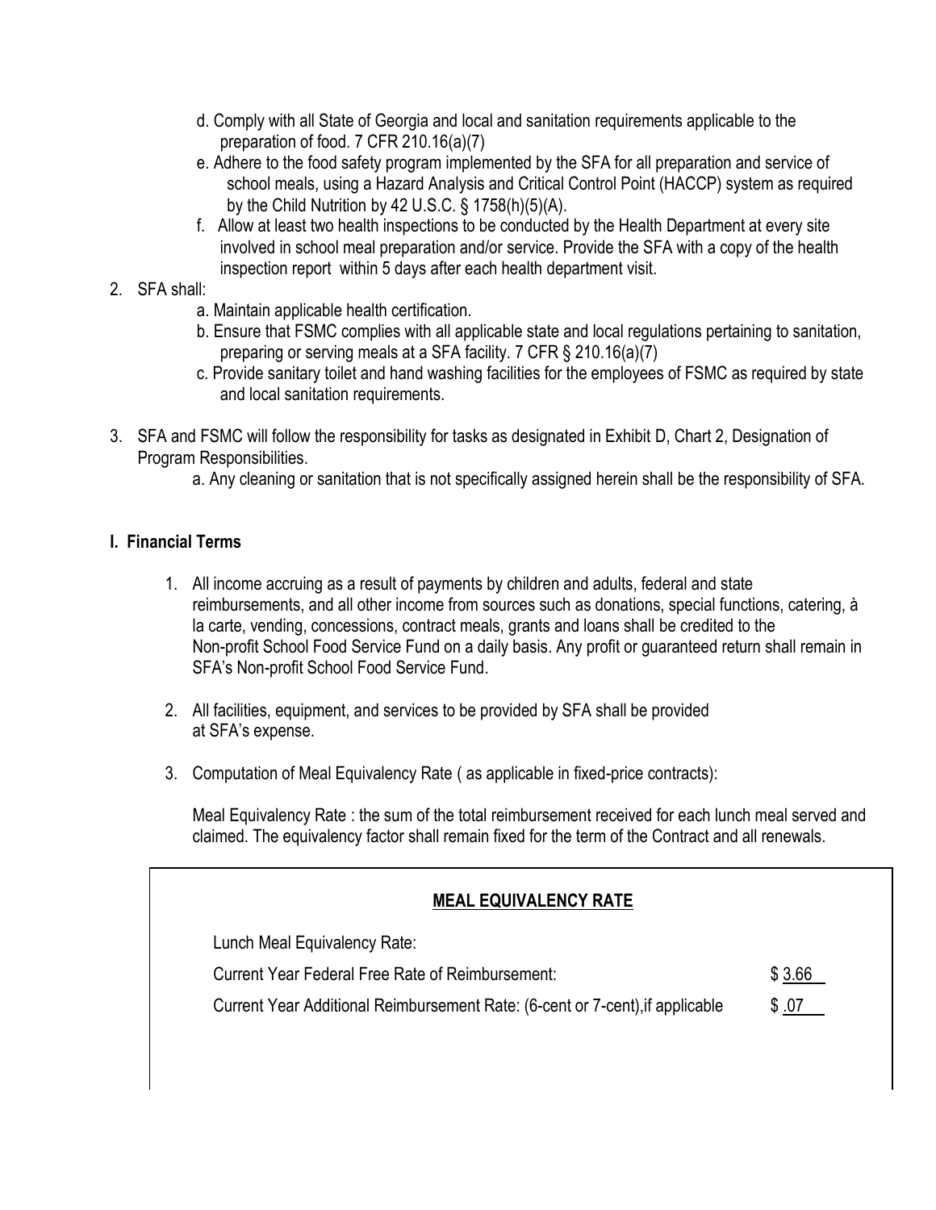d. Comply with all State of Georgia and local and sanitation requirements applicable to the preparation of food. 7 CFR 210.16(a)(7)

e. Adhere to the food safety program implemented by the SFA for all preparation and service of school meals, using a Hazard Analysis and Critical Control Point (HACCP) system as required by the Child Nutrition by 42 U.S.C. § 1758(h)(5)(A).

f. Allow at least two health inspections to be conducted by the Health Department at every site involved in school meal preparation and/or service. Provide the SFA with a copy of the health inspection report within 5 days after each health department visit.

2. SFA shall:
   a. Maintain applicable health certification.
   b. Ensure that FSMC complies with all applicable state and local regulations pertaining to sanitation, preparing or serving meals at a SFA facility. 7 CFR § 210.16(a)(7)
   c. Provide sanitary toilet and hand washing facilities for the employees of FSMC as required by state and local sanitation requirements.

3. SFA and FSMC will follow the responsibility for tasks as designated in Exhibit D, Chart 2, Designation of Program Responsibilities.
   a. Any cleaning or sanitation that is not specifically assigned herein shall be the responsibility of SFA.

**I. Financial Terms**

1. All income accruing as a result of payments by children and adults, federal and state reimbursements, and all other income from sources such as donations, special functions, catering, à la carte, vending, concessions, contract meals, grants and loans shall be credited to the Non-profit School Food Service Fund on a daily basis. Any profit or guaranteed return shall remain in SFA's Non-profit School Food Service Fund.

2. All facilities, equipment, and services to be provided by SFA shall be provided at SFA's expense.

3. Computation of Meal Equivalency Rate ( as applicable in fixed-price contracts):

   Meal Equivalency Rate : the sum of the total reimbursement received for each lunch meal served and claimed. The equivalency factor shall remain fixed for the term of the Contract and all renewals.

**MEAL EQUIVALENCY RATE**

Lunch Meal Equivalency Rate:

| | |
|---|---|
| Current Year Federal Free Rate of Reimbursement: | $ 3.66 |
| Current Year Additional Reimbursement Rate: (6-cent or 7-cent),if applicable | $ .07 |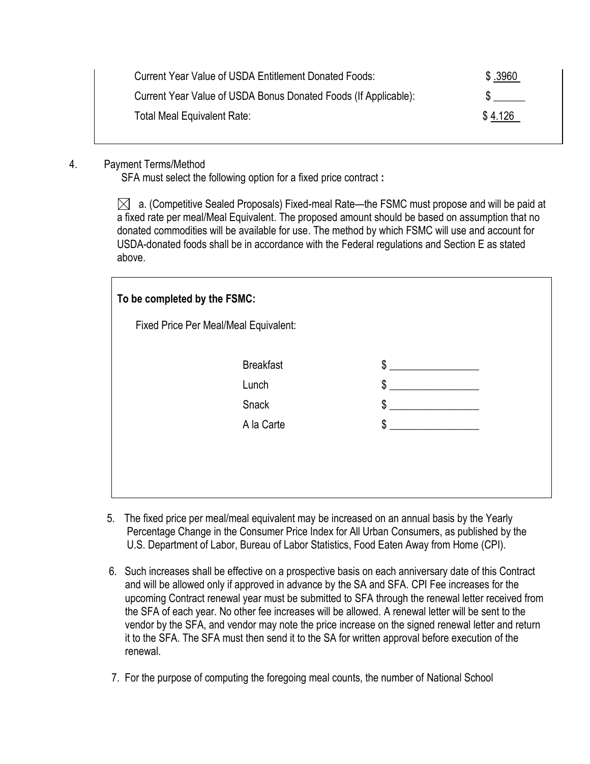| | |
|---|---|
| Current Year Value of USDA Entitlement Donated Foods: | $ .3960 |
| Current Year Value of USDA Bonus Donated Foods (If Applicable): | $ ______ |
| Total Meal Equivalent Rate: | $ 4.126 |

4. Payment Terms/Method

SFA must select the following option for a fixed price contract **:**

☒ a. (Competitive Sealed Proposals) Fixed-meal Rate—the FSMC must propose and will be paid at a fixed rate per meal/Meal Equivalent. The proposed amount should be based on assumption that no donated commodities will be available for use. The method by which FSMC will use and account for USDA-donated foods shall be in accordance with the Federal regulations and Section E as stated above.

**To be completed by the FSMC:**

Fixed Price Per Meal/Meal Equivalent:

| | |
|---|---|
| Breakfast | $ ________________ |
| Lunch | $ ________________ |
| Snack | $ ________________ |
| A la Carte | $ ________________ |

5. The fixed price per meal/meal equivalent may be increased on an annual basis by the Yearly Percentage Change in the Consumer Price Index for All Urban Consumers, as published by the U.S. Department of Labor, Bureau of Labor Statistics, Food Eaten Away from Home (CPI).

6. Such increases shall be effective on a prospective basis on each anniversary date of this Contract and will be allowed only if approved in advance by the SA and SFA. CPI Fee increases for the upcoming Contract renewal year must be submitted to SFA through the renewal letter received from the SFA of each year. No other fee increases will be allowed. A renewal letter will be sent to the vendor by the SFA, and vendor may note the price increase on the signed renewal letter and return it to the SFA. The SFA must then send it to the SA for written approval before execution of the renewal.

7. For the purpose of computing the foregoing meal counts, the number of National School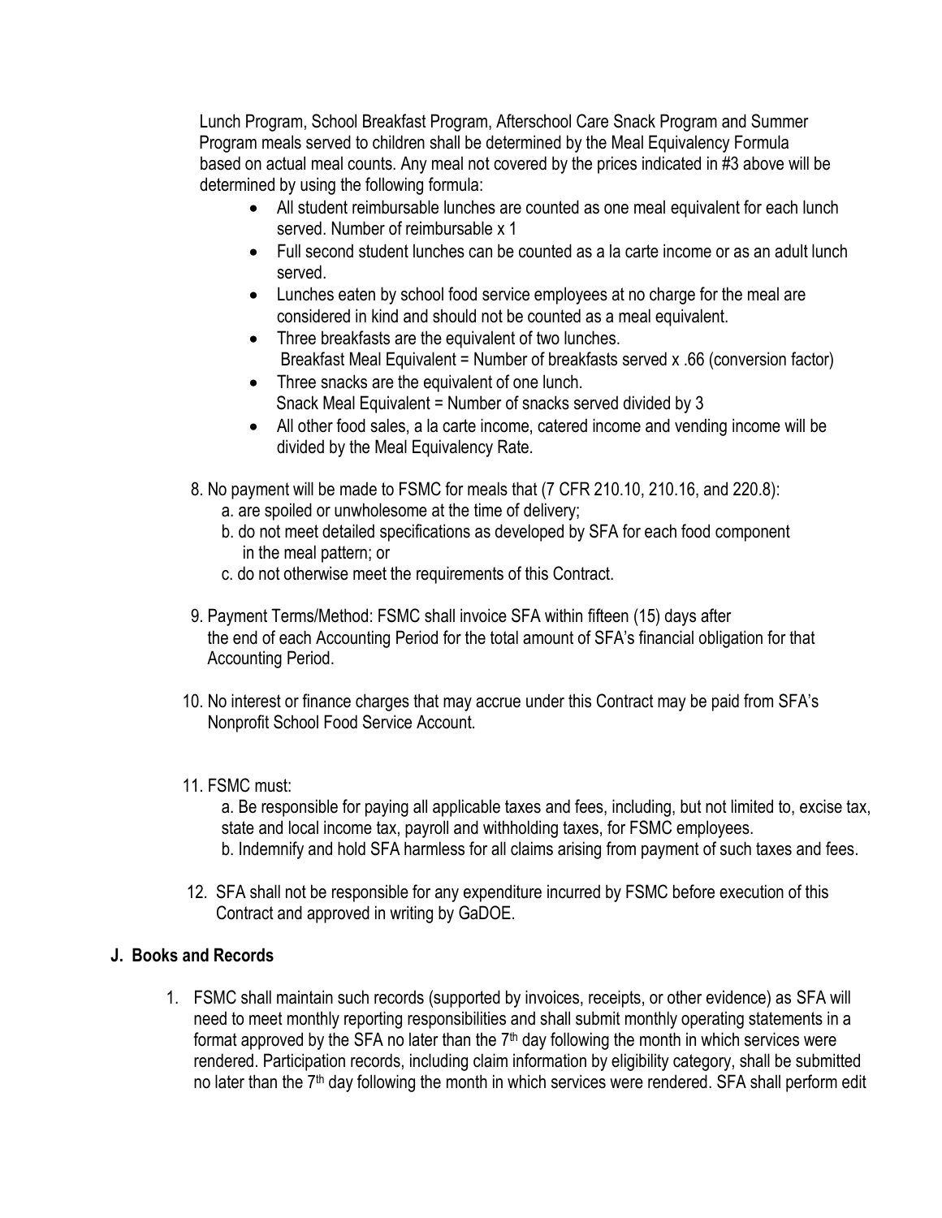Lunch Program, School Breakfast Program, Afterschool Care Snack Program and Summer Program meals served to children shall be determined by the Meal Equivalency Formula based on actual meal counts. Any meal not covered by the prices indicated in #3 above will be determined by using the following formula:

- All student reimbursable lunches are counted as one meal equivalent for each lunch served. Number of reimbursable x 1
- Full second student lunches can be counted as a la carte income or as an adult lunch served.
- Lunches eaten by school food service employees at no charge for the meal are considered in kind and should not be counted as a meal equivalent.
- Three breakfasts are the equivalent of two lunches.
  Breakfast Meal Equivalent = Number of breakfasts served x .66 (conversion factor)
- Three snacks are the equivalent of one lunch.
  Snack Meal Equivalent = Number of snacks served divided by 3
- All other food sales, a la carte income, catered income and vending income will be divided by the Meal Equivalency Rate.

8. No payment will be made to FSMC for meals that (7 CFR 210.10, 210.16, and 220.8):
   a. are spoiled or unwholesome at the time of delivery;
   b. do not meet detailed specifications as developed by SFA for each food component in the meal pattern; or
   c. do not otherwise meet the requirements of this Contract.

9. Payment Terms/Method: FSMC shall invoice SFA within fifteen (15) days after the end of each Accounting Period for the total amount of SFA's financial obligation for that Accounting Period.

10. No interest or finance charges that may accrue under this Contract may be paid from SFA's Nonprofit School Food Service Account.

11. FSMC must:
    a. Be responsible for paying all applicable taxes and fees, including, but not limited to, excise tax, state and local income tax, payroll and withholding taxes, for FSMC employees.
    b. Indemnify and hold SFA harmless for all claims arising from payment of such taxes and fees.

12. SFA shall not be responsible for any expenditure incurred by FSMC before execution of this Contract and approved in writing by GaDOE.

## J. Books and Records

1. FSMC shall maintain such records (supported by invoices, receipts, or other evidence) as SFA will need to meet monthly reporting responsibilities and shall submit monthly operating statements in a format approved by the SFA no later than the 7th day following the month in which services were rendered. Participation records, including claim information by eligibility category, shall be submitted no later than the 7th day following the month in which services were rendered. SFA shall perform edit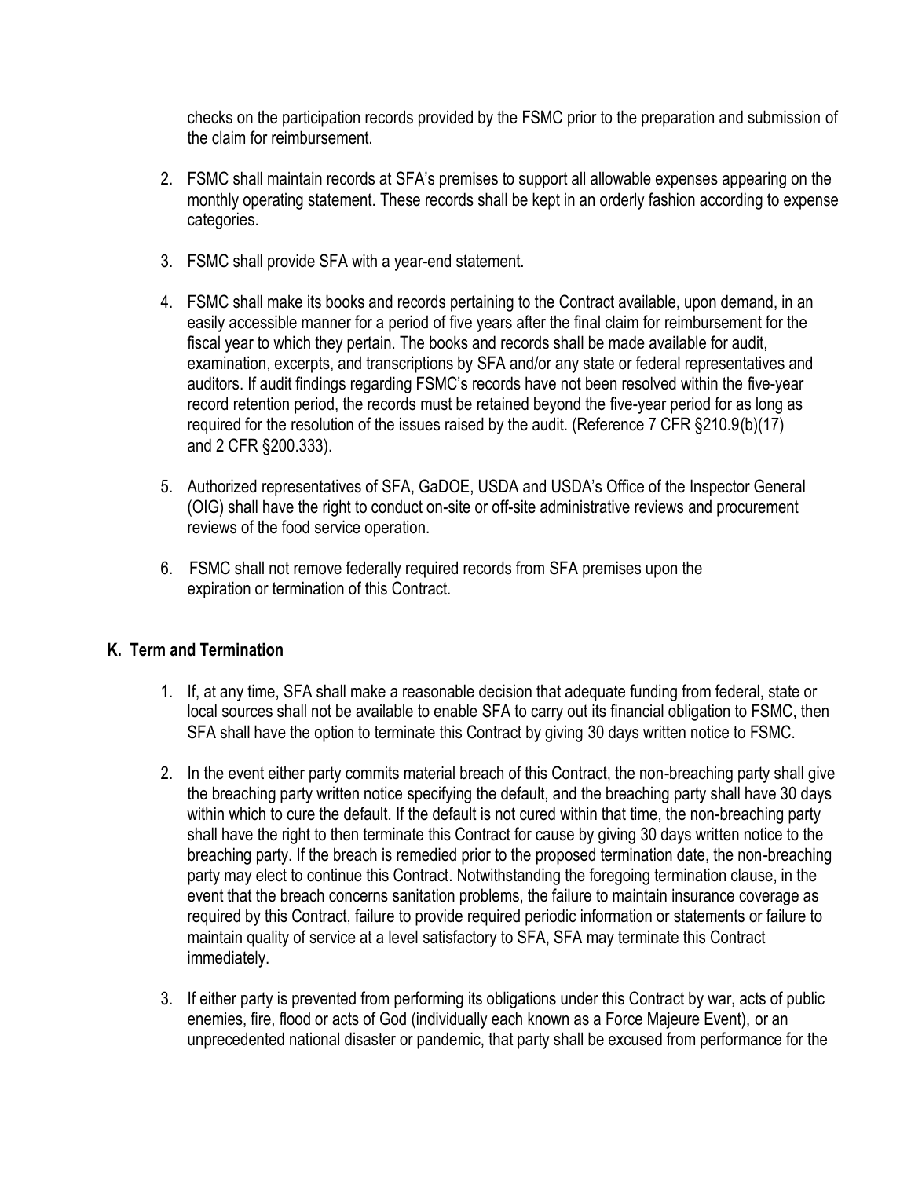checks on the participation records provided by the FSMC prior to the preparation and submission of the claim for reimbursement.

2. FSMC shall maintain records at SFA's premises to support all allowable expenses appearing on the monthly operating statement. These records shall be kept in an orderly fashion according to expense categories.

3. FSMC shall provide SFA with a year-end statement.

4. FSMC shall make its books and records pertaining to the Contract available, upon demand, in an easily accessible manner for a period of five years after the final claim for reimbursement for the fiscal year to which they pertain. The books and records shall be made available for audit, examination, excerpts, and transcriptions by SFA and/or any state or federal representatives and auditors. If audit findings regarding FSMC's records have not been resolved within the five-year record retention period, the records must be retained beyond the five-year period for as long as required for the resolution of the issues raised by the audit. (Reference 7 CFR §210.9(b)(17) and 2 CFR §200.333).

5. Authorized representatives of SFA, GaDOE, USDA and USDA's Office of the Inspector General (OIG) shall have the right to conduct on-site or off-site administrative reviews and procurement reviews of the food service operation.

6. FSMC shall not remove federally required records from SFA premises upon the expiration or termination of this Contract.

## K. Term and Termination

1. If, at any time, SFA shall make a reasonable decision that adequate funding from federal, state or local sources shall not be available to enable SFA to carry out its financial obligation to FSMC, then SFA shall have the option to terminate this Contract by giving 30 days written notice to FSMC.

2. In the event either party commits material breach of this Contract, the non-breaching party shall give the breaching party written notice specifying the default, and the breaching party shall have 30 days within which to cure the default. If the default is not cured within that time, the non-breaching party shall have the right to then terminate this Contract for cause by giving 30 days written notice to the breaching party. If the breach is remedied prior to the proposed termination date, the non-breaching party may elect to continue this Contract. Notwithstanding the foregoing termination clause, in the event that the breach concerns sanitation problems, the failure to maintain insurance coverage as required by this Contract, failure to provide required periodic information or statements or failure to maintain quality of service at a level satisfactory to SFA, SFA may terminate this Contract immediately.

3. If either party is prevented from performing its obligations under this Contract by war, acts of public enemies, fire, flood or acts of God (individually each known as a Force Majeure Event), or an unprecedented national disaster or pandemic, that party shall be excused from performance for the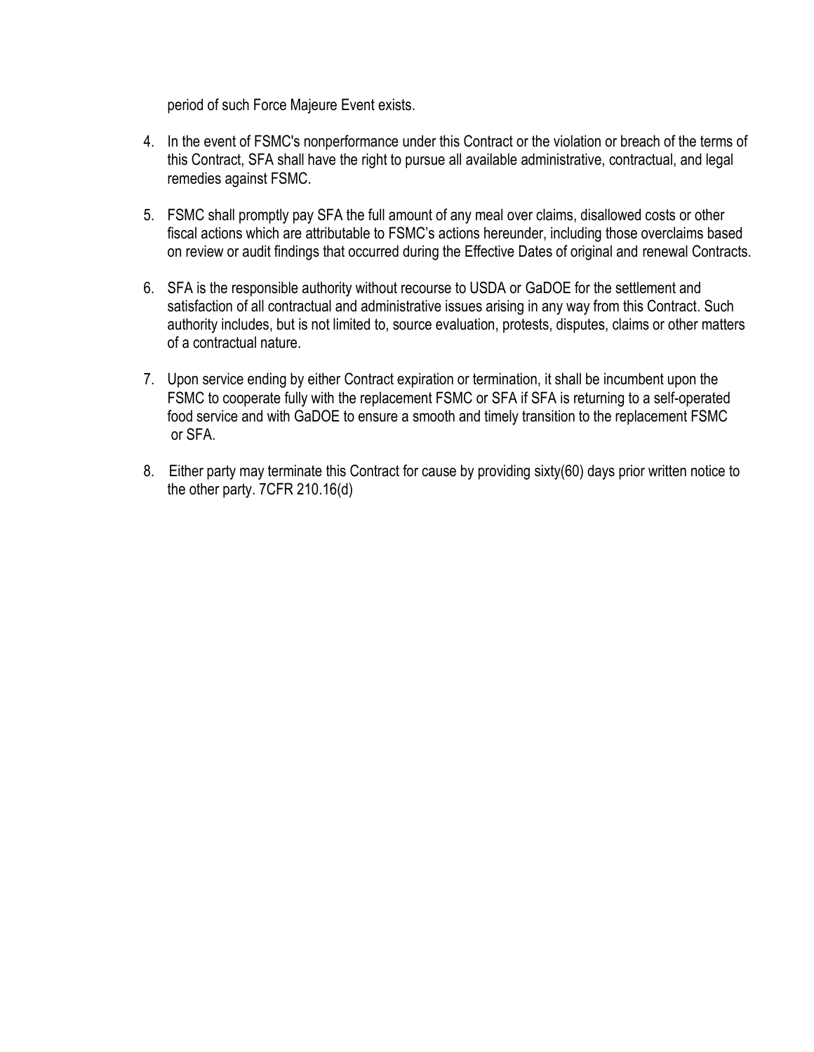period of such Force Majeure Event exists.

4. In the event of FSMC's nonperformance under this Contract or the violation or breach of the terms of this Contract, SFA shall have the right to pursue all available administrative, contractual, and legal remedies against FSMC.

5. FSMC shall promptly pay SFA the full amount of any meal over claims, disallowed costs or other fiscal actions which are attributable to FSMC's actions hereunder, including those overclaims based on review or audit findings that occurred during the Effective Dates of original and renewal Contracts.

6. SFA is the responsible authority without recourse to USDA or GaDOE for the settlement and satisfaction of all contractual and administrative issues arising in any way from this Contract. Such authority includes, but is not limited to, source evaluation, protests, disputes, claims or other matters of a contractual nature.

7. Upon service ending by either Contract expiration or termination, it shall be incumbent upon the FSMC to cooperate fully with the replacement FSMC or SFA if SFA is returning to a self-operated food service and with GaDOE to ensure a smooth and timely transition to the replacement FSMC or SFA.

8. Either party may terminate this Contract for cause by providing sixty(60) days prior written notice to the other party. 7CFR 210.16(d)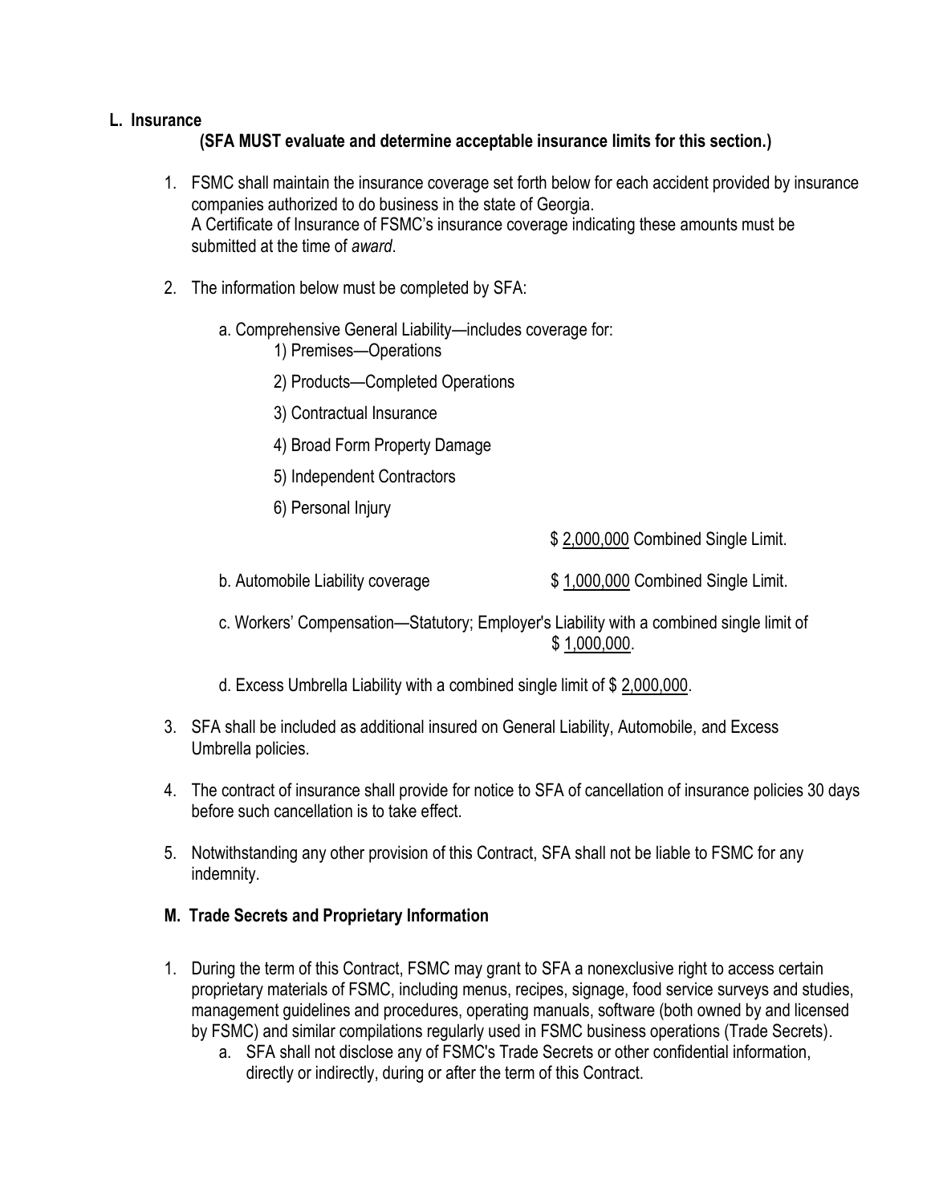## L. Insurance

**(SFA MUST evaluate and determine acceptable insurance limits for this section.)**

1. FSMC shall maintain the insurance coverage set forth below for each accident provided by insurance companies authorized to do business in the state of Georgia.
   A Certificate of Insurance of FSMC's insurance coverage indicating these amounts must be submitted at the time of *award*.

2. The information below must be completed by SFA:

   a. Comprehensive General Liability—includes coverage for:
      1) Premises—Operations
      2) Products—Completed Operations
      3) Contractual Insurance
      4) Broad Form Property Damage
      5) Independent Contractors
      6) Personal Injury

      $ 2,000,000 Combined Single Limit.

   b. Automobile Liability coverage $ 1,000,000 Combined Single Limit.

   c. Workers' Compensation—Statutory; Employer's Liability with a combined single limit of $ 1,000,000.

   d. Excess Umbrella Liability with a combined single limit of $ 2,000,000.

3. SFA shall be included as additional insured on General Liability, Automobile, and Excess Umbrella policies.

4. The contract of insurance shall provide for notice to SFA of cancellation of insurance policies 30 days before such cancellation is to take effect.

5. Notwithstanding any other provision of this Contract, SFA shall not be liable to FSMC for any indemnity.

## M. Trade Secrets and Proprietary Information

1. During the term of this Contract, FSMC may grant to SFA a nonexclusive right to access certain proprietary materials of FSMC, including menus, recipes, signage, food service surveys and studies, management guidelines and procedures, operating manuals, software (both owned by and licensed by FSMC) and similar compilations regularly used in FSMC business operations (Trade Secrets).
   a. SFA shall not disclose any of FSMC's Trade Secrets or other confidential information, directly or indirectly, during or after the term of this Contract.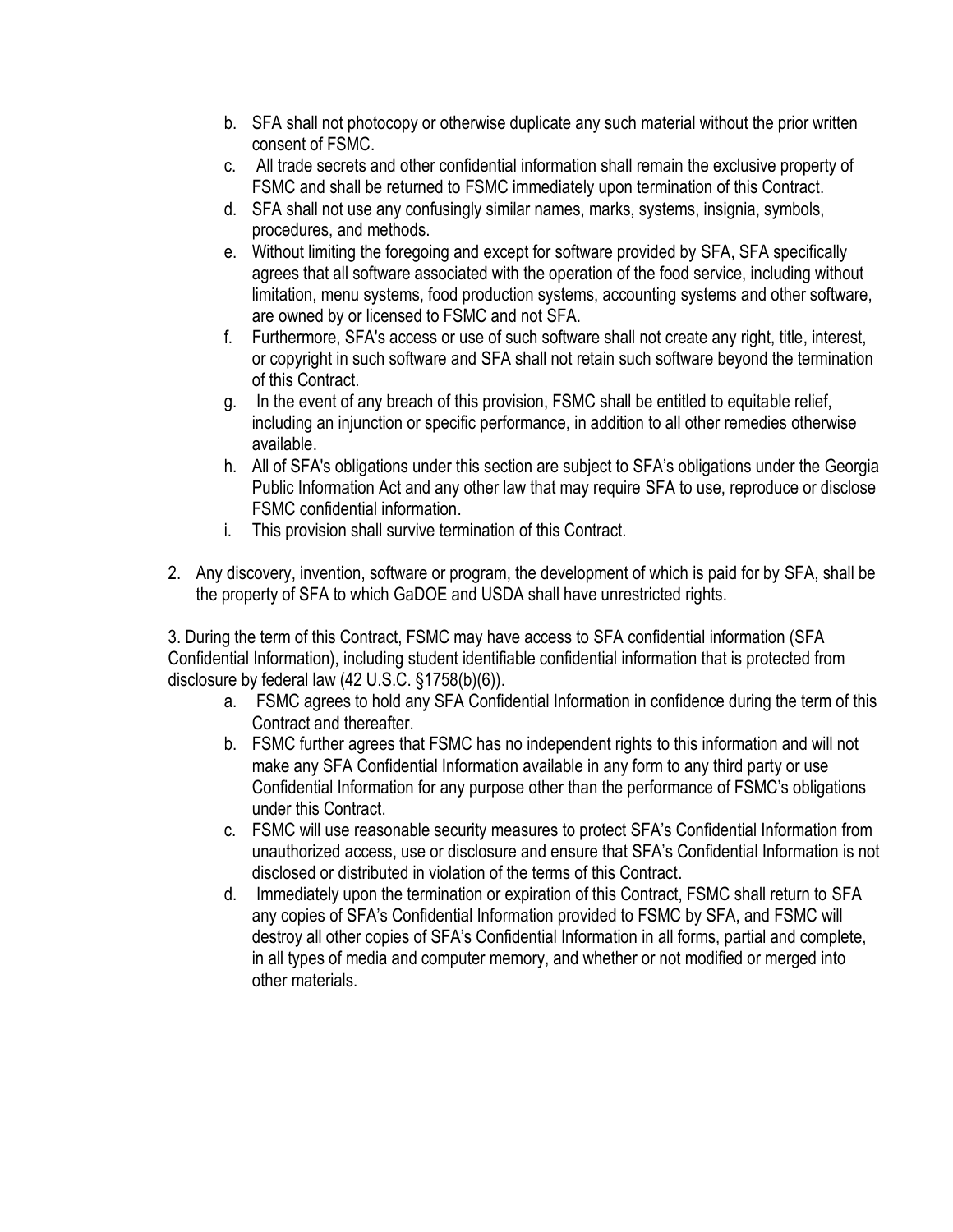b. SFA shall not photocopy or otherwise duplicate any such material without the prior written consent of FSMC.
c. All trade secrets and other confidential information shall remain the exclusive property of FSMC and shall be returned to FSMC immediately upon termination of this Contract.
d. SFA shall not use any confusingly similar names, marks, systems, insignia, symbols, procedures, and methods.
e. Without limiting the foregoing and except for software provided by SFA, SFA specifically agrees that all software associated with the operation of the food service, including without limitation, menu systems, food production systems, accounting systems and other software, are owned by or licensed to FSMC and not SFA.
f. Furthermore, SFA's access or use of such software shall not create any right, title, interest, or copyright in such software and SFA shall not retain such software beyond the termination of this Contract.
g. In the event of any breach of this provision, FSMC shall be entitled to equitable relief, including an injunction or specific performance, in addition to all other remedies otherwise available.
h. All of SFA's obligations under this section are subject to SFA's obligations under the Georgia Public Information Act and any other law that may require SFA to use, reproduce or disclose FSMC confidential information.
i. This provision shall survive termination of this Contract.

2. Any discovery, invention, software or program, the development of which is paid for by SFA, shall be the property of SFA to which GaDOE and USDA shall have unrestricted rights.

3. During the term of this Contract, FSMC may have access to SFA confidential information (SFA Confidential Information), including student identifiable confidential information that is protected from disclosure by federal law (42 U.S.C. §1758(b)(6)).

a. FSMC agrees to hold any SFA Confidential Information in confidence during the term of this Contract and thereafter.
b. FSMC further agrees that FSMC has no independent rights to this information and will not make any SFA Confidential Information available in any form to any third party or use Confidential Information for any purpose other than the performance of FSMC's obligations under this Contract.
c. FSMC will use reasonable security measures to protect SFA's Confidential Information from unauthorized access, use or disclosure and ensure that SFA's Confidential Information is not disclosed or distributed in violation of the terms of this Contract.
d. Immediately upon the termination or expiration of this Contract, FSMC shall return to SFA any copies of SFA's Confidential Information provided to FSMC by SFA, and FSMC will destroy all other copies of SFA's Confidential Information in all forms, partial and complete, in all types of media and computer memory, and whether or not modified or merged into other materials.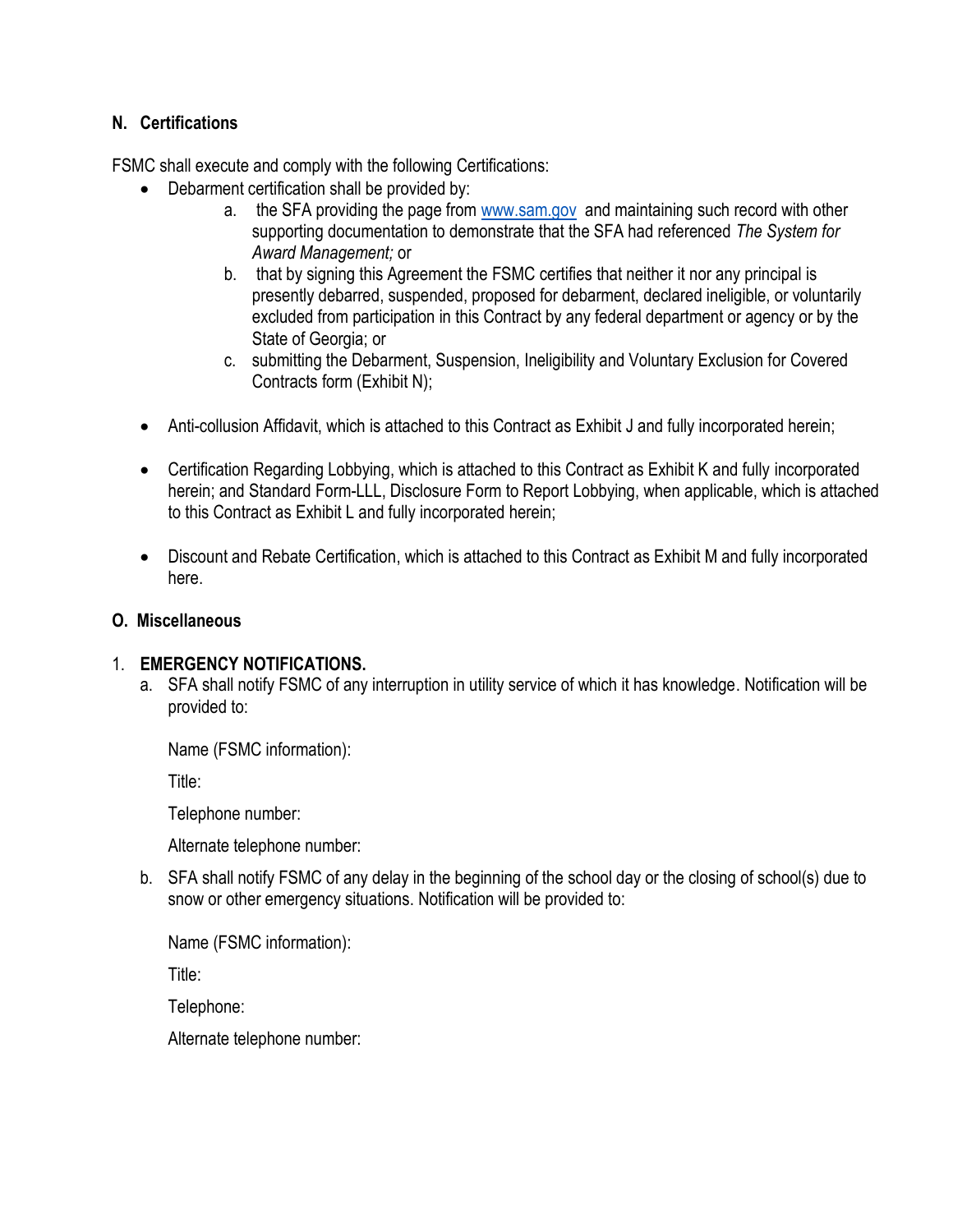## N. Certifications

FSMC shall execute and comply with the following Certifications:

- Debarment certification shall be provided by:
  - a. the SFA providing the page from www.sam.gov and maintaining such record with other supporting documentation to demonstrate that the SFA had referenced *The System for Award Management;* or
  - b. that by signing this Agreement the FSMC certifies that neither it nor any principal is presently debarred, suspended, proposed for debarment, declared ineligible, or voluntarily excluded from participation in this Contract by any federal department or agency or by the State of Georgia; or
  - c. submitting the Debarment, Suspension, Ineligibility and Voluntary Exclusion for Covered Contracts form (Exhibit N);
- Anti-collusion Affidavit, which is attached to this Contract as Exhibit J and fully incorporated herein;
- Certification Regarding Lobbying, which is attached to this Contract as Exhibit K and fully incorporated herein; and Standard Form-LLL, Disclosure Form to Report Lobbying, when applicable, which is attached to this Contract as Exhibit L and fully incorporated herein;
- Discount and Rebate Certification, which is attached to this Contract as Exhibit M and fully incorporated here.

## O. Miscellaneous

1. **EMERGENCY NOTIFICATIONS.**
   a. SFA shall notify FSMC of any interruption in utility service of which it has knowledge. Notification will be provided to:

      Name (FSMC information):

      Title:

      Telephone number:

      Alternate telephone number:

   b. SFA shall notify FSMC of any delay in the beginning of the school day or the closing of school(s) due to snow or other emergency situations. Notification will be provided to:

      Name (FSMC information):

      Title:

      Telephone:

      Alternate telephone number: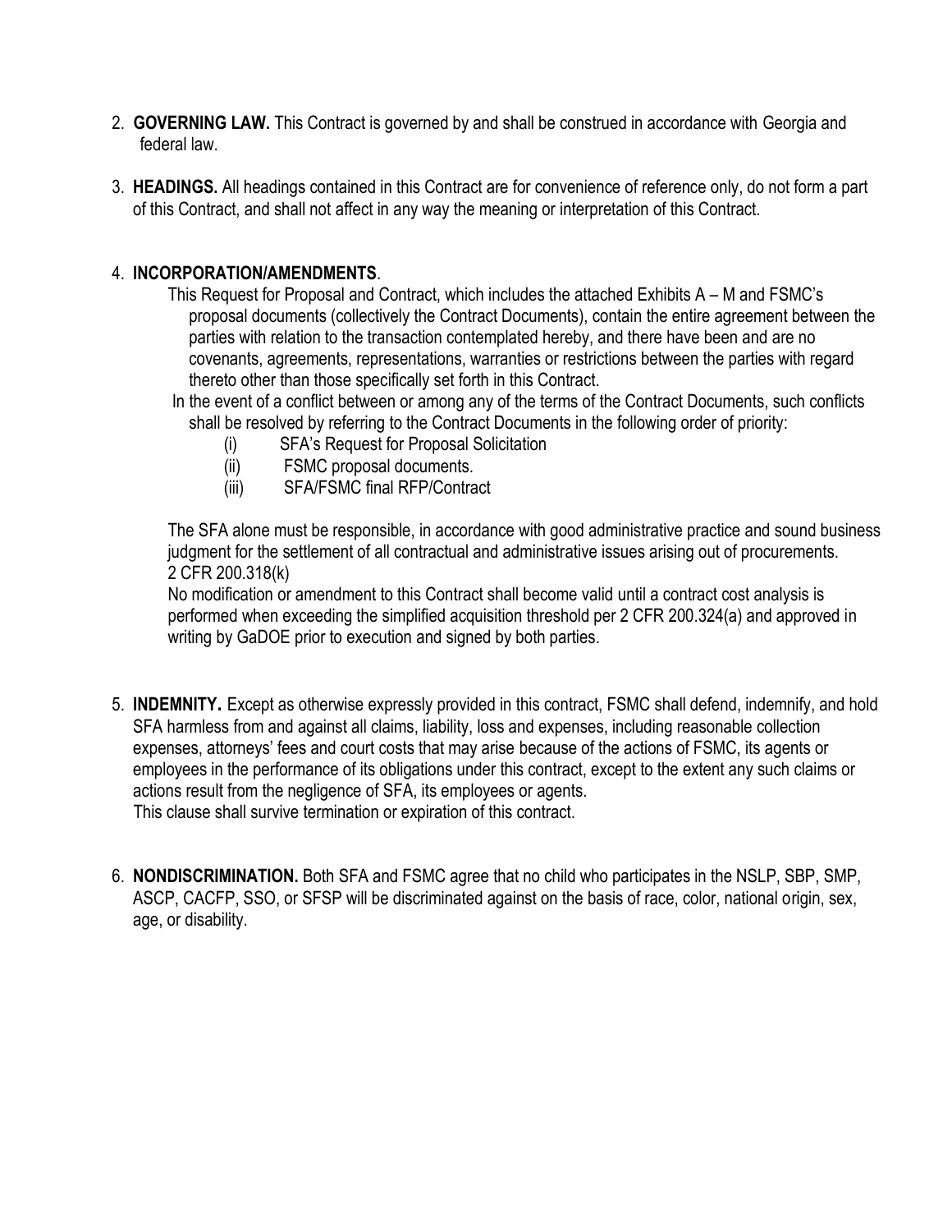2. **GOVERNING LAW.** This Contract is governed by and shall be construed in accordance with Georgia and federal law.

3. **HEADINGS.** All headings contained in this Contract are for convenience of reference only, do not form a part of this Contract, and shall not affect in any way the meaning or interpretation of this Contract.

4. **INCORPORATION/AMENDMENTS**.

   This Request for Proposal and Contract, which includes the attached Exhibits A – M and FSMC's proposal documents (collectively the Contract Documents), contain the entire agreement between the parties with relation to the transaction contemplated hereby, and there have been and are no covenants, agreements, representations, warranties or restrictions between the parties with regard thereto other than those specifically set forth in this Contract.

   In the event of a conflict between or among any of the terms of the Contract Documents, such conflicts shall be resolved by referring to the Contract Documents in the following order of priority:

   (i) SFA's Request for Proposal Solicitation
   (ii) FSMC proposal documents.
   (iii) SFA/FSMC final RFP/Contract

   The SFA alone must be responsible, in accordance with good administrative practice and sound business judgment for the settlement of all contractual and administrative issues arising out of procurements. 2 CFR 200.318(k)

   No modification or amendment to this Contract shall become valid until a contract cost analysis is performed when exceeding the simplified acquisition threshold per 2 CFR 200.324(a) and approved in writing by GaDOE prior to execution and signed by both parties.

5. **INDEMNITY.** Except as otherwise expressly provided in this contract, FSMC shall defend, indemnify, and hold SFA harmless from and against all claims, liability, loss and expenses, including reasonable collection expenses, attorneys' fees and court costs that may arise because of the actions of FSMC, its agents or employees in the performance of its obligations under this contract, except to the extent any such claims or actions result from the negligence of SFA, its employees or agents.
   This clause shall survive termination or expiration of this contract.

6. **NONDISCRIMINATION.** Both SFA and FSMC agree that no child who participates in the NSLP, SBP, SMP, ASCP, CACFP, SSO, or SFSP will be discriminated against on the basis of race, color, national origin, sex, age, or disability.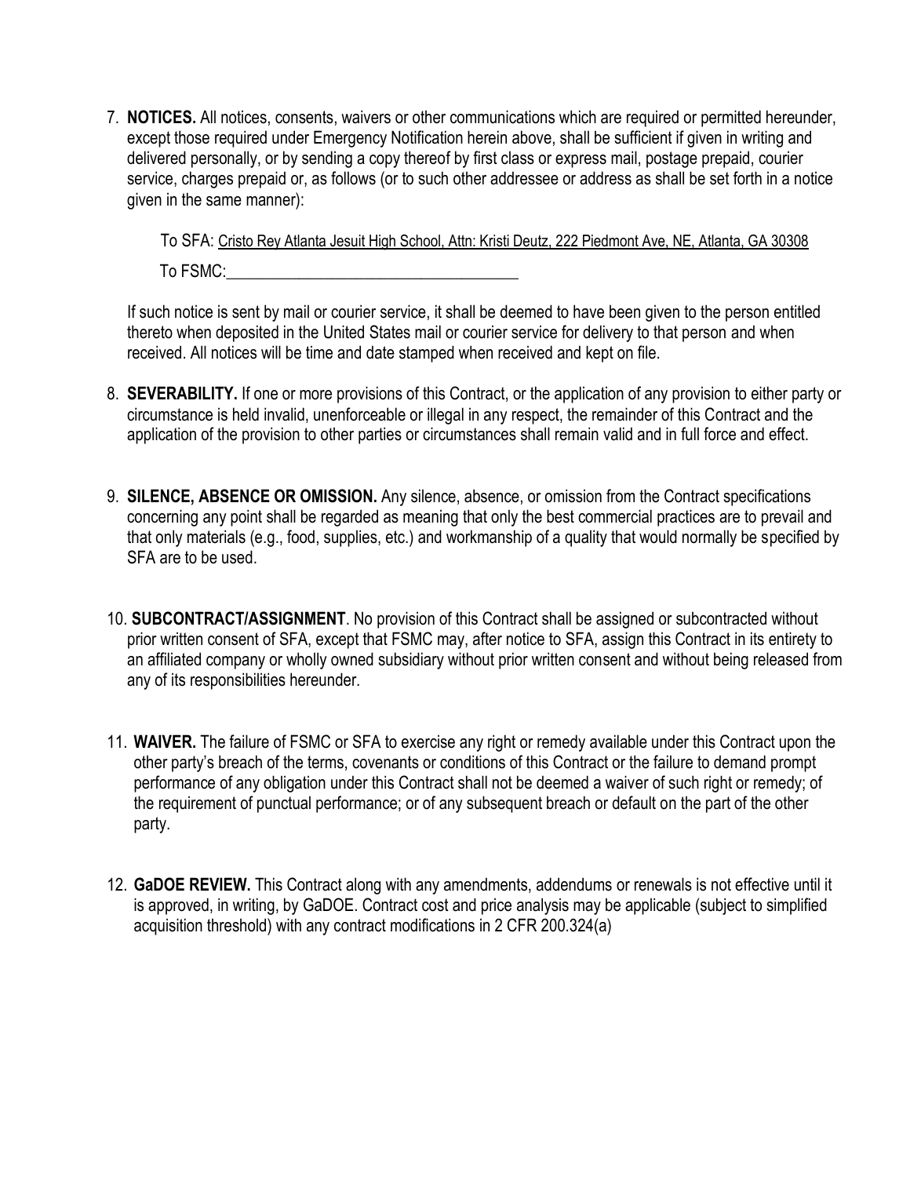7. **NOTICES.** All notices, consents, waivers or other communications which are required or permitted hereunder, except those required under Emergency Notification herein above, shall be sufficient if given in writing and delivered personally, or by sending a copy thereof by first class or express mail, postage prepaid, courier service, charges prepaid or, as follows (or to such other addressee or address as shall be set forth in a notice given in the same manner):

   To SFA: Cristo Rey Atlanta Jesuit High School, Attn: Kristi Deutz, 222 Piedmont Ave, NE, Atlanta, GA 30308

   To FSMC:_____________________________________

   If such notice is sent by mail or courier service, it shall be deemed to have been given to the person entitled thereto when deposited in the United States mail or courier service for delivery to that person and when received. All notices will be time and date stamped when received and kept on file.

8. **SEVERABILITY.** If one or more provisions of this Contract, or the application of any provision to either party or circumstance is held invalid, unenforceable or illegal in any respect, the remainder of this Contract and the application of the provision to other parties or circumstances shall remain valid and in full force and effect.

9. **SILENCE, ABSENCE OR OMISSION.** Any silence, absence, or omission from the Contract specifications concerning any point shall be regarded as meaning that only the best commercial practices are to prevail and that only materials (e.g., food, supplies, etc.) and workmanship of a quality that would normally be specified by SFA are to be used.

10. **SUBCONTRACT/ASSIGNMENT**. No provision of this Contract shall be assigned or subcontracted without prior written consent of SFA, except that FSMC may, after notice to SFA, assign this Contract in its entirety to an affiliated company or wholly owned subsidiary without prior written consent and without being released from any of its responsibilities hereunder.

11. **WAIVER.** The failure of FSMC or SFA to exercise any right or remedy available under this Contract upon the other party's breach of the terms, covenants or conditions of this Contract or the failure to demand prompt performance of any obligation under this Contract shall not be deemed a waiver of such right or remedy; of the requirement of punctual performance; or of any subsequent breach or default on the part of the other party.

12. **GaDOE REVIEW.** This Contract along with any amendments, addendums or renewals is not effective until it is approved, in writing, by GaDOE. Contract cost and price analysis may be applicable (subject to simplified acquisition threshold) with any contract modifications in 2 CFR 200.324(a)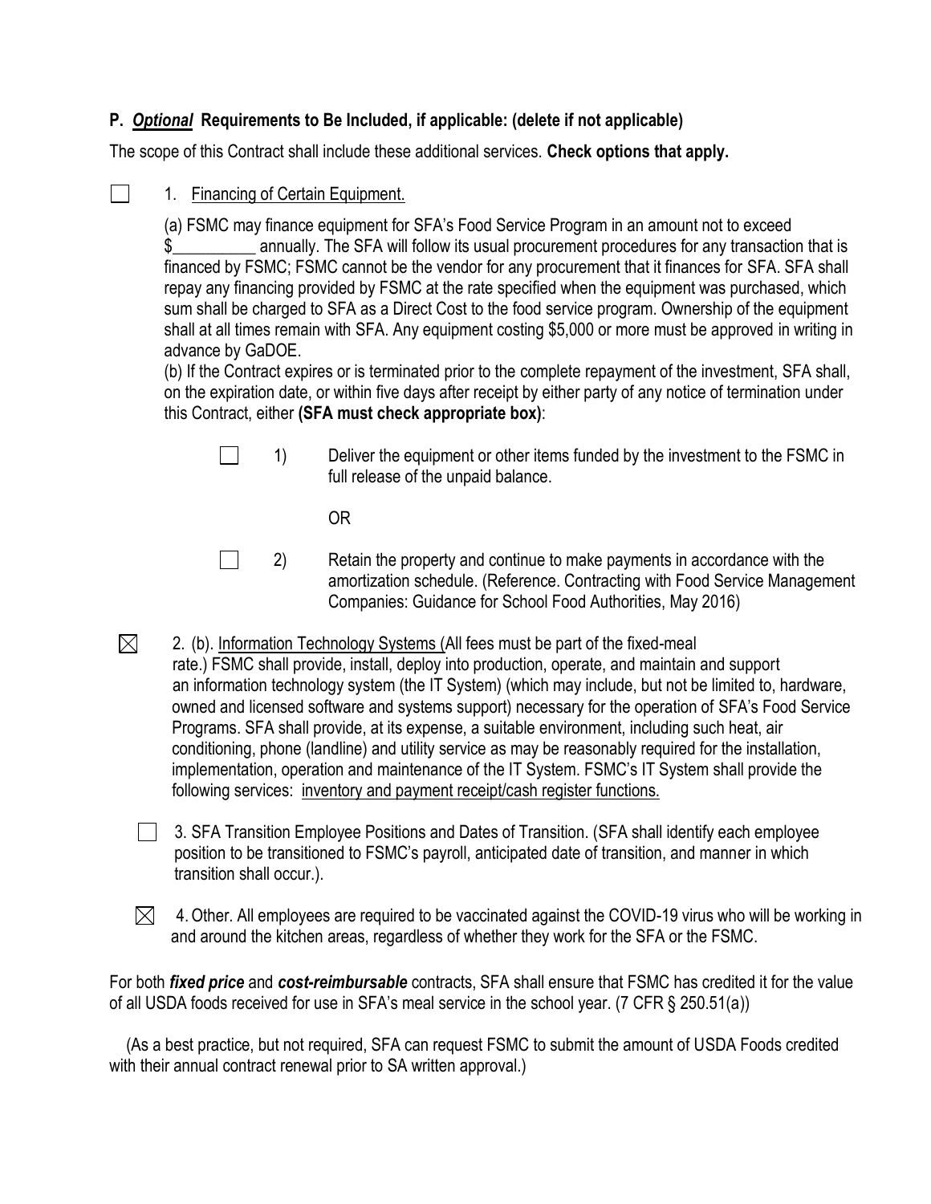**P. *Optional* Requirements to Be Included, if applicable: (delete if not applicable)**

The scope of this Contract shall include these additional services. **Check options that apply.**

☐ 1. Financing of Certain Equipment.

(a) FSMC may finance equipment for SFA's Food Service Program in an amount not to exceed $__________ annually. The SFA will follow its usual procurement procedures for any transaction that is financed by FSMC; FSMC cannot be the vendor for any procurement that it finances for SFA. SFA shall repay any financing provided by FSMC at the rate specified when the equipment was purchased, which sum shall be charged to SFA as a Direct Cost to the food service program. Ownership of the equipment shall at all times remain with SFA. Any equipment costing $5,000 or more must be approved in writing in advance by GaDOE.

(b) If the Contract expires or is terminated prior to the complete repayment of the investment, SFA shall, on the expiration date, or within five days after receipt by either party of any notice of termination under this Contract, either **(SFA must check appropriate box)**:

☐ 1) Deliver the equipment or other items funded by the investment to the FSMC in full release of the unpaid balance.

OR

☐ 2) Retain the property and continue to make payments in accordance with the amortization schedule. (Reference. Contracting with Food Service Management Companies: Guidance for School Food Authorities, May 2016)

☒ 2. (b). Information Technology Systems (All fees must be part of the fixed-meal rate.) FSMC shall provide, install, deploy into production, operate, and maintain and support an information technology system (the IT System) (which may include, but not be limited to, hardware, owned and licensed software and systems support) necessary for the operation of SFA's Food Service Programs. SFA shall provide, at its expense, a suitable environment, including such heat, air conditioning, phone (landline) and utility service as may be reasonably required for the installation, implementation, operation and maintenance of the IT System. FSMC's IT System shall provide the following services: inventory and payment receipt/cash register functions.

☐ 3. SFA Transition Employee Positions and Dates of Transition. (SFA shall identify each employee position to be transitioned to FSMC's payroll, anticipated date of transition, and manner in which transition shall occur.).

☒ 4. Other. All employees are required to be vaccinated against the COVID-19 virus who will be working in and around the kitchen areas, regardless of whether they work for the SFA or the FSMC.

For both ***fixed price*** and ***cost-reimbursable*** contracts, SFA shall ensure that FSMC has credited it for the value of all USDA foods received for use in SFA's meal service in the school year. (7 CFR § 250.51(a))

(As a best practice, but not required, SFA can request FSMC to submit the amount of USDA Foods credited with their annual contract renewal prior to SA written approval.)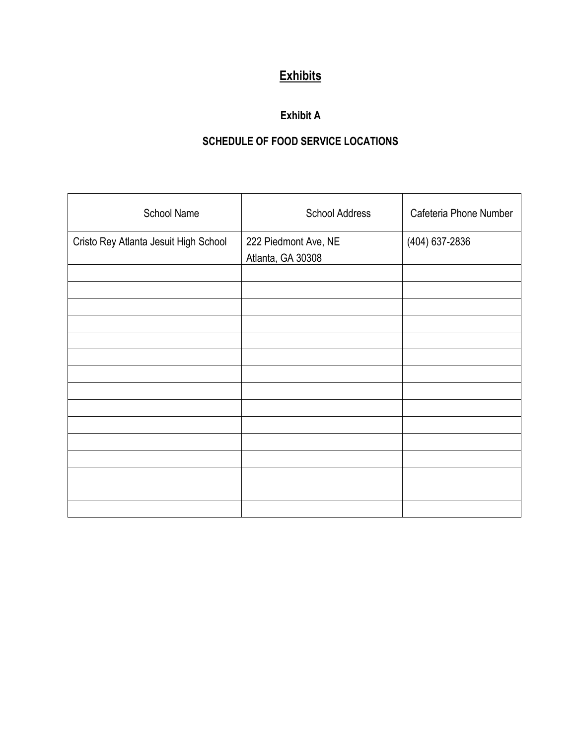# Exhibits

## Exhibit A

## SCHEDULE OF FOOD SERVICE LOCATIONS

| School Name | School Address | Cafeteria Phone Number |
|---|---|---|
| Cristo Rey Atlanta Jesuit High School | 222 Piedmont Ave, NE<br>Atlanta, GA 30308 | (404) 637-2836 |
| | | |
| | | |
| | | |
| | | |
| | | |
| | | |
| | | |
| | | |
| | | |
| | | |
| | | |
| | | |
| | | |
| | | |
| | | |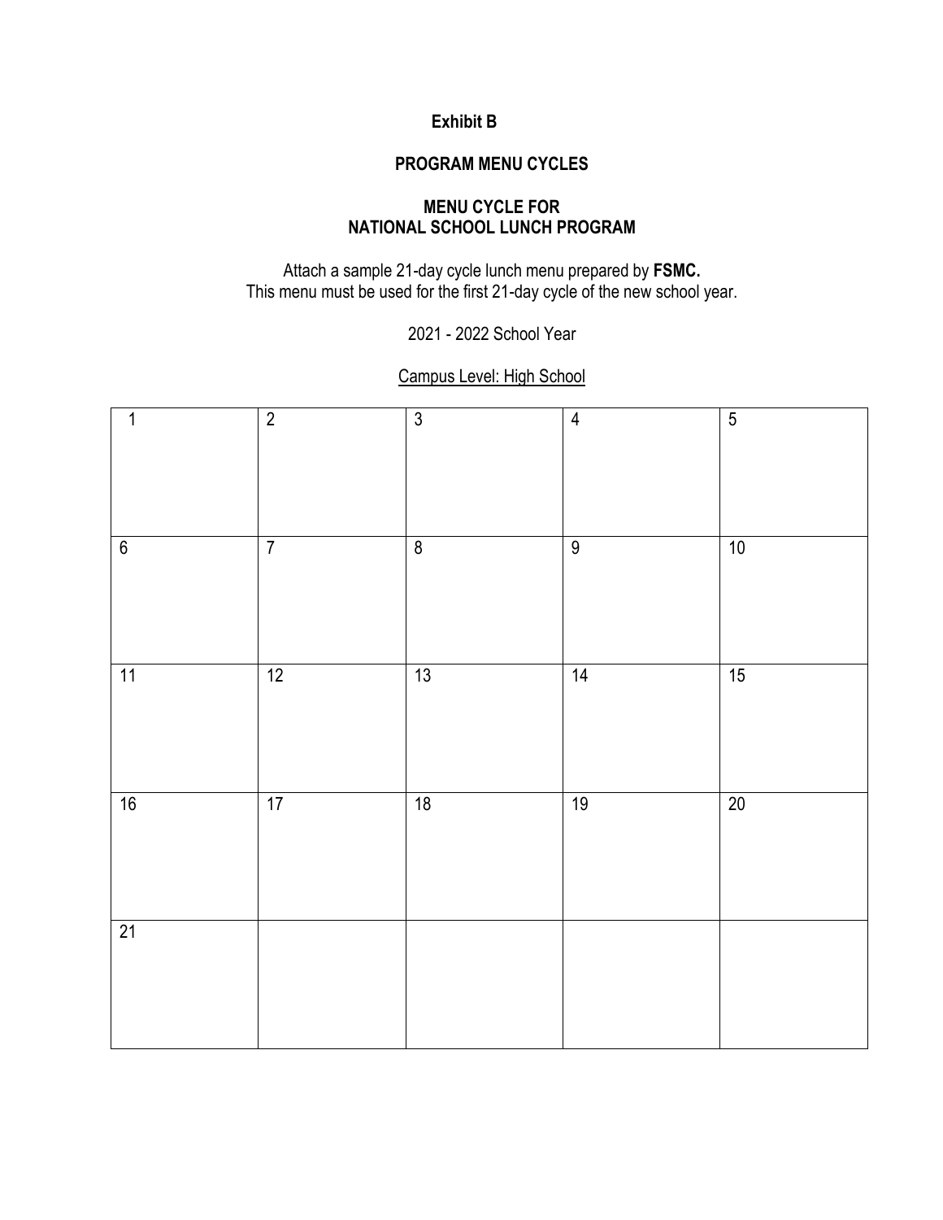**Exhibit B**

**PROGRAM MENU CYCLES**

**MENU CYCLE FOR NATIONAL SCHOOL LUNCH PROGRAM**

Attach a sample 21-day cycle lunch menu prepared by **FSMC.**
This menu must be used for the first 21-day cycle of the new school year.

2021 - 2022 School Year

Campus Level: High School

| 1 | 2 | 3 | 4 | 5 |
|---|---|---|---|---|
| 6 | 7 | 8 | 9 | 10 |
| 11 | 12 | 13 | 14 | 15 |
| 16 | 17 | 18 | 19 | 20 |
| 21 | | | | |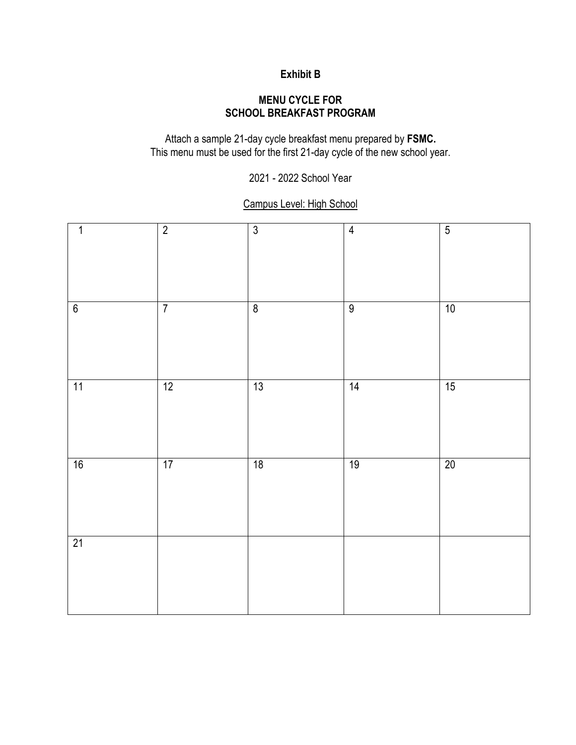**Exhibit B**

**MENU CYCLE FOR**
**SCHOOL BREAKFAST PROGRAM**

Attach a sample 21-day cycle breakfast menu prepared by **FSMC.**
This menu must be used for the first 21-day cycle of the new school year.

2021 - 2022 School Year

Campus Level: High School

| 1 | 2 | 3 | 4 | 5 |
|---|---|---|---|---|
| 6 | 7 | 8 | 9 | 10 |
| 11 | 12 | 13 | 14 | 15 |
| 16 | 17 | 18 | 19 | 20 |
| 21 | | | | |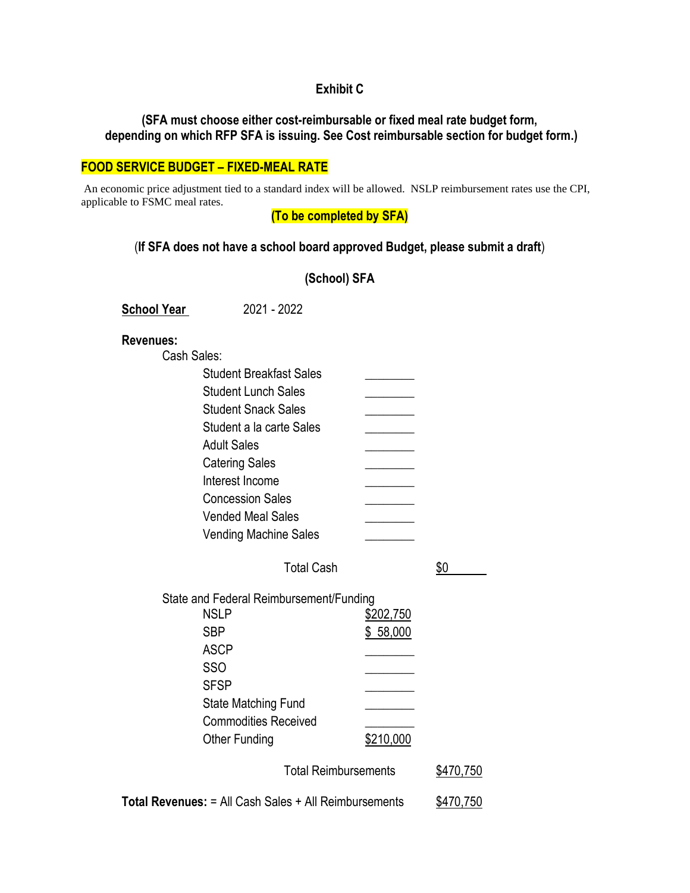**Exhibit C**

**(SFA must choose either cost-reimbursable or fixed meal rate budget form, depending on which RFP SFA is issuing. See Cost reimbursable section for budget form.)**

**FOOD SERVICE BUDGET – FIXED-MEAL RATE**

An economic price adjustment tied to a standard index will be allowed. NSLP reimbursement rates use the CPI, applicable to FSMC meal rates.

**(To be completed by SFA)**

(**If SFA does not have a school board approved Budget, please submit a draft**)

**(School) SFA**

**School Year** 2021 - 2022

**Revenues:**

| | | |
|---|---|---|
| **Cash Sales:** | | |
| Student Breakfast Sales | ________ | |
| Student Lunch Sales | ________ | |
| Student Snack Sales | ________ | |
| Student a la carte Sales | ________ | |
| Adult Sales | ________ | |
| Catering Sales | ________ | |
| Interest Income | ________ | |
| Concession Sales | ________ | |
| Vended Meal Sales | ________ | |
| Vending Machine Sales | ________ | |
| Total Cash | | $0 |
| **State and Federal Reimbursement/Funding** | | |
| NSLP | $202,750 | |
| SBP | $ 58,000 | |
| ASCP | ________ | |
| SSO | ________ | |
| SFSP | ________ | |
| State Matching Fund | ________ | |
| Commodities Received | ________ | |
| Other Funding | $210,000 | |
| Total Reimbursements | | $470,750 |

**Total Revenues:** = All Cash Sales + All Reimbursements $470,750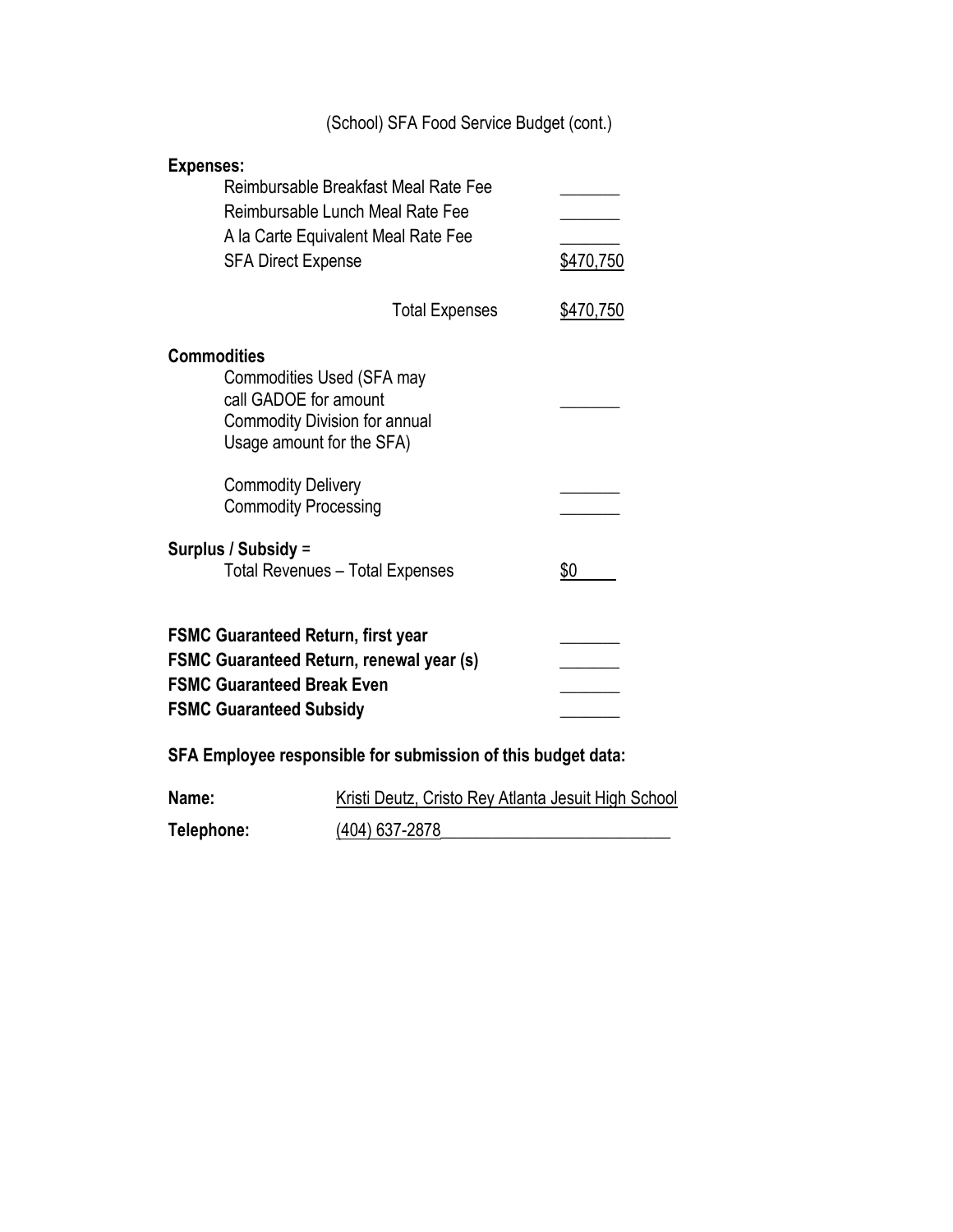(School) SFA Food Service Budget (cont.)

**Expenses:**

| | |
|---|---|
| Reimbursable Breakfast Meal Rate Fee | _______ |
| Reimbursable Lunch Meal Rate Fee | _______ |
| A la Carte Equivalent Meal Rate Fee | _______ |
| SFA Direct Expense | $470,750 |
| Total Expenses | $470,750 |

**Commodities**

| | |
|---|---|
| Commodities Used (SFA may call GADOE for amount Commodity Division for annual Usage amount for the SFA) | _______ |
| Commodity Delivery | _______ |
| Commodity Processing | _______ |

**Surplus / Subsidy** =

| | |
|---|---|
| Total Revenues – Total Expenses | $0 |

| | |
|---|---|
| **FSMC Guaranteed Return, first year** | _______ |
| **FSMC Guaranteed Return, renewal year (s)** | _______ |
| **FSMC Guaranteed Break Even** | _______ |
| **FSMC Guaranteed Subsidy** | _______ |

**SFA Employee responsible for submission of this budget data:**

**Name:** Kristi Deutz, Cristo Rey Atlanta Jesuit High School

**Telephone:** (404) 637-2878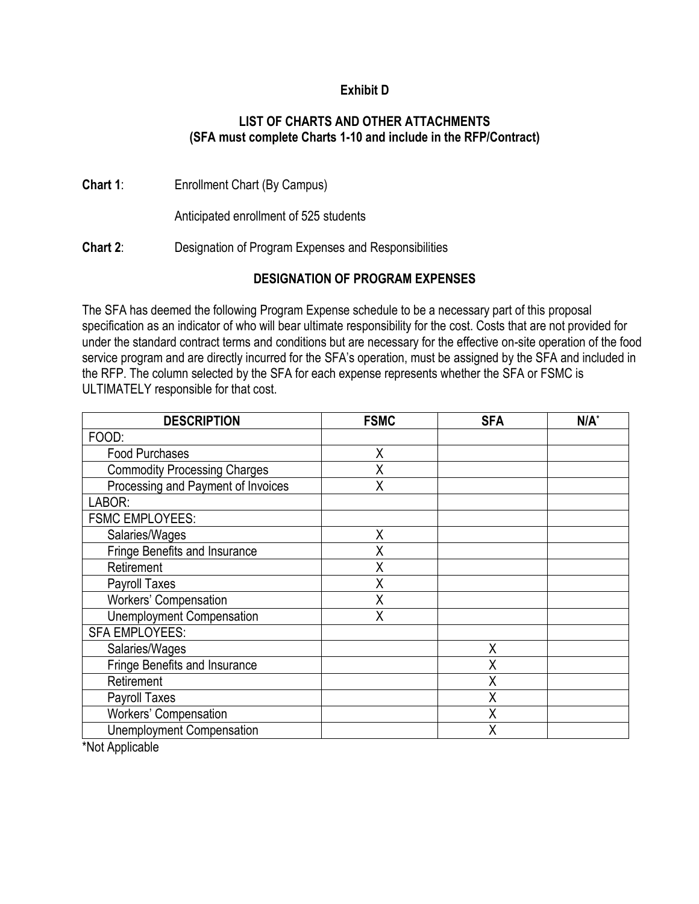**Exhibit D**

**LIST OF CHARTS AND OTHER ATTACHMENTS**
**(SFA must complete Charts 1-10 and include in the RFP/Contract)**

**Chart 1**: Enrollment Chart (By Campus)

Anticipated enrollment of 525 students

**Chart 2**: Designation of Program Expenses and Responsibilities

**DESIGNATION OF PROGRAM EXPENSES**

The SFA has deemed the following Program Expense schedule to be a necessary part of this proposal specification as an indicator of who will bear ultimate responsibility for the cost. Costs that are not provided for under the standard contract terms and conditions but are necessary for the effective on-site operation of the food service program and are directly incurred for the SFA's operation, must be assigned by the SFA and included in the RFP. The column selected by the SFA for each expense represents whether the SFA or FSMC is ULTIMATELY responsible for that cost.

| DESCRIPTION | FSMC | SFA | N/A* |
|---|---|---|---|
| FOOD: | | | |
| Food Purchases | X | | |
| Commodity Processing Charges | X | | |
| Processing and Payment of Invoices | X | | |
| LABOR: | | | |
| FSMC EMPLOYEES: | | | |
| Salaries/Wages | X | | |
| Fringe Benefits and Insurance | X | | |
| Retirement | X | | |
| Payroll Taxes | X | | |
| Workers' Compensation | X | | |
| Unemployment Compensation | X | | |
| SFA EMPLOYEES: | | | |
| Salaries/Wages | | X | |
| Fringe Benefits and Insurance | | X | |
| Retirement | | X | |
| Payroll Taxes | | X | |
| Workers' Compensation | | X | |
| Unemployment Compensation | | X | |

*Not Applicable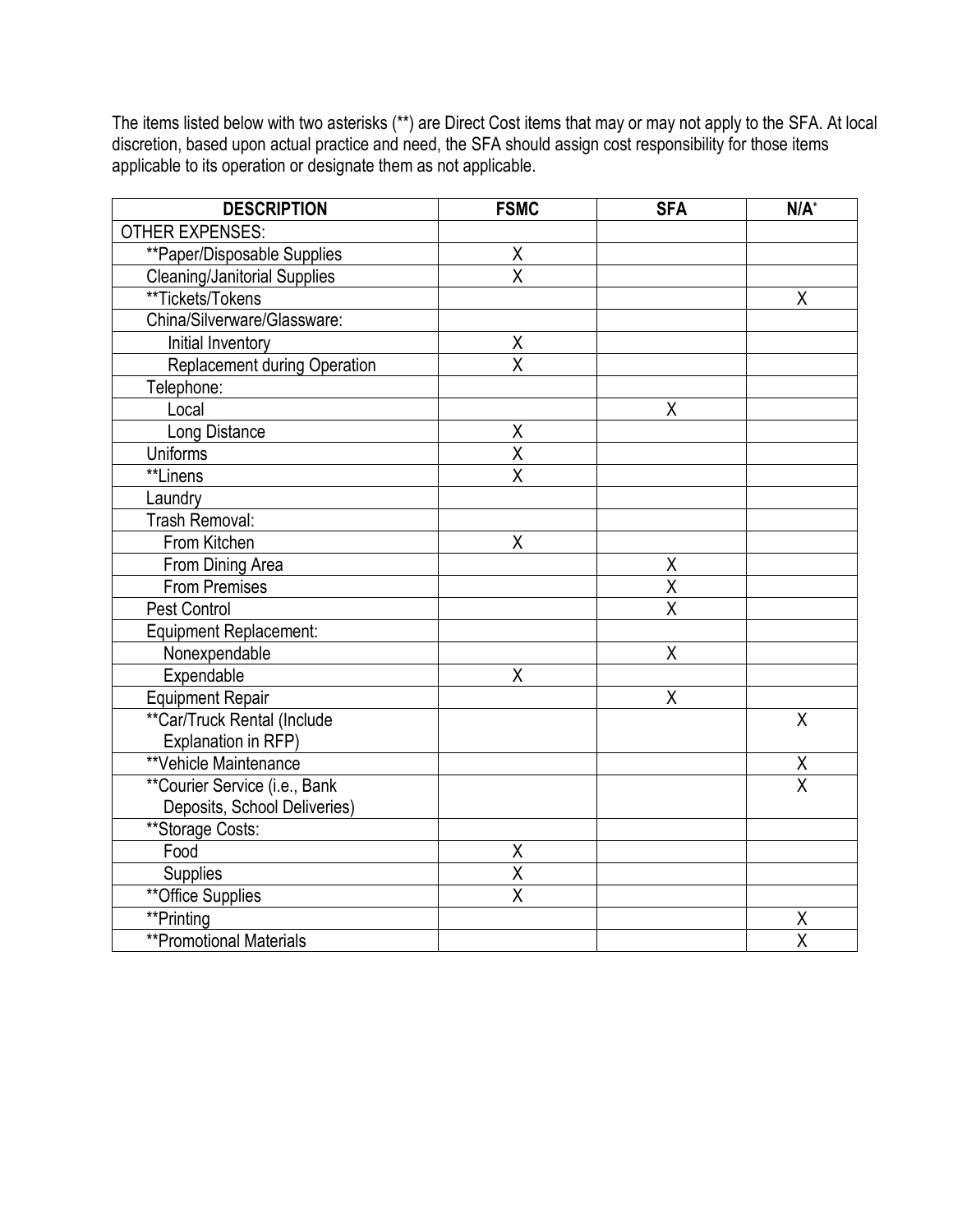The items listed below with two asterisks (**) are Direct Cost items that may or may not apply to the SFA. At local discretion, based upon actual practice and need, the SFA should assign cost responsibility for those items applicable to its operation or designate them as not applicable.

| DESCRIPTION | FSMC | SFA | N/A* |
|---|---|---|---|
| OTHER EXPENSES: | | | |
| **Paper/Disposable Supplies | X | | |
| Cleaning/Janitorial Supplies | X | | |
| **Tickets/Tokens | | | X |
| China/Silverware/Glassware: | | | |
| Initial Inventory | X | | |
| Replacement during Operation | X | | |
| Telephone: | | | |
| Local | | X | |
| Long Distance | X | | |
| Uniforms | X | | |
| **Linens | X | | |
| Laundry | | | |
| Trash Removal: | | | |
| From Kitchen | X | | |
| From Dining Area | | X | |
| From Premises | | X | |
| Pest Control | | X | |
| Equipment Replacement: | | | |
| Nonexpendable | | X | |
| Expendable | X | | |
| Equipment Repair | | X | |
| **Car/Truck Rental (Include Explanation in RFP) | | | X |
| **Vehicle Maintenance | | | X |
| **Courier Service (i.e., Bank Deposits, School Deliveries) | | | X |
| **Storage Costs: | | | |
| Food | X | | |
| Supplies | X | | |
| **Office Supplies | X | | |
| **Printing | | | X |
| **Promotional Materials | | | X |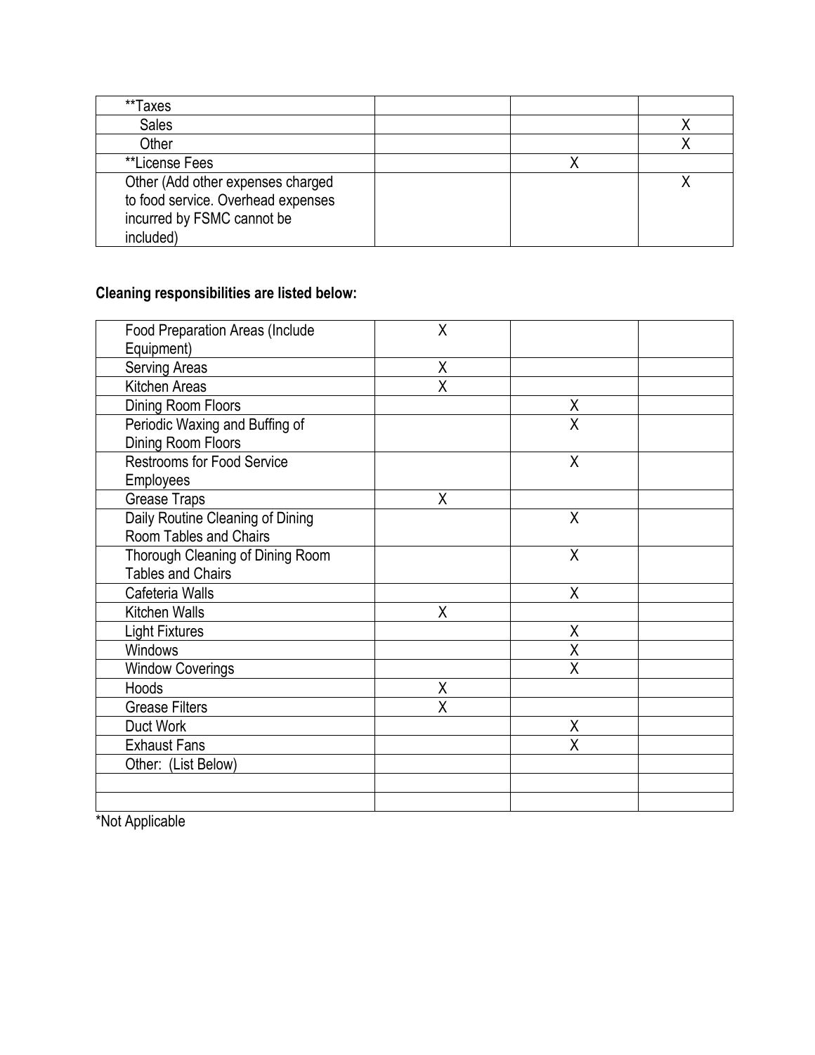| **Taxes | | | |
|---|---|---|---|
| Sales | | | X |
| Other | | | X |
| **License Fees | | X | |
| Other (Add other expenses charged to food service. Overhead expenses incurred by FSMC cannot be included) | | | X |

**Cleaning responsibilities are listed below:**

| Food Preparation Areas (Include Equipment) | X | | |
|---|---|---|---|
| Serving Areas | X | | |
| Kitchen Areas | X | | |
| Dining Room Floors | | X | |
| Periodic Waxing and Buffing of Dining Room Floors | | X | |
| Restrooms for Food Service Employees | | X | |
| Grease Traps | X | | |
| Daily Routine Cleaning of Dining Room Tables and Chairs | | X | |
| Thorough Cleaning of Dining Room Tables and Chairs | | X | |
| Cafeteria Walls | | X | |
| Kitchen Walls | X | | |
| Light Fixtures | | X | |
| Windows | | X | |
| Window Coverings | | X | |
| Hoods | X | | |
| Grease Filters | X | | |
| Duct Work | | X | |
| Exhaust Fans | | X | |
| Other: (List Below) | | | |
| | | | |
| | | | |

*Not Applicable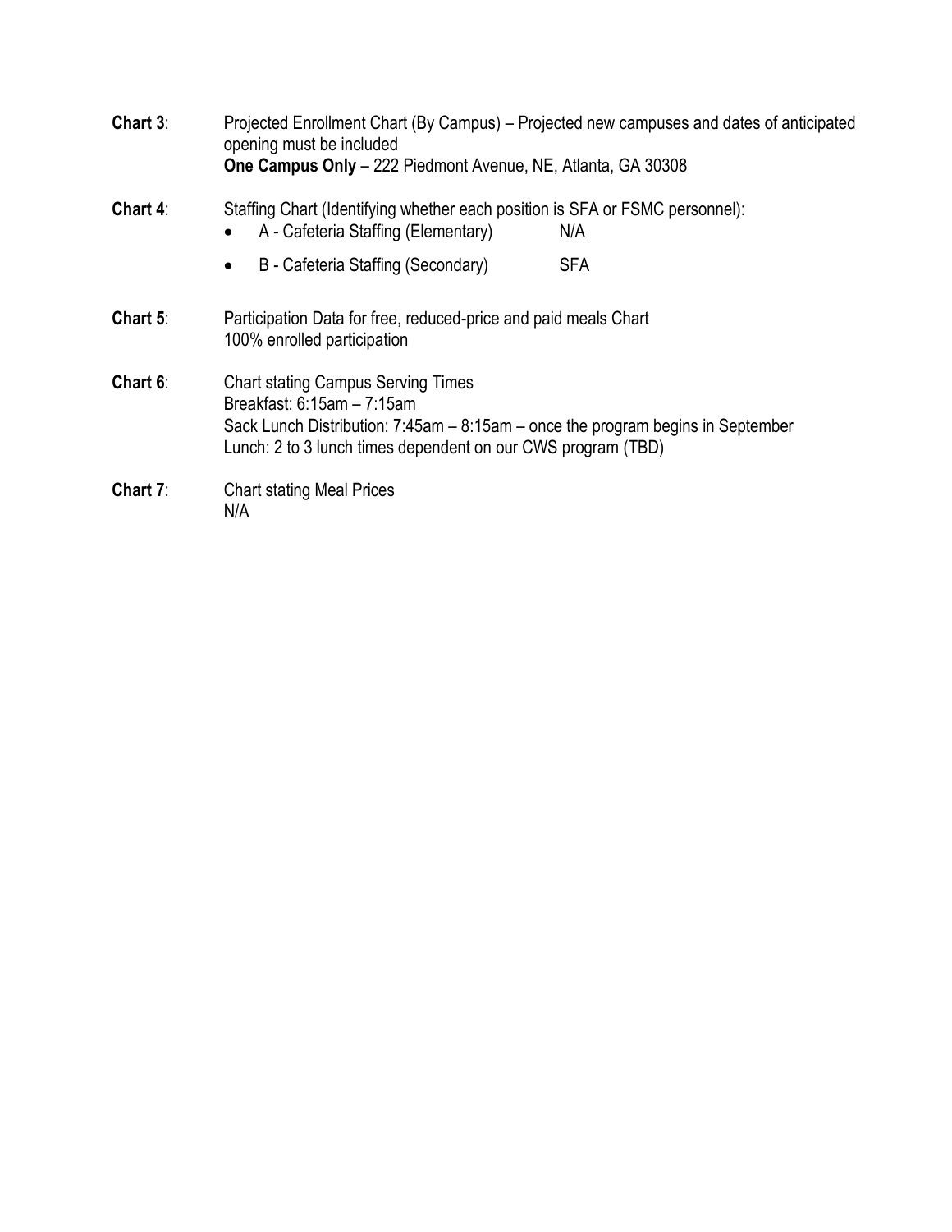**Chart 3**: Projected Enrollment Chart (By Campus) – Projected new campuses and dates of anticipated opening must be included
**One Campus Only** – 222 Piedmont Avenue, NE, Atlanta, GA 30308

**Chart 4**: Staffing Chart (Identifying whether each position is SFA or FSMC personnel):

- A - Cafeteria Staffing (Elementary) N/A
- B - Cafeteria Staffing (Secondary) SFA

**Chart 5**: Participation Data for free, reduced-price and paid meals Chart
100% enrolled participation

**Chart 6**: Chart stating Campus Serving Times
Breakfast: 6:15am – 7:15am
Sack Lunch Distribution: 7:45am – 8:15am – once the program begins in September
Lunch: 2 to 3 lunch times dependent on our CWS program (TBD)

**Chart 7**: Chart stating Meal Prices
N/A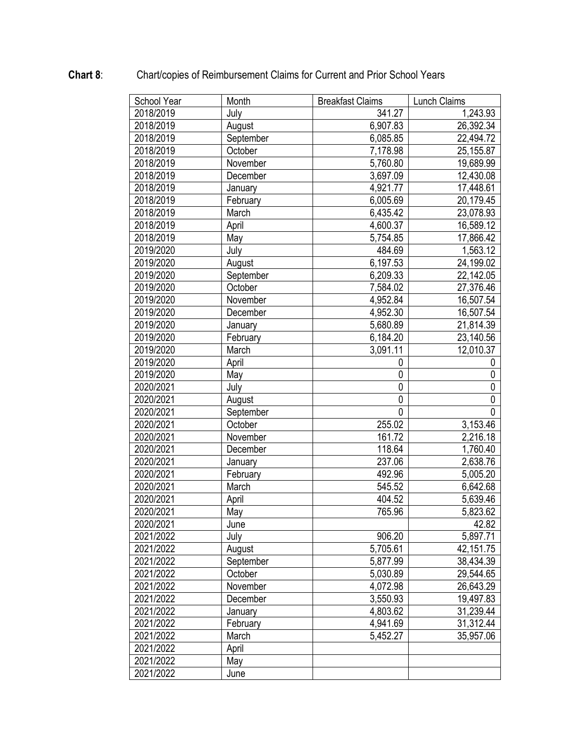**Chart 8**: Chart/copies of Reimbursement Claims for Current and Prior School Years

| School Year | Month | Breakfast Claims | Lunch Claims |
|---|---|---|---|
| 2018/2019 | July | 341.27 | 1,243.93 |
| 2018/2019 | August | 6,907.83 | 26,392.34 |
| 2018/2019 | September | 6,085.85 | 22,494.72 |
| 2018/2019 | October | 7,178.98 | 25,155.87 |
| 2018/2019 | November | 5,760.80 | 19,689.99 |
| 2018/2019 | December | 3,697.09 | 12,430.08 |
| 2018/2019 | January | 4,921.77 | 17,448.61 |
| 2018/2019 | February | 6,005.69 | 20,179.45 |
| 2018/2019 | March | 6,435.42 | 23,078.93 |
| 2018/2019 | April | 4,600.37 | 16,589.12 |
| 2018/2019 | May | 5,754.85 | 17,866.42 |
| 2019/2020 | July | 484.69 | 1,563.12 |
| 2019/2020 | August | 6,197.53 | 24,199.02 |
| 2019/2020 | September | 6,209.33 | 22,142.05 |
| 2019/2020 | October | 7,584.02 | 27,376.46 |
| 2019/2020 | November | 4,952.84 | 16,507.54 |
| 2019/2020 | December | 4,952.30 | 16,507.54 |
| 2019/2020 | January | 5,680.89 | 21,814.39 |
| 2019/2020 | February | 6,184.20 | 23,140.56 |
| 2019/2020 | March | 3,091.11 | 12,010.37 |
| 2019/2020 | April | 0 | 0 |
| 2019/2020 | May | 0 | 0 |
| 2020/2021 | July | 0 | 0 |
| 2020/2021 | August | 0 | 0 |
| 2020/2021 | September | 0 | 0 |
| 2020/2021 | October | 255.02 | 3,153.46 |
| 2020/2021 | November | 161.72 | 2,216.18 |
| 2020/2021 | December | 118.64 | 1,760.40 |
| 2020/2021 | January | 237.06 | 2,638.76 |
| 2020/2021 | February | 492.96 | 5,005.20 |
| 2020/2021 | March | 545.52 | 6,642.68 |
| 2020/2021 | April | 404.52 | 5,639.46 |
| 2020/2021 | May | 765.96 | 5,823.62 |
| 2020/2021 | June | | 42.82 |
| 2021/2022 | July | 906.20 | 5,897.71 |
| 2021/2022 | August | 5,705.61 | 42,151.75 |
| 2021/2022 | September | 5,877.99 | 38,434.39 |
| 2021/2022 | October | 5,030.89 | 29,544.65 |
| 2021/2022 | November | 4,072.98 | 26,643.29 |
| 2021/2022 | December | 3,550.93 | 19,497.83 |
| 2021/2022 | January | 4,803.62 | 31,239.44 |
| 2021/2022 | February | 4,941.69 | 31,312.44 |
| 2021/2022 | March | 5,452.27 | 35,957.06 |
| 2021/2022 | April | | |
| 2021/2022 | May | | |
| 2021/2022 | June | | |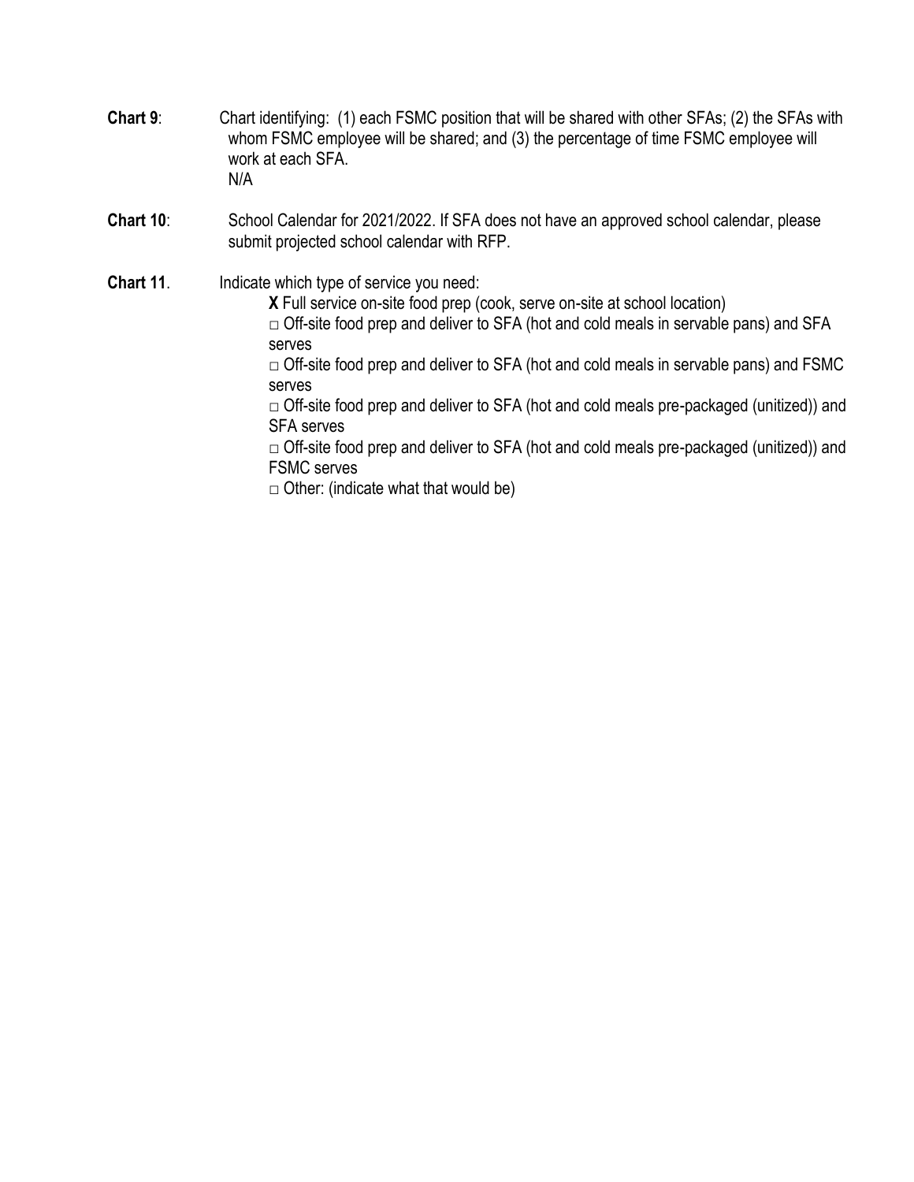**Chart 9**: Chart identifying: (1) each FSMC position that will be shared with other SFAs; (2) the SFAs with whom FSMC employee will be shared; and (3) the percentage of time FSMC employee will work at each SFA.
N/A

**Chart 10**: School Calendar for 2021/2022. If SFA does not have an approved school calendar, please submit projected school calendar with RFP.

**Chart 11**. Indicate which type of service you need:

- **X** Full service on-site food prep (cook, serve on-site at school location)
- □ Off-site food prep and deliver to SFA (hot and cold meals in servable pans) and SFA serves
- □ Off-site food prep and deliver to SFA (hot and cold meals in servable pans) and FSMC serves
- □ Off-site food prep and deliver to SFA (hot and cold meals pre-packaged (unitized)) and SFA serves
- □ Off-site food prep and deliver to SFA (hot and cold meals pre-packaged (unitized)) and FSMC serves
- □ Other: (indicate what that would be)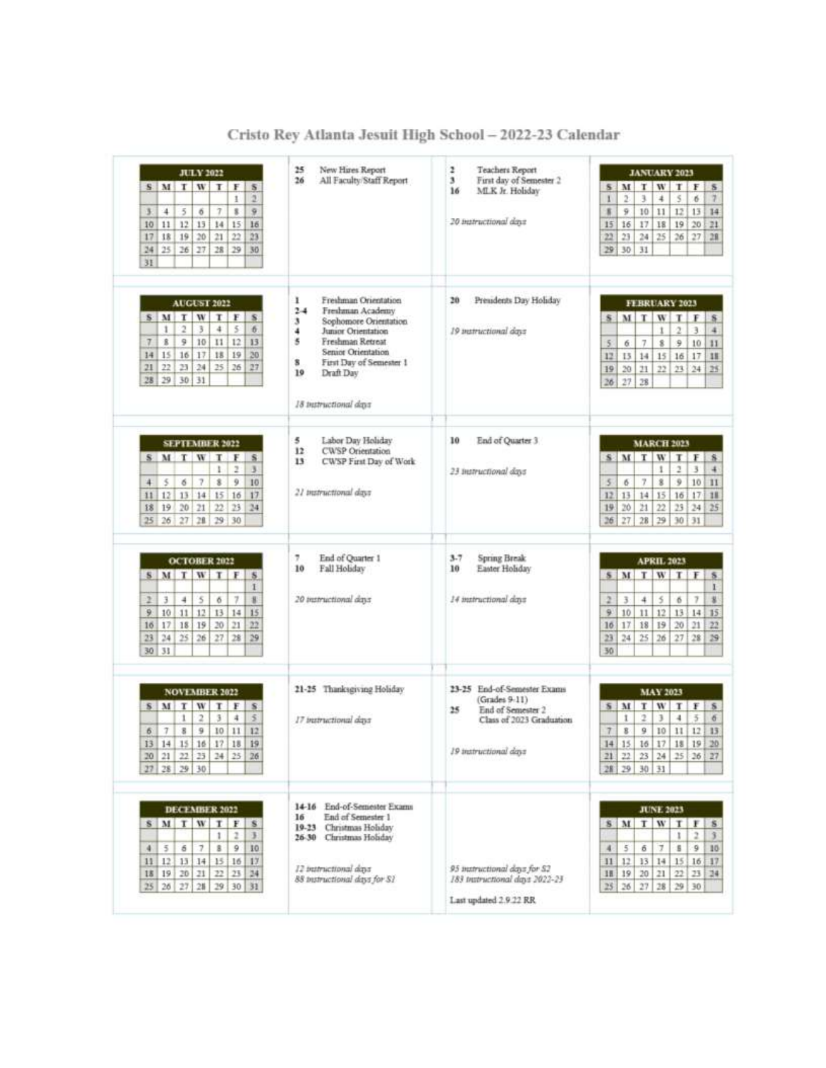# Cristo Rey Atlanta Jesuit High School – 2022-23 Calendar

## JULY 2022

| S | M | T | W | T | F | S |
|---|---|---|---|---|---|---|
| | | | | | 1 | 2 |
| 3 | 4 | 5 | 6 | 7 | 8 | 9 |
| 10 | 11 | 12 | 13 | 14 | 15 | 16 |
| 17 | 18 | 19 | 20 | 21 | 22 | 23 |
| 24 | 25 | 26 | 27 | 28 | 29 | 30 |
| 31 | | | | | | |

- **25** New Hires Report
- **26** All Faculty/Staff Report

## AUGUST 2022

| S | M | T | W | T | F | S |
|---|---|---|---|---|---|---|
| | 1 | 2 | 3 | 4 | 5 | 6 |
| 7 | 8 | 9 | 10 | 11 | 12 | 13 |
| 14 | 15 | 16 | 17 | 18 | 19 | 20 |
| 21 | 22 | 23 | 24 | 25 | 26 | 27 |
| 28 | 29 | 30 | 31 | | | |

- **1** Freshman Orientation
- **2-4** Freshman Academy
- **3** Sophomore Orientation
- **4** Junior Orientation
- **5** Freshman Retreat; Senior Orientation
- **8** First Day of Semester 1
- **19** Draft Day

*18 instructional days*

## SEPTEMBER 2022

| S | M | T | W | T | F | S |
|---|---|---|---|---|---|---|
| | | | | 1 | 2 | 3 |
| 4 | 5 | 6 | 7 | 8 | 9 | 10 |
| 11 | 12 | 13 | 14 | 15 | 16 | 17 |
| 18 | 19 | 20 | 21 | 22 | 23 | 24 |
| 25 | 26 | 27 | 28 | 29 | 30 | |

- **5** Labor Day Holiday
- **12** CWSP Orientation
- **13** CWSP First Day of Work

*21 instructional days*

## OCTOBER 2022

| S | M | T | W | T | F | S |
|---|---|---|---|---|---|---|
| | | | | | | 1 |
| 2 | 3 | 4 | 5 | 6 | 7 | 8 |
| 9 | 10 | 11 | 12 | 13 | 14 | 15 |
| 16 | 17 | 18 | 19 | 20 | 21 | 22 |
| 23 | 24 | 25 | 26 | 27 | 28 | 29 |
| 30 | 31 | | | | | |

- **7** End of Quarter 1
- **10** Fall Holiday

*20 instructional days*

## NOVEMBER 2022

| S | M | T | W | T | F | S |
|---|---|---|---|---|---|---|
| | | 1 | 2 | 3 | 4 | 5 |
| 6 | 7 | 8 | 9 | 10 | 11 | 12 |
| 13 | 14 | 15 | 16 | 17 | 18 | 19 |
| 20 | 21 | 22 | 23 | 24 | 25 | 26 |
| 27 | 28 | 29 | 30 | | | |

- **21-25** Thanksgiving Holiday

*17 instructional days*

## DECEMBER 2022

| S | M | T | W | T | F | S |
|---|---|---|---|---|---|---|
| | | | | 1 | 2 | 3 |
| 4 | 5 | 6 | 7 | 8 | 9 | 10 |
| 11 | 12 | 13 | 14 | 15 | 16 | 17 |
| 18 | 19 | 20 | 21 | 22 | 23 | 24 |
| 25 | 26 | 27 | 28 | 29 | 30 | 31 |

- **14-16** End-of-Semester Exams
- **16** End of Semester 1
- **19-23** Christmas Holiday
- **26-30** Christmas Holiday

*12 instructional days*
*88 instructional days for S1*

## JANUARY 2023

| S | M | T | W | T | F | S |
|---|---|---|---|---|---|---|
| 1 | 2 | 3 | 4 | 5 | 6 | 7 |
| 8 | 9 | 10 | 11 | 12 | 13 | 14 |
| 15 | 16 | 17 | 18 | 19 | 20 | 21 |
| 22 | 23 | 24 | 25 | 26 | 27 | 28 |
| 29 | 30 | 31 | | | | |

- **2** Teachers Report
- **3** First day of Semester 2
- **16** MLK Jr. Holiday

*20 instructional days*

## FEBRUARY 2023

| S | M | T | W | T | F | S |
|---|---|---|---|---|---|---|
| | | | 1 | 2 | 3 | 4 |
| 5 | 6 | 7 | 8 | 9 | 10 | 11 |
| 12 | 13 | 14 | 15 | 16 | 17 | 18 |
| 19 | 20 | 21 | 22 | 23 | 24 | 25 |
| 26 | 27 | 28 | | | | |

- **20** Presidents Day Holiday

*19 instructional days*

## MARCH 2023

| S | M | T | W | T | F | S |
|---|---|---|---|---|---|---|
| | | | 1 | 2 | 3 | 4 |
| 5 | 6 | 7 | 8 | 9 | 10 | 11 |
| 12 | 13 | 14 | 15 | 16 | 17 | 18 |
| 19 | 20 | 21 | 22 | 23 | 24 | 25 |
| 26 | 27 | 28 | 29 | 30 | 31 | |

- **10** End of Quarter 3

*23 instructional days*

## APRIL 2023

| S | M | T | W | T | F | S |
|---|---|---|---|---|---|---|
| | | | | | | 1 |
| 2 | 3 | 4 | 5 | 6 | 7 | 8 |
| 9 | 10 | 11 | 12 | 13 | 14 | 15 |
| 16 | 17 | 18 | 19 | 20 | 21 | 22 |
| 23 | 24 | 25 | 26 | 27 | 28 | 29 |
| 30 | | | | | | |

- **3-7** Spring Break
- **10** Easter Holiday

*14 instructional days*

## MAY 2023

| S | M | T | W | T | F | S |
|---|---|---|---|---|---|---|
| | 1 | 2 | 3 | 4 | 5 | 6 |
| 7 | 8 | 9 | 10 | 11 | 12 | 13 |
| 14 | 15 | 16 | 17 | 18 | 19 | 20 |
| 21 | 22 | 23 | 24 | 25 | 26 | 27 |
| 28 | 29 | 30 | 31 | | | |

- **23-25** End-of-Semester Exams (Grades 9-11)
- **25** End of Semester 2; Class of 2023 Graduation

*19 instructional days*

## JUNE 2023

| S | M | T | W | T | F | S |
|---|---|---|---|---|---|---|
| | | | | 1 | 2 | 3 |
| 4 | 5 | 6 | 7 | 8 | 9 | 10 |
| 11 | 12 | 13 | 14 | 15 | 16 | 17 |
| 18 | 19 | 20 | 21 | 22 | 23 | 24 |
| 25 | 26 | 27 | 28 | 29 | 30 | |

*95 instructional days for S2*
*183 instructional days 2022-23*

Last updated 2.9.22 RR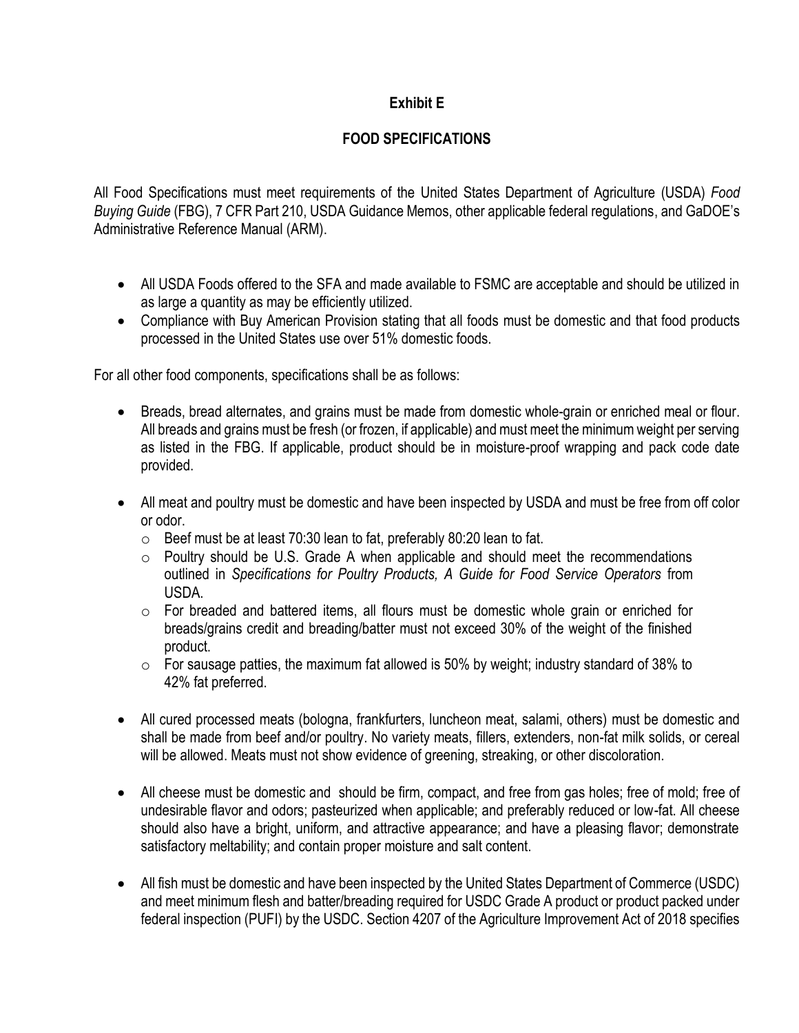# Exhibit E

## FOOD SPECIFICATIONS

All Food Specifications must meet requirements of the United States Department of Agriculture (USDA) *Food Buying Guide* (FBG), 7 CFR Part 210, USDA Guidance Memos, other applicable federal regulations, and GaDOE's Administrative Reference Manual (ARM).

- All USDA Foods offered to the SFA and made available to FSMC are acceptable and should be utilized in as large a quantity as may be efficiently utilized.
- Compliance with Buy American Provision stating that all foods must be domestic and that food products processed in the United States use over 51% domestic foods.

For all other food components, specifications shall be as follows:

- Breads, bread alternates, and grains must be made from domestic whole-grain or enriched meal or flour. All breads and grains must be fresh (or frozen, if applicable) and must meet the minimum weight per serving as listed in the FBG. If applicable, product should be in moisture-proof wrapping and pack code date provided.

- All meat and poultry must be domestic and have been inspected by USDA and must be free from off color or odor.
  - Beef must be at least 70:30 lean to fat, preferably 80:20 lean to fat.
  - Poultry should be U.S. Grade A when applicable and should meet the recommendations outlined in *Specifications for Poultry Products, A Guide for Food Service Operators* from USDA.
  - For breaded and battered items, all flours must be domestic whole grain or enriched for breads/grains credit and breading/batter must not exceed 30% of the weight of the finished product.
  - For sausage patties, the maximum fat allowed is 50% by weight; industry standard of 38% to 42% fat preferred.

- All cured processed meats (bologna, frankfurters, luncheon meat, salami, others) must be domestic and shall be made from beef and/or poultry. No variety meats, fillers, extenders, non-fat milk solids, or cereal will be allowed. Meats must not show evidence of greening, streaking, or other discoloration.

- All cheese must be domestic and should be firm, compact, and free from gas holes; free of mold; free of undesirable flavor and odors; pasteurized when applicable; and preferably reduced or low-fat. All cheese should also have a bright, uniform, and attractive appearance; and have a pleasing flavor; demonstrate satisfactory meltability; and contain proper moisture and salt content.

- All fish must be domestic and have been inspected by the United States Department of Commerce (USDC) and meet minimum flesh and batter/breading required for USDC Grade A product or product packed under federal inspection (PUFI) by the USDC. Section 4207 of the Agriculture Improvement Act of 2018 specifies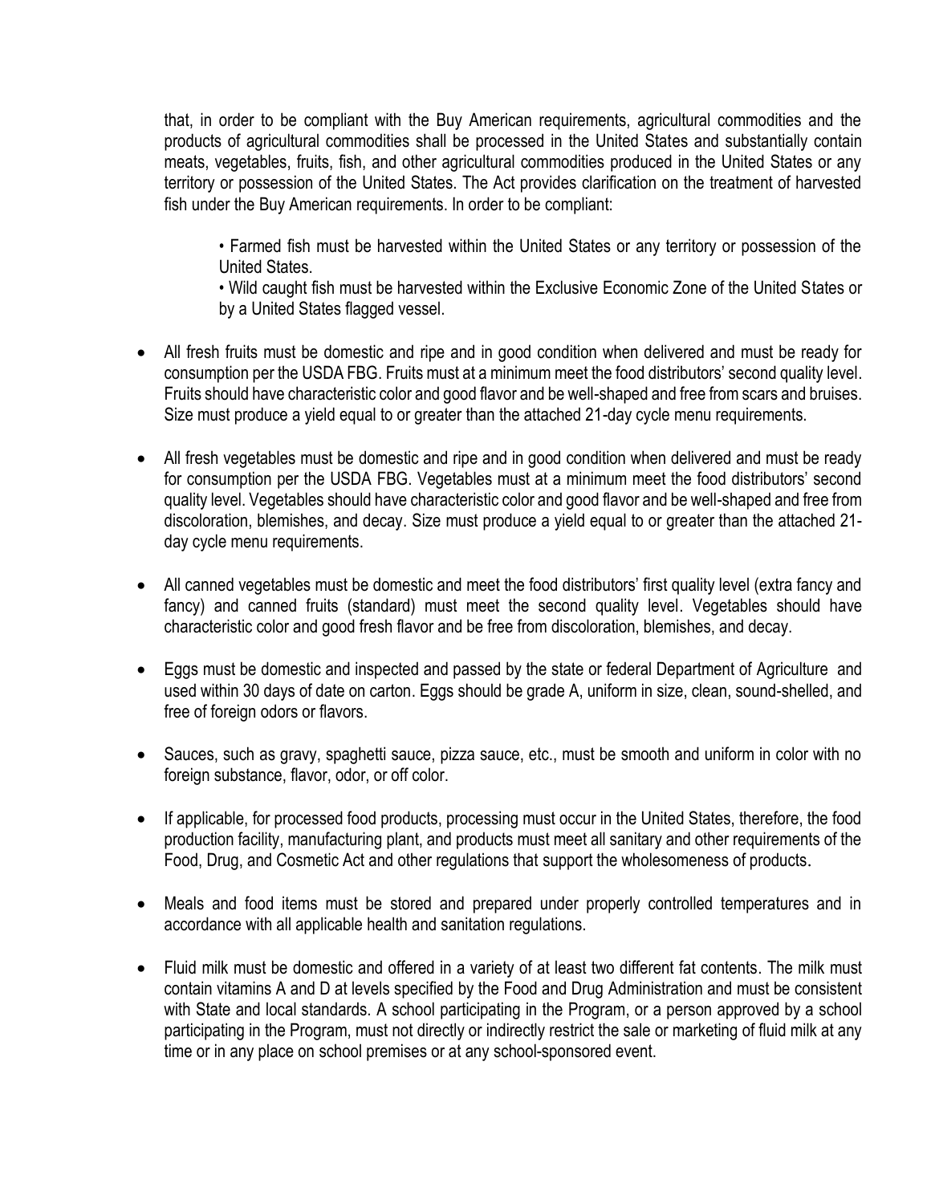that, in order to be compliant with the Buy American requirements, agricultural commodities and the products of agricultural commodities shall be processed in the United States and substantially contain meats, vegetables, fruits, fish, and other agricultural commodities produced in the United States or any territory or possession of the United States. The Act provides clarification on the treatment of harvested fish under the Buy American requirements. In order to be compliant:

> • Farmed fish must be harvested within the United States or any territory or possession of the United States.
>
> • Wild caught fish must be harvested within the Exclusive Economic Zone of the United States or by a United States flagged vessel.

- All fresh fruits must be domestic and ripe and in good condition when delivered and must be ready for consumption per the USDA FBG. Fruits must at a minimum meet the food distributors' second quality level. Fruits should have characteristic color and good flavor and be well-shaped and free from scars and bruises. Size must produce a yield equal to or greater than the attached 21-day cycle menu requirements.

- All fresh vegetables must be domestic and ripe and in good condition when delivered and must be ready for consumption per the USDA FBG. Vegetables must at a minimum meet the food distributors' second quality level. Vegetables should have characteristic color and good flavor and be well-shaped and free from discoloration, blemishes, and decay. Size must produce a yield equal to or greater than the attached 21-day cycle menu requirements.

- All canned vegetables must be domestic and meet the food distributors' first quality level (extra fancy and fancy) and canned fruits (standard) must meet the second quality level. Vegetables should have characteristic color and good fresh flavor and be free from discoloration, blemishes, and decay.

- Eggs must be domestic and inspected and passed by the state or federal Department of Agriculture and used within 30 days of date on carton. Eggs should be grade A, uniform in size, clean, sound-shelled, and free of foreign odors or flavors.

- Sauces, such as gravy, spaghetti sauce, pizza sauce, etc., must be smooth and uniform in color with no foreign substance, flavor, odor, or off color.

- If applicable, for processed food products, processing must occur in the United States, therefore, the food production facility, manufacturing plant, and products must meet all sanitary and other requirements of the Food, Drug, and Cosmetic Act and other regulations that support the wholesomeness of products.

- Meals and food items must be stored and prepared under properly controlled temperatures and in accordance with all applicable health and sanitation regulations.

- Fluid milk must be domestic and offered in a variety of at least two different fat contents. The milk must contain vitamins A and D at levels specified by the Food and Drug Administration and must be consistent with State and local standards. A school participating in the Program, or a person approved by a school participating in the Program, must not directly or indirectly restrict the sale or marketing of fluid milk at any time or in any place on school premises or at any school-sponsored event.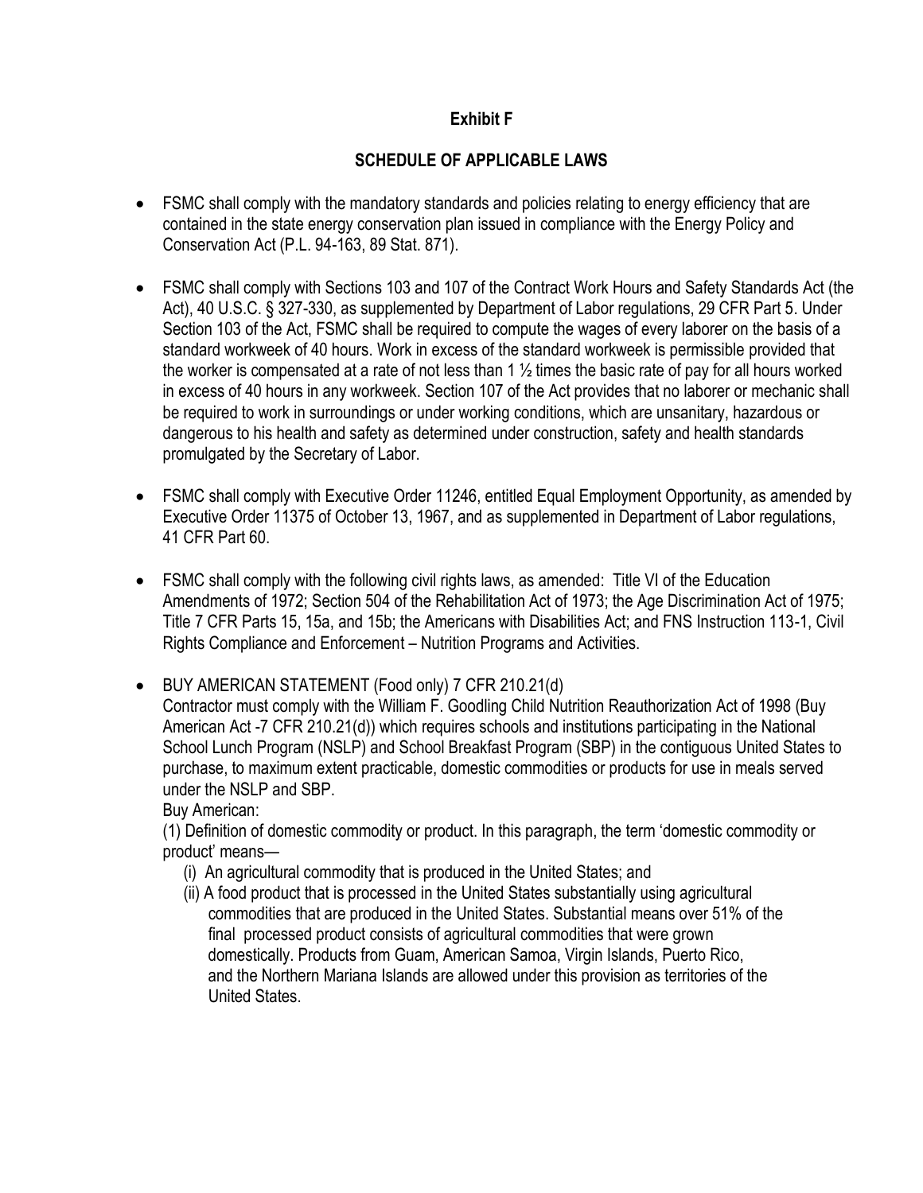**Exhibit F**

**SCHEDULE OF APPLICABLE LAWS**

- FSMC shall comply with the mandatory standards and policies relating to energy efficiency that are contained in the state energy conservation plan issued in compliance with the Energy Policy and Conservation Act (P.L. 94-163, 89 Stat. 871).

- FSMC shall comply with Sections 103 and 107 of the Contract Work Hours and Safety Standards Act (the Act), 40 U.S.C. § 327-330, as supplemented by Department of Labor regulations, 29 CFR Part 5. Under Section 103 of the Act, FSMC shall be required to compute the wages of every laborer on the basis of a standard workweek of 40 hours. Work in excess of the standard workweek is permissible provided that the worker is compensated at a rate of not less than 1 ½ times the basic rate of pay for all hours worked in excess of 40 hours in any workweek. Section 107 of the Act provides that no laborer or mechanic shall be required to work in surroundings or under working conditions, which are unsanitary, hazardous or dangerous to his health and safety as determined under construction, safety and health standards promulgated by the Secretary of Labor.

- FSMC shall comply with Executive Order 11246, entitled Equal Employment Opportunity, as amended by Executive Order 11375 of October 13, 1967, and as supplemented in Department of Labor regulations, 41 CFR Part 60.

- FSMC shall comply with the following civil rights laws, as amended: Title VI of the Education Amendments of 1972; Section 504 of the Rehabilitation Act of 1973; the Age Discrimination Act of 1975; Title 7 CFR Parts 15, 15a, and 15b; the Americans with Disabilities Act; and FNS Instruction 113-1, Civil Rights Compliance and Enforcement – Nutrition Programs and Activities.

- BUY AMERICAN STATEMENT (Food only) 7 CFR 210.21(d)
  Contractor must comply with the William F. Goodling Child Nutrition Reauthorization Act of 1998 (Buy American Act -7 CFR 210.21(d)) which requires schools and institutions participating in the National School Lunch Program (NSLP) and School Breakfast Program (SBP) in the contiguous United States to purchase, to maximum extent practicable, domestic commodities or products for use in meals served under the NSLP and SBP.
  Buy American:
  (1) Definition of domestic commodity or product. In this paragraph, the term 'domestic commodity or product' means—
    (i) An agricultural commodity that is produced in the United States; and
    (ii) A food product that is processed in the United States substantially using agricultural commodities that are produced in the United States. Substantial means over 51% of the final processed product consists of agricultural commodities that were grown domestically. Products from Guam, American Samoa, Virgin Islands, Puerto Rico, and the Northern Mariana Islands are allowed under this provision as territories of the United States.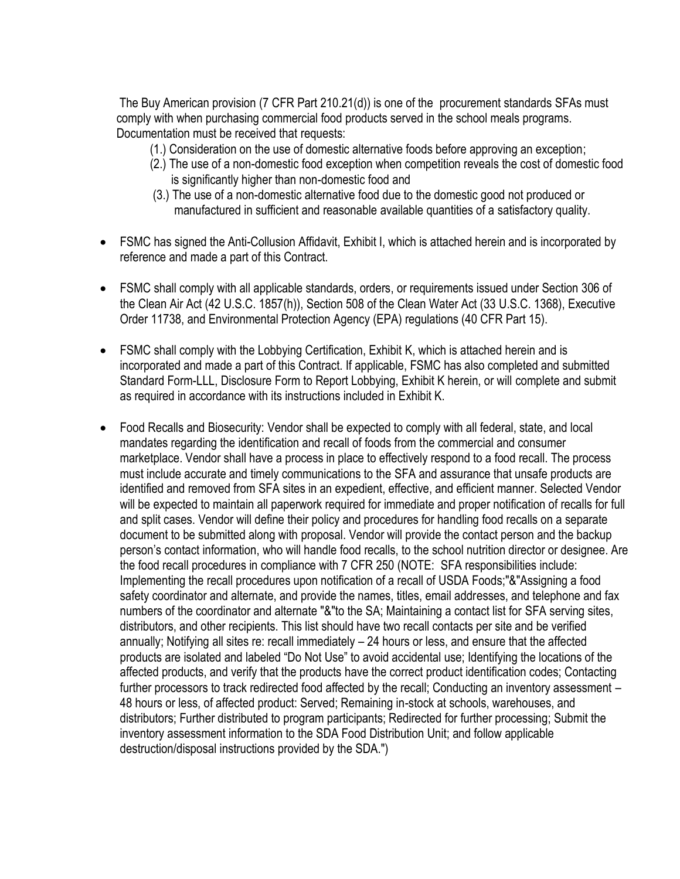The Buy American provision (7 CFR Part 210.21(d)) is one of the procurement standards SFAs must comply with when purchasing commercial food products served in the school meals programs. Documentation must be received that requests:

(1.) Consideration on the use of domestic alternative foods before approving an exception;
(2.) The use of a non-domestic food exception when competition reveals the cost of domestic food is significantly higher than non-domestic food and
(3.) The use of a non-domestic alternative food due to the domestic good not produced or manufactured in sufficient and reasonable available quantities of a satisfactory quality.

- FSMC has signed the Anti-Collusion Affidavit, Exhibit I, which is attached herein and is incorporated by reference and made a part of this Contract.

- FSMC shall comply with all applicable standards, orders, or requirements issued under Section 306 of the Clean Air Act (42 U.S.C. 1857(h)), Section 508 of the Clean Water Act (33 U.S.C. 1368), Executive Order 11738, and Environmental Protection Agency (EPA) regulations (40 CFR Part 15).

- FSMC shall comply with the Lobbying Certification, Exhibit K, which is attached herein and is incorporated and made a part of this Contract. If applicable, FSMC has also completed and submitted Standard Form-LLL, Disclosure Form to Report Lobbying, Exhibit K herein, or will complete and submit as required in accordance with its instructions included in Exhibit K.

- Food Recalls and Biosecurity: Vendor shall be expected to comply with all federal, state, and local mandates regarding the identification and recall of foods from the commercial and consumer marketplace. Vendor shall have a process in place to effectively respond to a food recall. The process must include accurate and timely communications to the SFA and assurance that unsafe products are identified and removed from SFA sites in an expedient, effective, and efficient manner. Selected Vendor will be expected to maintain all paperwork required for immediate and proper notification of recalls for full and split cases. Vendor will define their policy and procedures for handling food recalls on a separate document to be submitted along with proposal. Vendor will provide the contact person and the backup person's contact information, who will handle food recalls, to the school nutrition director or designee. Are the food recall procedures in compliance with 7 CFR 250 (NOTE: SFA responsibilities include: Implementing the recall procedures upon notification of a recall of USDA Foods;"&"Assigning a food safety coordinator and alternate, and provide the names, titles, email addresses, and telephone and fax numbers of the coordinator and alternate "&"to the SA; Maintaining a contact list for SFA serving sites, distributors, and other recipients. This list should have two recall contacts per site and be verified annually; Notifying all sites re: recall immediately – 24 hours or less, and ensure that the affected products are isolated and labeled "Do Not Use" to avoid accidental use; Identifying the locations of the affected products, and verify that the products have the correct product identification codes; Contacting further processors to track redirected food affected by the recall; Conducting an inventory assessment – 48 hours or less, of affected product: Served; Remaining in-stock at schools, warehouses, and distributors; Further distributed to program participants; Redirected for further processing; Submit the inventory assessment information to the SDA Food Distribution Unit; and follow applicable destruction/disposal instructions provided by the SDA.")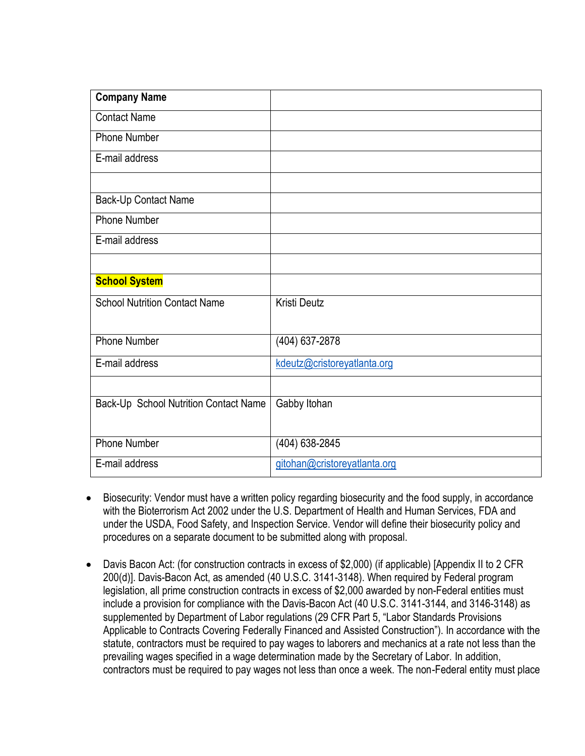| **Company Name** | |
|---|---|
| Contact Name | |
| Phone Number | |
| E-mail address | |
| | |
| Back-Up Contact Name | |
| Phone Number | |
| E-mail address | |
| | |
| **School System** | |
| School Nutrition Contact Name | Kristi Deutz |
| Phone Number | (404) 637-2878 |
| E-mail address | kdeutz@cristoreyatlanta.org |
| | |
| Back-Up School Nutrition Contact Name | Gabby Itohan |
| Phone Number | (404) 638-2845 |
| E-mail address | gitohan@cristoreyatlanta.org |

- Biosecurity: Vendor must have a written policy regarding biosecurity and the food supply, in accordance with the Bioterrorism Act 2002 under the U.S. Department of Health and Human Services, FDA and under the USDA, Food Safety, and Inspection Service. Vendor will define their biosecurity policy and procedures on a separate document to be submitted along with proposal.

- Davis Bacon Act: (for construction contracts in excess of $2,000) (if applicable) [Appendix II to 2 CFR 200(d)]. Davis-Bacon Act, as amended (40 U.S.C. 3141-3148). When required by Federal program legislation, all prime construction contracts in excess of $2,000 awarded by non-Federal entities must include a provision for compliance with the Davis-Bacon Act (40 U.S.C. 3141-3144, and 3146-3148) as supplemented by Department of Labor regulations (29 CFR Part 5, "Labor Standards Provisions Applicable to Contracts Covering Federally Financed and Assisted Construction"). In accordance with the statute, contractors must be required to pay wages to laborers and mechanics at a rate not less than the prevailing wages specified in a wage determination made by the Secretary of Labor. In addition, contractors must be required to pay wages not less than once a week. The non-Federal entity must place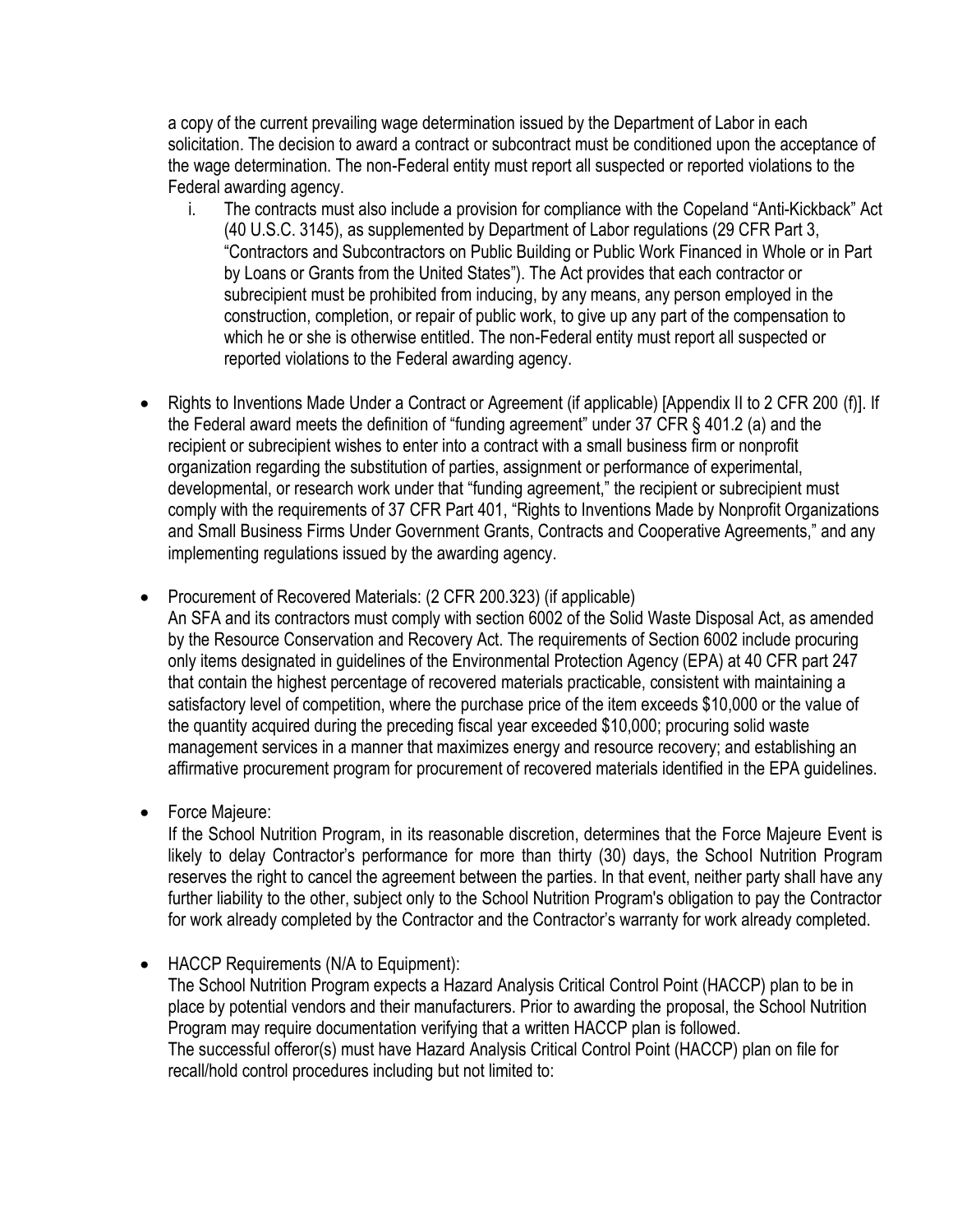a copy of the current prevailing wage determination issued by the Department of Labor in each solicitation. The decision to award a contract or subcontract must be conditioned upon the acceptance of the wage determination. The non-Federal entity must report all suspected or reported violations to the Federal awarding agency.

i. The contracts must also include a provision for compliance with the Copeland "Anti-Kickback" Act (40 U.S.C. 3145), as supplemented by Department of Labor regulations (29 CFR Part 3, "Contractors and Subcontractors on Public Building or Public Work Financed in Whole or in Part by Loans or Grants from the United States"). The Act provides that each contractor or subrecipient must be prohibited from inducing, by any means, any person employed in the construction, completion, or repair of public work, to give up any part of the compensation to which he or she is otherwise entitled. The non-Federal entity must report all suspected or reported violations to the Federal awarding agency.

- Rights to Inventions Made Under a Contract or Agreement (if applicable) [Appendix II to 2 CFR 200 (f)]. If the Federal award meets the definition of "funding agreement" under 37 CFR § 401.2 (a) and the recipient or subrecipient wishes to enter into a contract with a small business firm or nonprofit organization regarding the substitution of parties, assignment or performance of experimental, developmental, or research work under that "funding agreement," the recipient or subrecipient must comply with the requirements of 37 CFR Part 401, "Rights to Inventions Made by Nonprofit Organizations and Small Business Firms Under Government Grants, Contracts and Cooperative Agreements," and any implementing regulations issued by the awarding agency.

- Procurement of Recovered Materials: (2 CFR 200.323) (if applicable)
  An SFA and its contractors must comply with section 6002 of the Solid Waste Disposal Act, as amended by the Resource Conservation and Recovery Act. The requirements of Section 6002 include procuring only items designated in guidelines of the Environmental Protection Agency (EPA) at 40 CFR part 247 that contain the highest percentage of recovered materials practicable, consistent with maintaining a satisfactory level of competition, where the purchase price of the item exceeds $10,000 or the value of the quantity acquired during the preceding fiscal year exceeded $10,000; procuring solid waste management services in a manner that maximizes energy and resource recovery; and establishing an affirmative procurement program for procurement of recovered materials identified in the EPA guidelines.

- Force Majeure:
  If the School Nutrition Program, in its reasonable discretion, determines that the Force Majeure Event is likely to delay Contractor's performance for more than thirty (30) days, the School Nutrition Program reserves the right to cancel the agreement between the parties. In that event, neither party shall have any further liability to the other, subject only to the School Nutrition Program's obligation to pay the Contractor for work already completed by the Contractor and the Contractor's warranty for work already completed.

- HACCP Requirements (N/A to Equipment):
  The School Nutrition Program expects a Hazard Analysis Critical Control Point (HACCP) plan to be in place by potential vendors and their manufacturers. Prior to awarding the proposal, the School Nutrition Program may require documentation verifying that a written HACCP plan is followed.
  The successful offeror(s) must have Hazard Analysis Critical Control Point (HACCP) plan on file for recall/hold control procedures including but not limited to: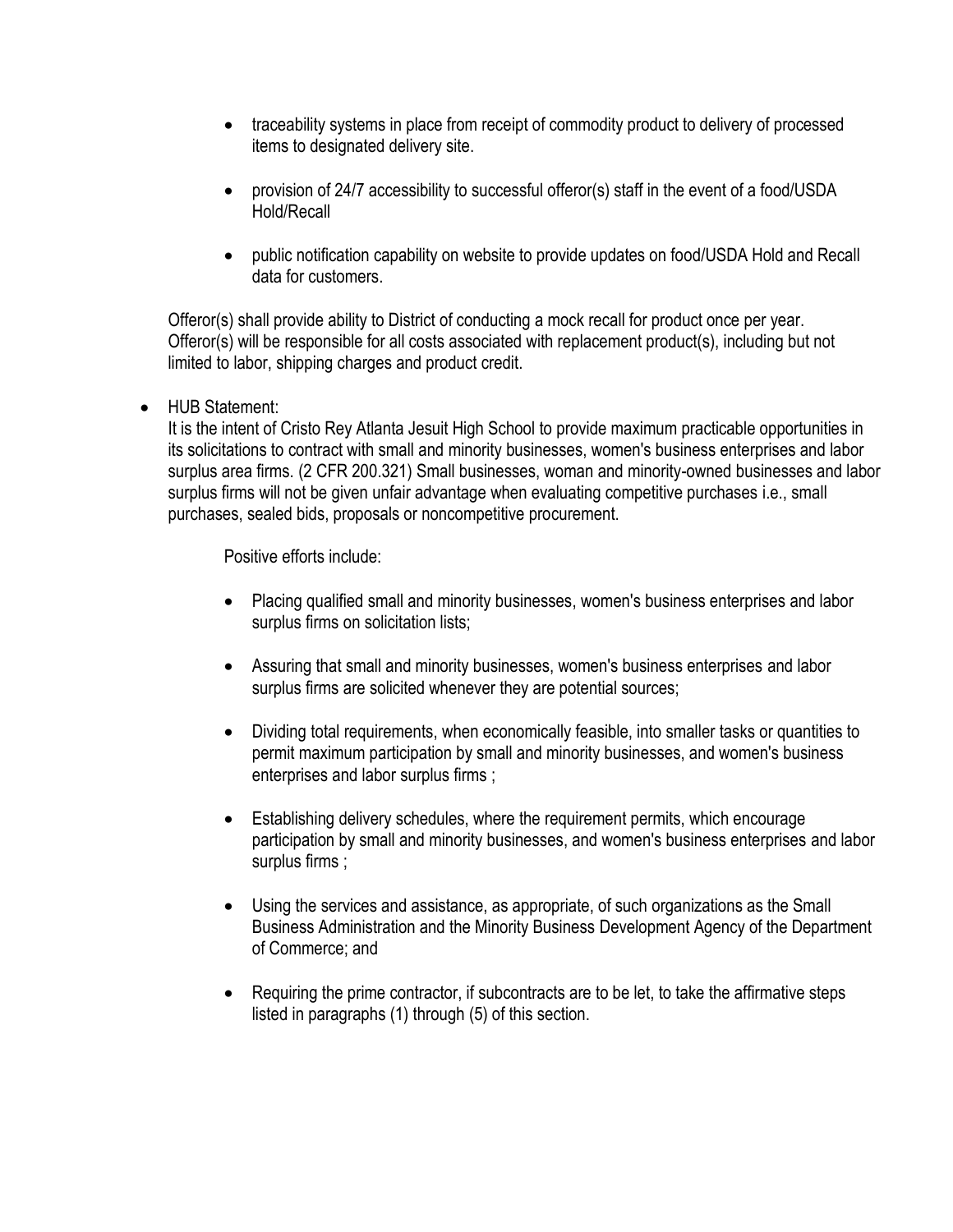- traceability systems in place from receipt of commodity product to delivery of processed items to designated delivery site.

- provision of 24/7 accessibility to successful offeror(s) staff in the event of a food/USDA Hold/Recall

- public notification capability on website to provide updates on food/USDA Hold and Recall data for customers.

Offeror(s) shall provide ability to District of conducting a mock recall for product once per year. Offeror(s) will be responsible for all costs associated with replacement product(s), including but not limited to labor, shipping charges and product credit.

- HUB Statement:
  It is the intent of Cristo Rey Atlanta Jesuit High School to provide maximum practicable opportunities in its solicitations to contract with small and minority businesses, women's business enterprises and labor surplus area firms. (2 CFR 200.321) Small businesses, woman and minority-owned businesses and labor surplus firms will not be given unfair advantage when evaluating competitive purchases i.e., small purchases, sealed bids, proposals or noncompetitive procurement.

  Positive efforts include:

  - Placing qualified small and minority businesses, women's business enterprises and labor surplus firms on solicitation lists;

  - Assuring that small and minority businesses, women's business enterprises and labor surplus firms are solicited whenever they are potential sources;

  - Dividing total requirements, when economically feasible, into smaller tasks or quantities to permit maximum participation by small and minority businesses, and women's business enterprises and labor surplus firms ;

  - Establishing delivery schedules, where the requirement permits, which encourage participation by small and minority businesses, and women's business enterprises and labor surplus firms ;

  - Using the services and assistance, as appropriate, of such organizations as the Small Business Administration and the Minority Business Development Agency of the Department of Commerce; and

  - Requiring the prime contractor, if subcontracts are to be let, to take the affirmative steps listed in paragraphs (1) through (5) of this section.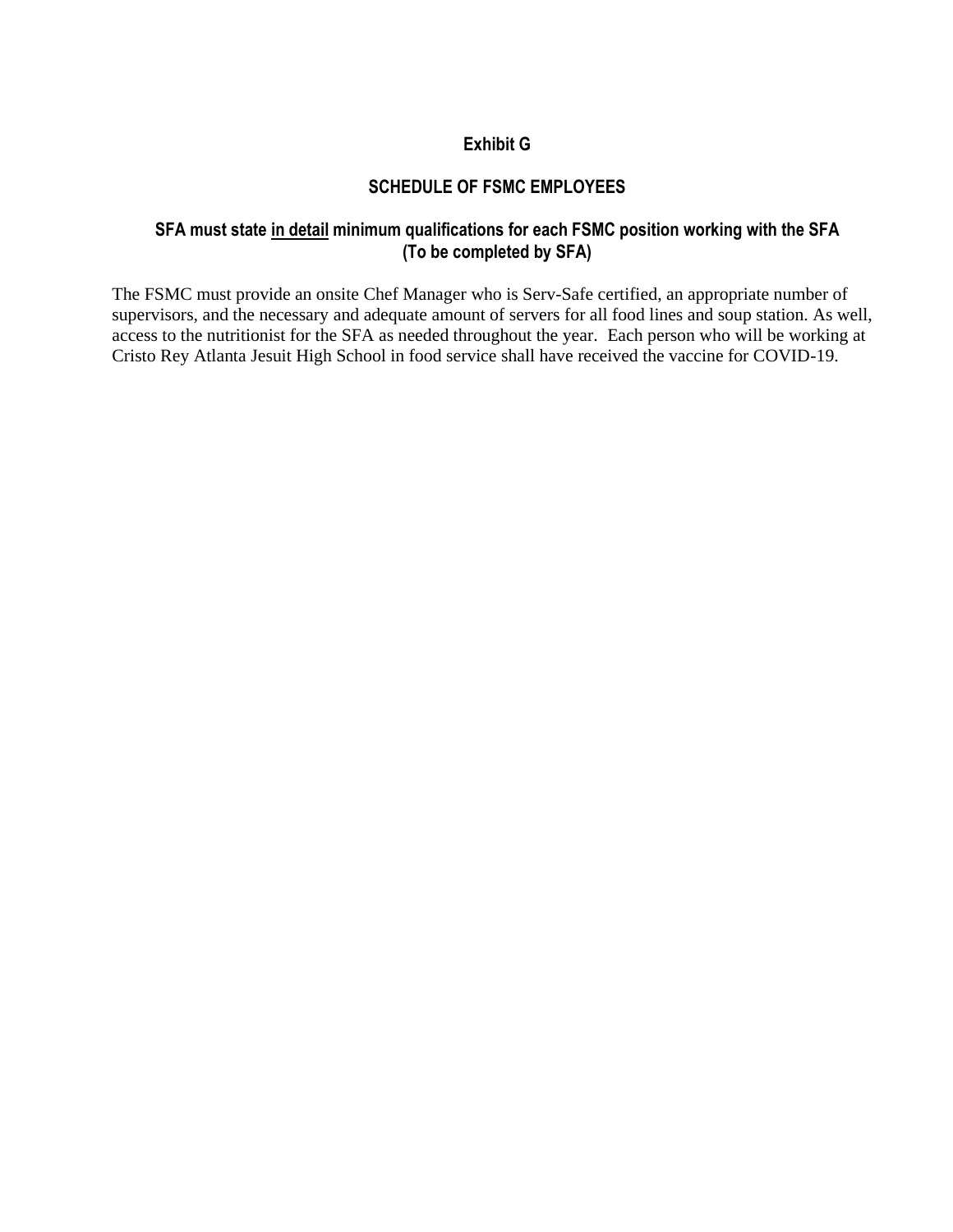## Exhibit G

### SCHEDULE OF FSMC EMPLOYEES

### SFA must state <u>in detail</u> minimum qualifications for each FSMC position working with the SFA (To be completed by SFA)

The FSMC must provide an onsite Chef Manager who is Serv-Safe certified, an appropriate number of supervisors, and the necessary and adequate amount of servers for all food lines and soup station. As well, access to the nutritionist for the SFA as needed throughout the year. Each person who will be working at Cristo Rey Atlanta Jesuit High School in food service shall have received the vaccine for COVID-19.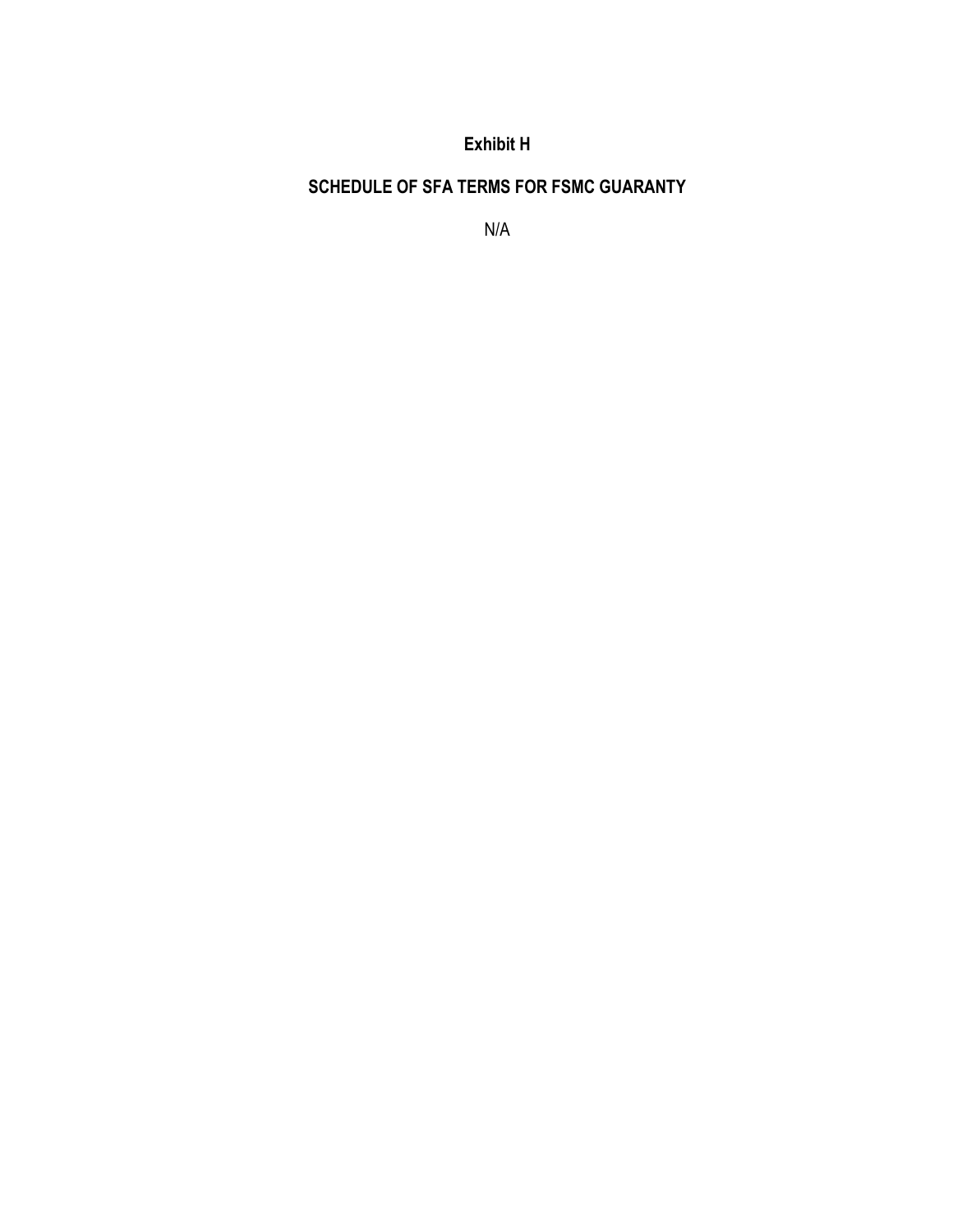# Exhibit H

## SCHEDULE OF SFA TERMS FOR FSMC GUARANTY

N/A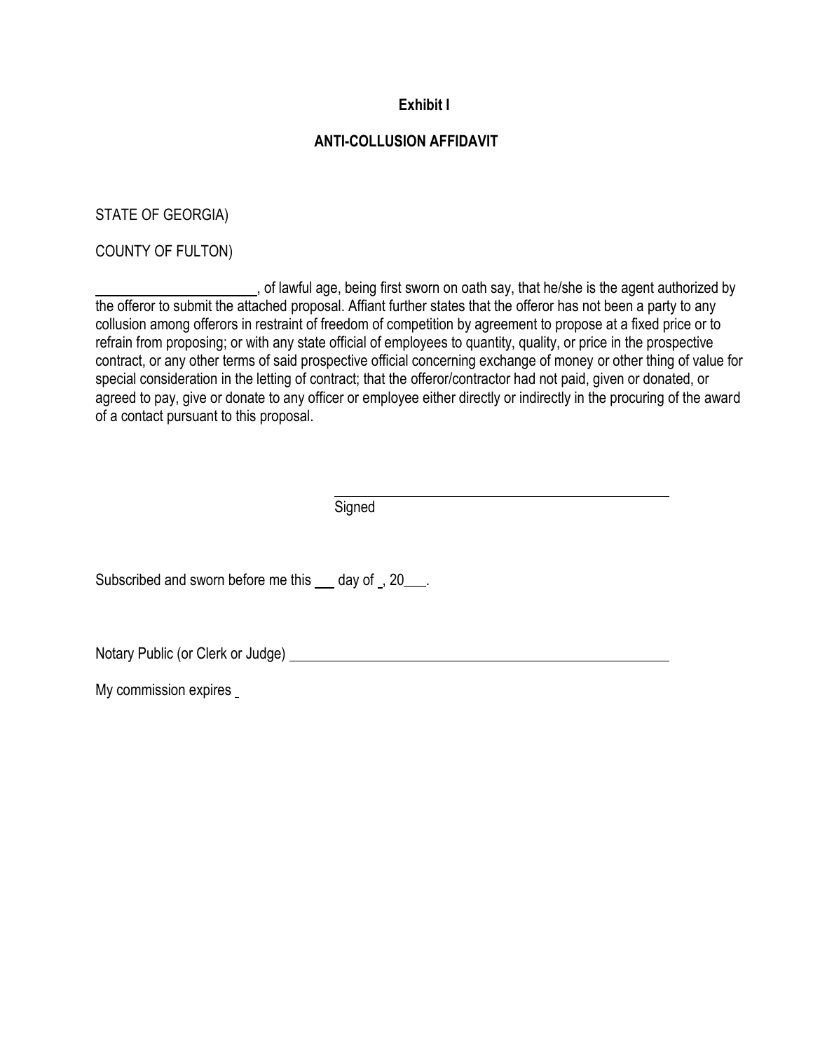**Exhibit I**

**ANTI-COLLUSION AFFIDAVIT**

STATE OF GEORGIA)

COUNTY OF FULTON)

______________________, of lawful age, being first sworn on oath say, that he/she is the agent authorized by the offeror to submit the attached proposal. Affiant further states that the offeror has not been a party to any collusion among offerors in restraint of freedom of competition by agreement to propose at a fixed price or to refrain from proposing; or with any state official of employees to quantity, quality, or price in the prospective contract, or any other terms of said prospective official concerning exchange of money or other thing of value for special consideration in the letting of contract; that the offeror/contractor had not paid, given or donated, or agreed to pay, give or donate to any officer or employee either directly or indirectly in the procuring of the award of a contact pursuant to this proposal.

______________________________________________
Signed

Subscribed and sworn before me this ___ day of _, 20___.

Notary Public (or Clerk or Judge) ______________________________________________

My commission expires _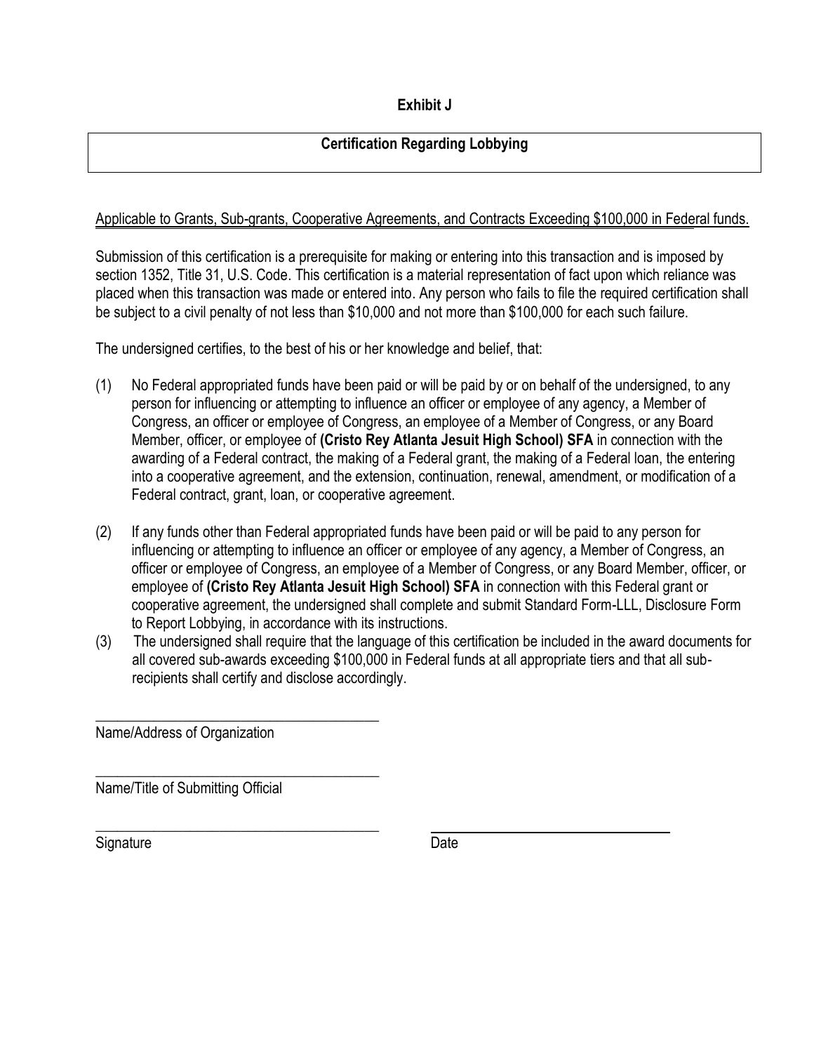**Exhibit J**

**Certification Regarding Lobbying**

Applicable to Grants, Sub-grants, Cooperative Agreements, and Contracts Exceeding $100,000 in Federal funds.

Submission of this certification is a prerequisite for making or entering into this transaction and is imposed by section 1352, Title 31, U.S. Code. This certification is a material representation of fact upon which reliance was placed when this transaction was made or entered into. Any person who fails to file the required certification shall be subject to a civil penalty of not less than $10,000 and not more than $100,000 for each such failure.

The undersigned certifies, to the best of his or her knowledge and belief, that:

(1) No Federal appropriated funds have been paid or will be paid by or on behalf of the undersigned, to any person for influencing or attempting to influence an officer or employee of any agency, a Member of Congress, an officer or employee of Congress, an employee of a Member of Congress, or any Board Member, officer, or employee of **(Cristo Rey Atlanta Jesuit High School) SFA** in connection with the awarding of a Federal contract, the making of a Federal grant, the making of a Federal loan, the entering into a cooperative agreement, and the extension, continuation, renewal, amendment, or modification of a Federal contract, grant, loan, or cooperative agreement.

(2) If any funds other than Federal appropriated funds have been paid or will be paid to any person for influencing or attempting to influence an officer or employee of any agency, a Member of Congress, an officer or employee of Congress, an employee of a Member of Congress, or any Board Member, officer, or employee of **(Cristo Rey Atlanta Jesuit High School) SFA** in connection with this Federal grant or cooperative agreement, the undersigned shall complete and submit Standard Form-LLL, Disclosure Form to Report Lobbying, in accordance with its instructions.

(3) The undersigned shall require that the language of this certification be included in the award documents for all covered sub-awards exceeding $100,000 in Federal funds at all appropriate tiers and that all sub-recipients shall certify and disclose accordingly.

\_\_\_\_\_\_\_\_\_\_\_\_\_\_\_\_\_\_\_\_\_\_\_\_\_\_\_\_\_\_\_\_\_\_\_\_\_\_\_\_
Name/Address of Organization

\_\_\_\_\_\_\_\_\_\_\_\_\_\_\_\_\_\_\_\_\_\_\_\_\_\_\_\_\_\_\_\_\_\_\_\_\_\_\_\_
Name/Title of Submitting Official

\_\_\_\_\_\_\_\_\_\_\_\_\_\_\_\_\_\_\_\_\_\_\_\_\_\_\_\_\_\_\_\_\_\_\_\_\_\_\_\_ \_\_\_\_\_\_\_\_\_\_\_\_\_\_\_\_\_\_\_\_\_\_\_\_\_\_\_\_\_\_\_\_\_\_
Signature Date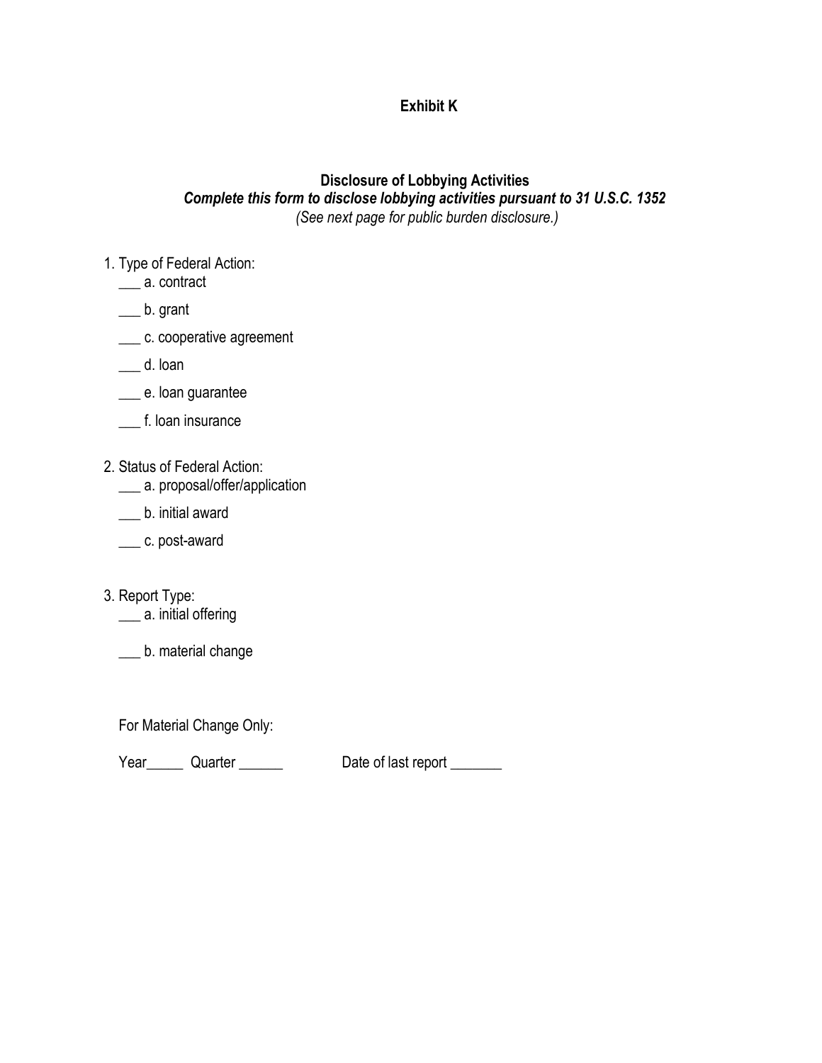**Exhibit K**

**Disclosure of Lobbying Activities**

***Complete this form to disclose lobbying activities pursuant to 31 U.S.C. 1352***

*(See next page for public burden disclosure.)*

1. Type of Federal Action:

    ___ a. contract

    ___ b. grant

    ___ c. cooperative agreement

    ___ d. loan

    ___ e. loan guarantee

    ___ f. loan insurance

2. Status of Federal Action:

    ___ a. proposal/offer/application

    ___ b. initial award

    ___ c. post-award

3. Report Type:

    ___ a. initial offering

    ___ b. material change

    For Material Change Only:

    Year_____ Quarter ______ Date of last report _______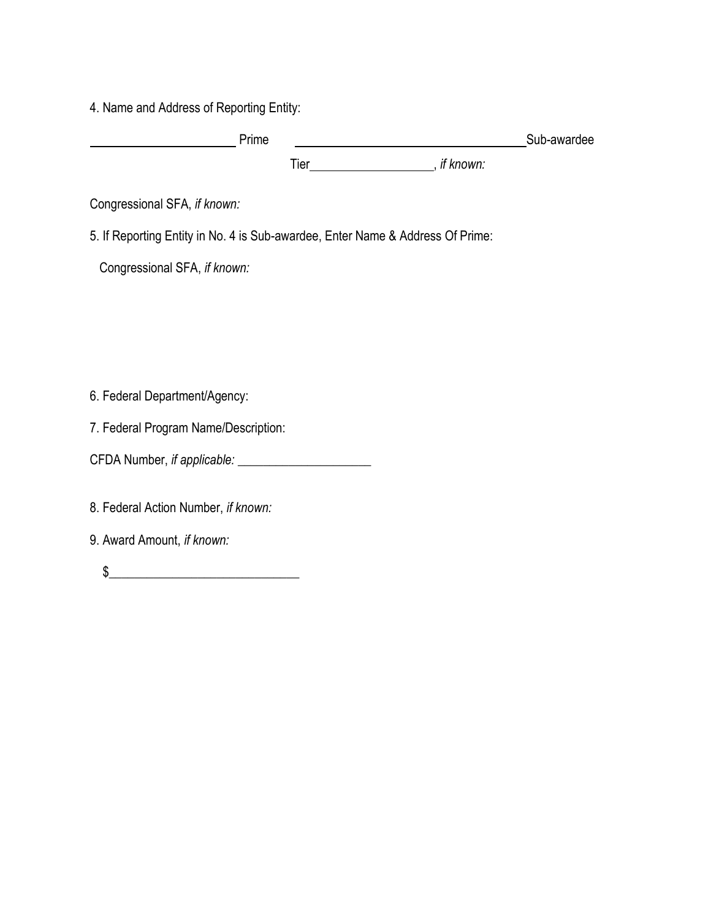4. Name and Address of Reporting Entity:

______________________ Prime ___________________________________ Sub-awardee

Tier__________________, *if known:*

Congressional SFA, *if known:*

5. If Reporting Entity in No. 4 is Sub-awardee, Enter Name & Address Of Prime:

Congressional SFA, *if known:*

6. Federal Department/Agency:

7. Federal Program Name/Description:

CFDA Number, *if applicable:* _____________________

8. Federal Action Number, *if known:*

9. Award Amount, *if known:*

$_____________________________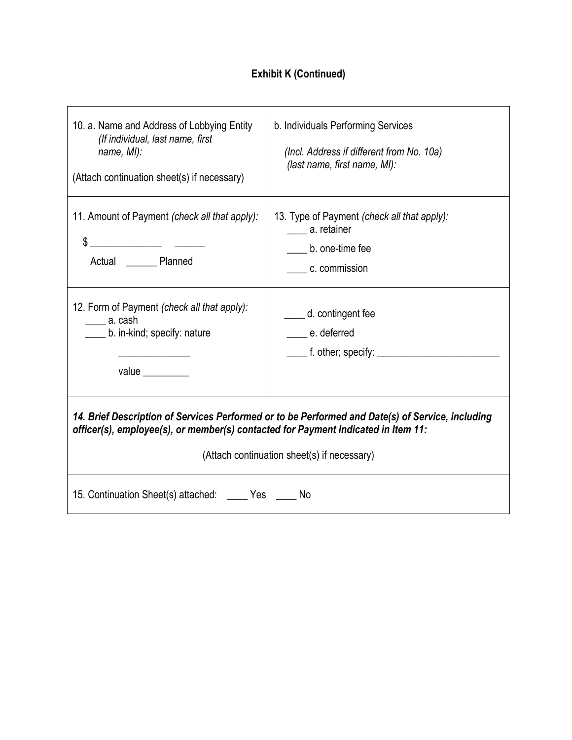**Exhibit K (Continued)**

| 10. a. Name and Address of Lobbying Entity *(If individual, last name, first name, MI):* (Attach continuation sheet(s) if necessary) | b. Individuals Performing Services *(Incl. Address if different from No. 10a) (last name, first name, MI):* |
|---|---|
| 11. Amount of Payment *(check all that apply):* $ ______________ ______ Actual ______ Planned | 13. Type of Payment *(check all that apply):* ____ a. retainer ____ b. one-time fee ____ c. commission |
| 12. Form of Payment *(check all that apply):* ____ a. cash ____ b. in-kind; specify: nature ______________ value _________ | ____ d. contingent fee ____ e. deferred ____ f. other; specify: ________________________ |
| ***14. Brief Description of Services Performed or to be Performed and Date(s) of Service, including officer(s), employee(s), or member(s) contacted for Payment Indicated in Item 11:*** (Attach continuation sheet(s) if necessary) | |
| 15. Continuation Sheet(s) attached: ____ Yes ____ No | |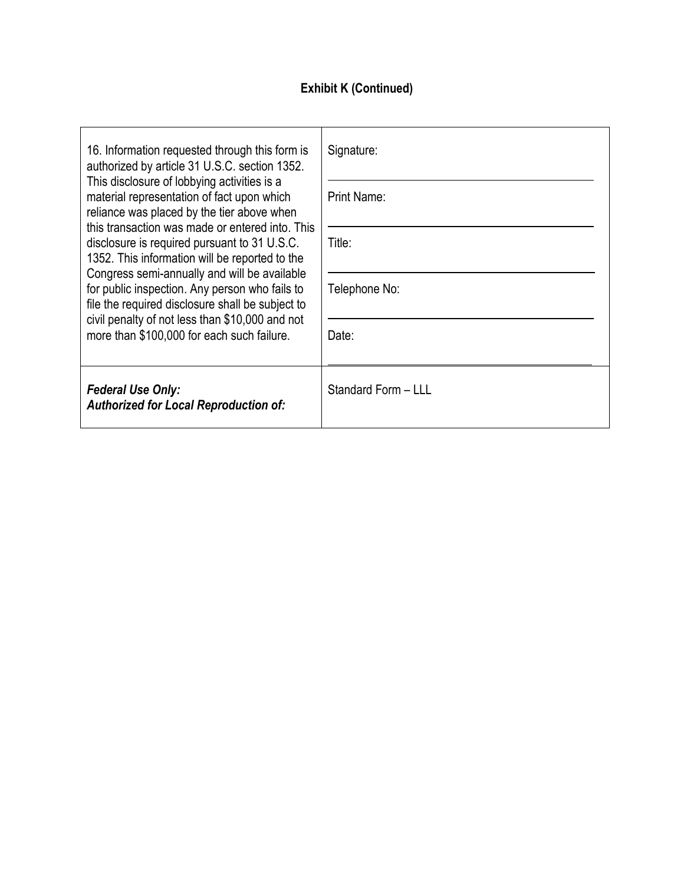**Exhibit K (Continued)**

| 16. Information requested through this form is authorized by article 31 U.S.C. section 1352. This disclosure of lobbying activities is a material representation of fact upon which reliance was placed by the tier above when this transaction was made or entered into. This disclosure is required pursuant to 31 U.S.C. 1352. This information will be reported to the Congress semi-annually and will be available for public inspection. Any person who fails to file the required disclosure shall be subject to civil penalty of not less than $10,000 and not more than $100,000 for each such failure. | Signature: ______________________<br>Print Name: ______________________<br>Title: ______________________<br>Telephone No: ______________________<br>Date: ______________________ |
|---|---|
| ***Federal Use Only:<br>Authorized for Local Reproduction of:*** | Standard Form – LLL |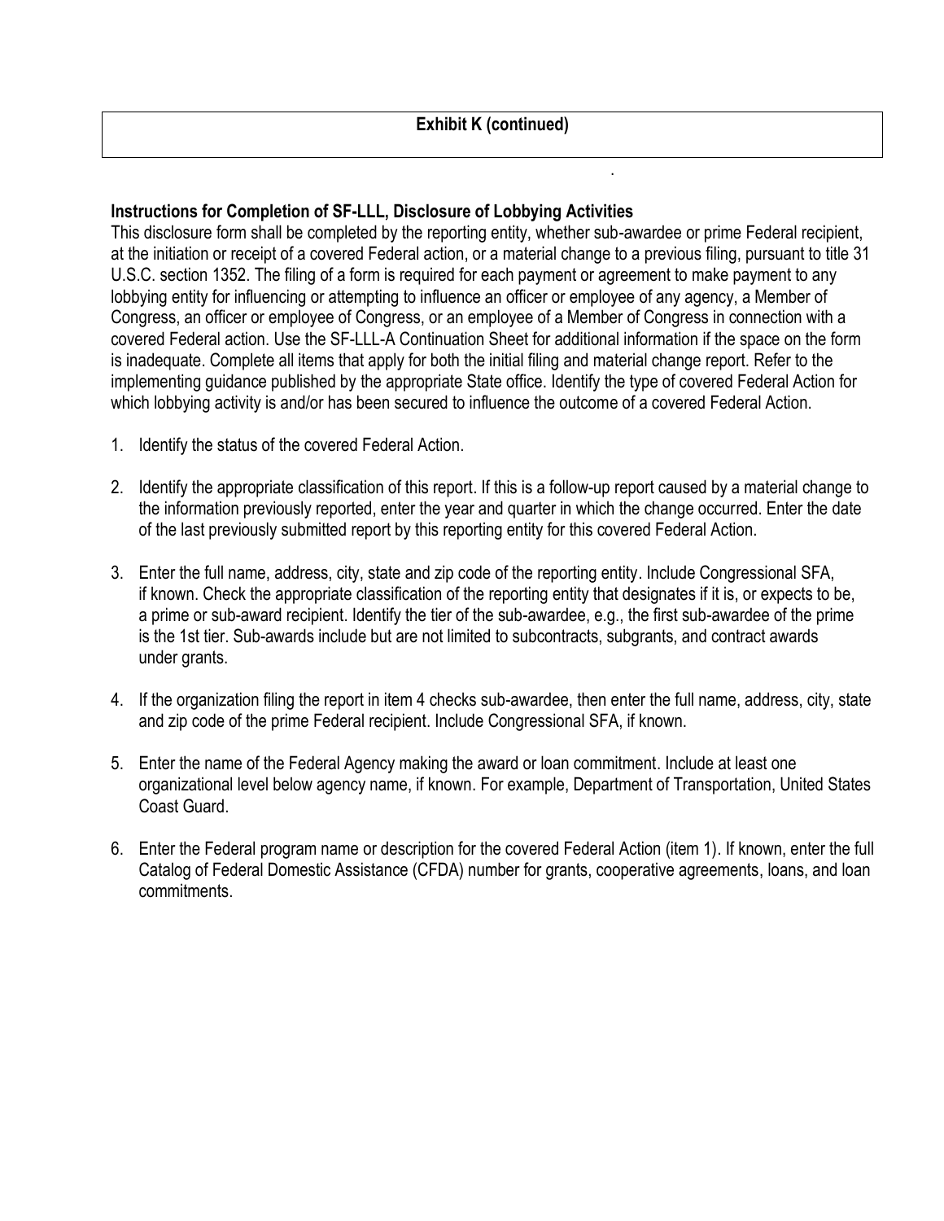**Exhibit K (continued)**

**Instructions for Completion of SF-LLL, Disclosure of Lobbying Activities**

This disclosure form shall be completed by the reporting entity, whether sub-awardee or prime Federal recipient, at the initiation or receipt of a covered Federal action, or a material change to a previous filing, pursuant to title 31 U.S.C. section 1352. The filing of a form is required for each payment or agreement to make payment to any lobbying entity for influencing or attempting to influence an officer or employee of any agency, a Member of Congress, an officer or employee of Congress, or an employee of a Member of Congress in connection with a covered Federal action. Use the SF-LLL-A Continuation Sheet for additional information if the space on the form is inadequate. Complete all items that apply for both the initial filing and material change report. Refer to the implementing guidance published by the appropriate State office. Identify the type of covered Federal Action for which lobbying activity is and/or has been secured to influence the outcome of a covered Federal Action.

1. Identify the status of the covered Federal Action.

2. Identify the appropriate classification of this report. If this is a follow-up report caused by a material change to the information previously reported, enter the year and quarter in which the change occurred. Enter the date of the last previously submitted report by this reporting entity for this covered Federal Action.

3. Enter the full name, address, city, state and zip code of the reporting entity. Include Congressional SFA, if known. Check the appropriate classification of the reporting entity that designates if it is, or expects to be, a prime or sub-award recipient. Identify the tier of the sub-awardee, e.g., the first sub-awardee of the prime is the 1st tier. Sub-awards include but are not limited to subcontracts, subgrants, and contract awards under grants.

4. If the organization filing the report in item 4 checks sub-awardee, then enter the full name, address, city, state and zip code of the prime Federal recipient. Include Congressional SFA, if known.

5. Enter the name of the Federal Agency making the award or loan commitment. Include at least one organizational level below agency name, if known. For example, Department of Transportation, United States Coast Guard.

6. Enter the Federal program name or description for the covered Federal Action (item 1). If known, enter the full Catalog of Federal Domestic Assistance (CFDA) number for grants, cooperative agreements, loans, and loan commitments.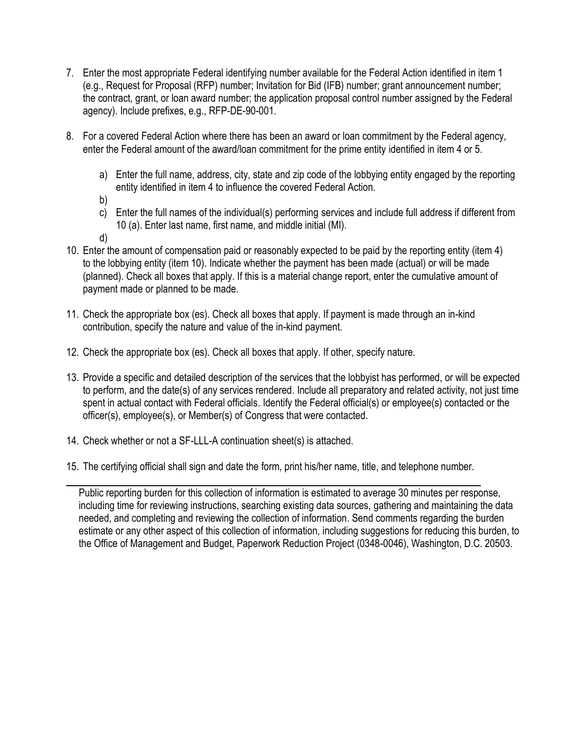7. Enter the most appropriate Federal identifying number available for the Federal Action identified in item 1 (e.g., Request for Proposal (RFP) number; Invitation for Bid (IFB) number; grant announcement number; the contract, grant, or loan award number; the application proposal control number assigned by the Federal agency). Include prefixes, e.g., RFP-DE-90-001.

8. For a covered Federal Action where there has been an award or loan commitment by the Federal agency, enter the Federal amount of the award/loan commitment for the prime entity identified in item 4 or 5.

   a) Enter the full name, address, city, state and zip code of the lobbying entity engaged by the reporting entity identified in item 4 to influence the covered Federal Action.
   b)
   c) Enter the full names of the individual(s) performing services and include full address if different from 10 (a). Enter last name, first name, and middle initial (MI).
   d)

10. Enter the amount of compensation paid or reasonably expected to be paid by the reporting entity (item 4) to the lobbying entity (item 10). Indicate whether the payment has been made (actual) or will be made (planned). Check all boxes that apply. If this is a material change report, enter the cumulative amount of payment made or planned to be made.

11. Check the appropriate box (es). Check all boxes that apply. If payment is made through an in-kind contribution, specify the nature and value of the in-kind payment.

12. Check the appropriate box (es). Check all boxes that apply. If other, specify nature.

13. Provide a specific and detailed description of the services that the lobbyist has performed, or will be expected to perform, and the date(s) of any services rendered. Include all preparatory and related activity, not just time spent in actual contact with Federal officials. Identify the Federal official(s) or employee(s) contacted or the officer(s), employee(s), or Member(s) of Congress that were contacted.

14. Check whether or not a SF-LLL-A continuation sheet(s) is attached.

15. The certifying official shall sign and date the form, print his/her name, title, and telephone number.

---

Public reporting burden for this collection of information is estimated to average 30 minutes per response, including time for reviewing instructions, searching existing data sources, gathering and maintaining the data needed, and completing and reviewing the collection of information. Send comments regarding the burden estimate or any other aspect of this collection of information, including suggestions for reducing this burden, to the Office of Management and Budget, Paperwork Reduction Project (0348-0046), Washington, D.C. 20503.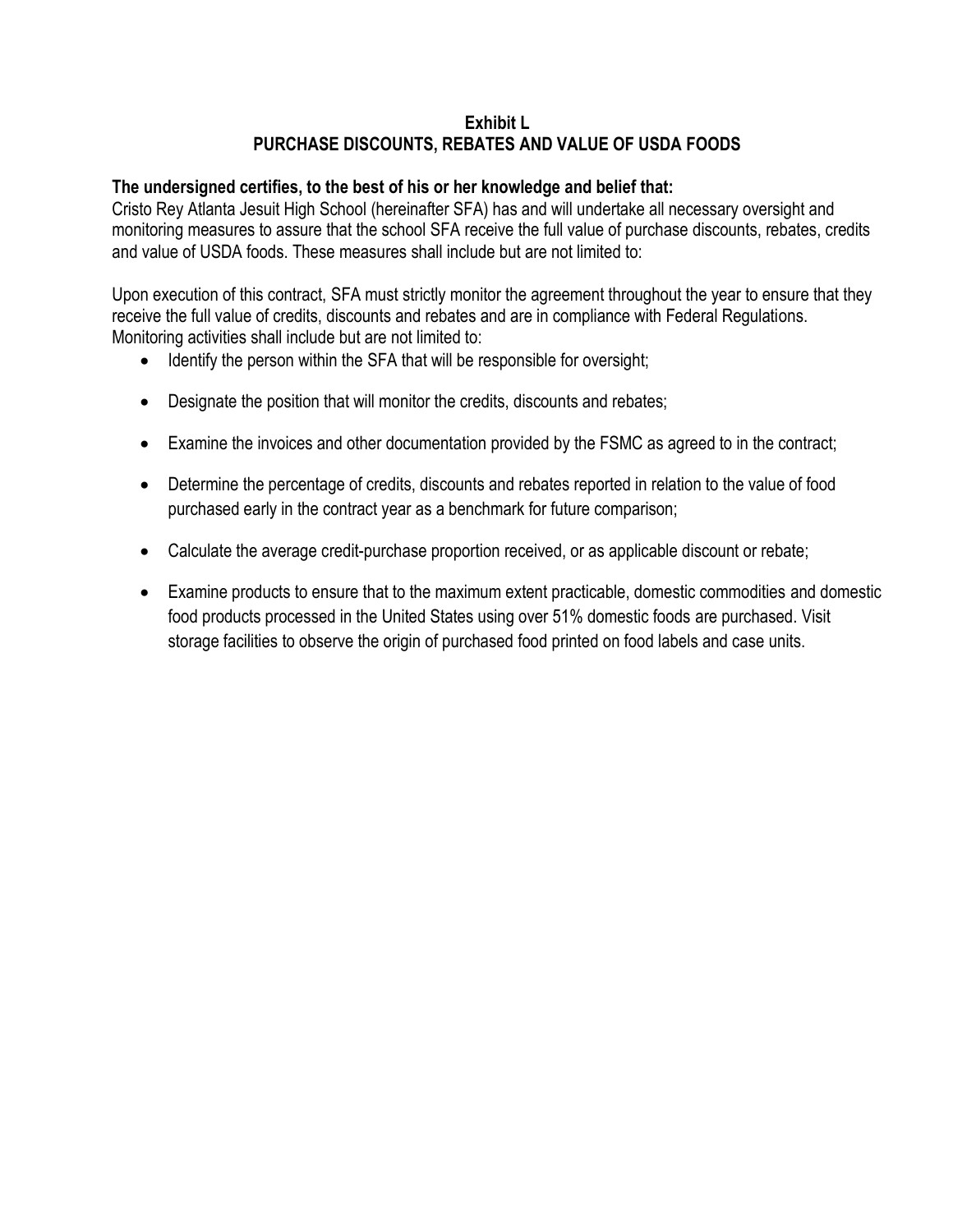## Exhibit L
## PURCHASE DISCOUNTS, REBATES AND VALUE OF USDA FOODS

**The undersigned certifies, to the best of his or her knowledge and belief that:**
Cristo Rey Atlanta Jesuit High School (hereinafter SFA) has and will undertake all necessary oversight and monitoring measures to assure that the school SFA receive the full value of purchase discounts, rebates, credits and value of USDA foods. These measures shall include but are not limited to:

Upon execution of this contract, SFA must strictly monitor the agreement throughout the year to ensure that they receive the full value of credits, discounts and rebates and are in compliance with Federal Regulations. Monitoring activities shall include but are not limited to:

- Identify the person within the SFA that will be responsible for oversight;
- Designate the position that will monitor the credits, discounts and rebates;
- Examine the invoices and other documentation provided by the FSMC as agreed to in the contract;
- Determine the percentage of credits, discounts and rebates reported in relation to the value of food purchased early in the contract year as a benchmark for future comparison;
- Calculate the average credit-purchase proportion received, or as applicable discount or rebate;
- Examine products to ensure that to the maximum extent practicable, domestic commodities and domestic food products processed in the United States using over 51% domestic foods are purchased. Visit storage facilities to observe the origin of purchased food printed on food labels and case units.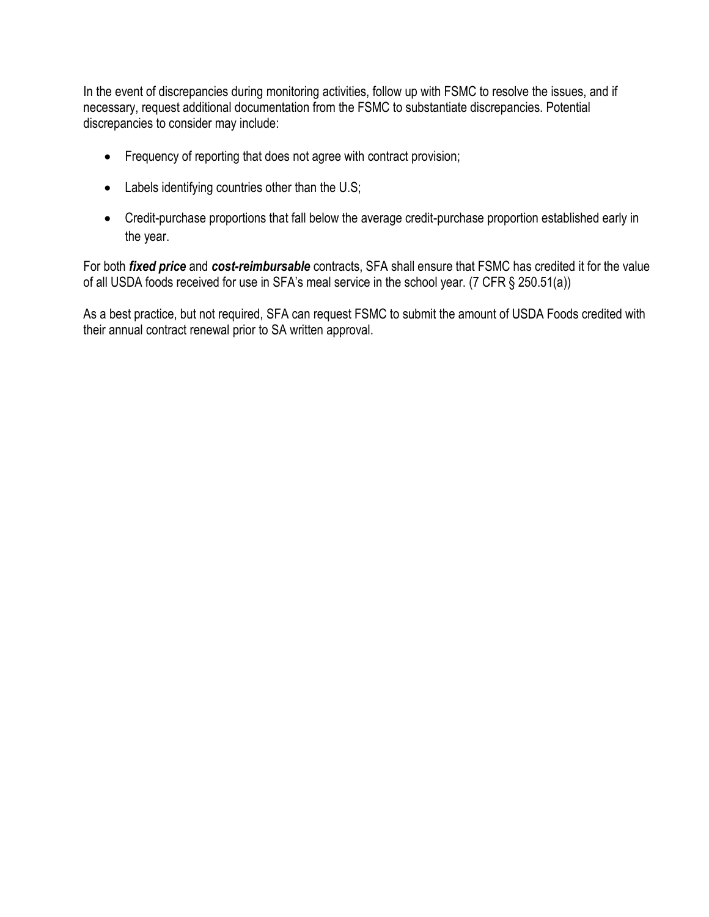In the event of discrepancies during monitoring activities, follow up with FSMC to resolve the issues, and if necessary, request additional documentation from the FSMC to substantiate discrepancies. Potential discrepancies to consider may include:

- Frequency of reporting that does not agree with contract provision;
- Labels identifying countries other than the U.S;
- Credit-purchase proportions that fall below the average credit-purchase proportion established early in the year.

For both ***fixed price*** and ***cost-reimbursable*** contracts, SFA shall ensure that FSMC has credited it for the value of all USDA foods received for use in SFA's meal service in the school year. (7 CFR § 250.51(a))

As a best practice, but not required, SFA can request FSMC to submit the amount of USDA Foods credited with their annual contract renewal prior to SA written approval.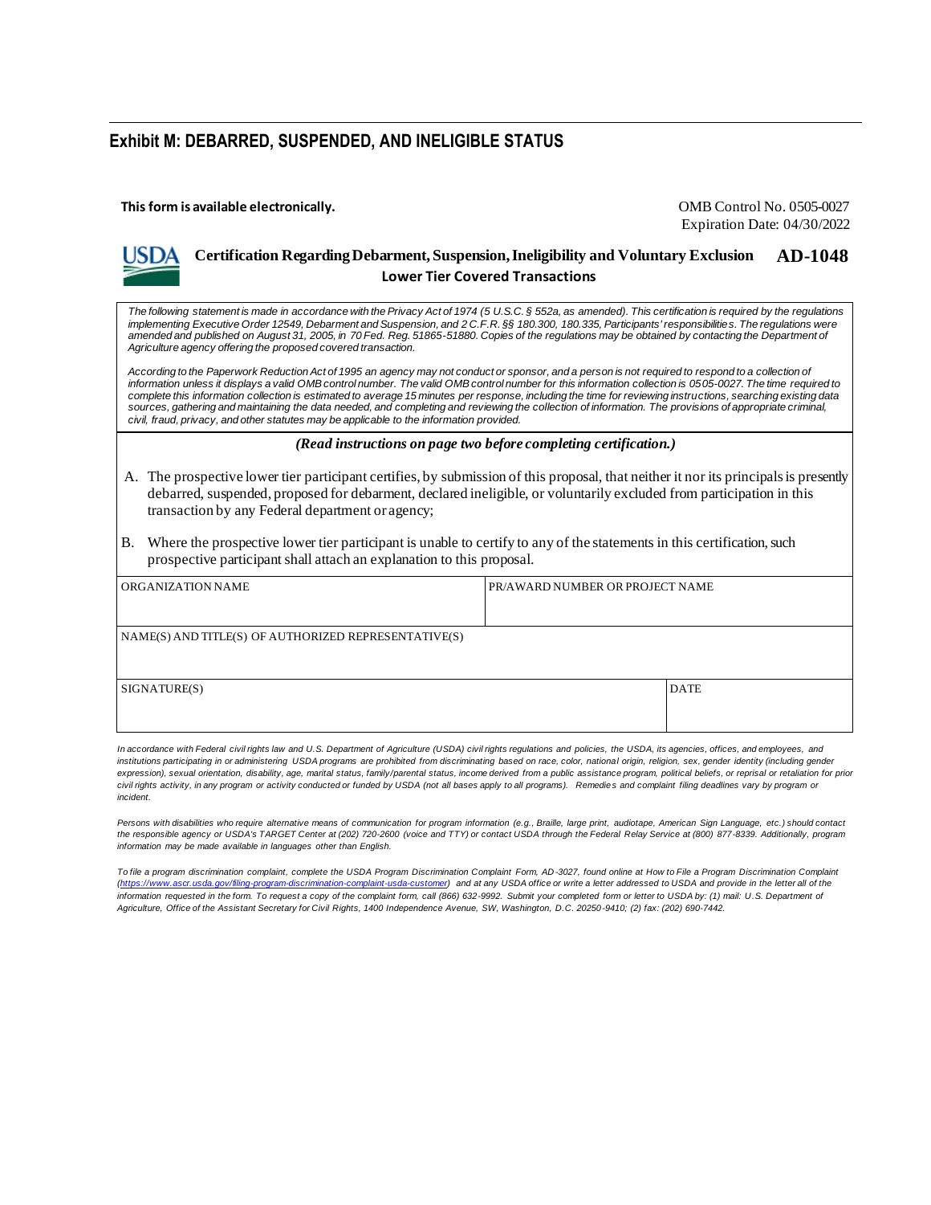## Exhibit M: DEBARRED, SUSPENDED, AND INELIGIBLE STATUS

**This form is available electronically.**

OMB Control No. 0505-0027
Expiration Date: 04/30/2022

USDA **Certification Regarding Debarment, Suspension, Ineligibility and Voluntary Exclusion** **AD-1048**

**Lower Tier Covered Transactions**

*The following statement is made in accordance with the Privacy Act of 1974 (5 U.S.C. § 552a, as amended). This certification is required by the regulations implementing Executive Order 12549, Debarment and Suspension, and 2 C.F.R. §§ 180.300, 180.335, Participants' responsibilities. The regulations were amended and published on August 31, 2005, in 70 Fed. Reg. 51865-51880. Copies of the regulations may be obtained by contacting the Department of Agriculture agency offering the proposed covered transaction.*

*According to the Paperwork Reduction Act of 1995 an agency may not conduct or sponsor, and a person is not required to respond to a collection of information unless it displays a valid OMB control number. The valid OMB control number for this information collection is 0505-0027. The time required to complete this information collection is estimated to average 15 minutes per response, including the time for reviewing instructions, searching existing data sources, gathering and maintaining the data needed, and completing and reviewing the collection of information. The provisions of appropriate criminal, civil, fraud, privacy, and other statutes may be applicable to the information provided.*

***(Read instructions on page two before completing certification.)***

A. The prospective lower tier participant certifies, by submission of this proposal, that neither it nor its principals is presently debarred, suspended, proposed for debarment, declared ineligible, or voluntarily excluded from participation in this transaction by any Federal department or agency;

B. Where the prospective lower tier participant is unable to certify to any of the statements in this certification, such prospective participant shall attach an explanation to this proposal.

| ORGANIZATION NAME | PR/AWARD NUMBER OR PROJECT NAME |
| --- | --- |
| | |

| NAME(S) AND TITLE(S) OF AUTHORIZED REPRESENTATIVE(S) |
| --- |
| |

| SIGNATURE(S) | DATE |
| --- | --- |
| | |

*In accordance with Federal civil rights law and U.S. Department of Agriculture (USDA) civil rights regulations and policies, the USDA, its agencies, offices, and employees, and institutions participating in or administering USDA programs are prohibited from discriminating based on race, color, national origin, religion, sex, gender identity (including gender expression), sexual orientation, disability, age, marital status, family/parental status, income derived from a public assistance program, political beliefs, or reprisal or retaliation for prior civil rights activity, in any program or activity conducted or funded by USDA (not all bases apply to all programs). Remedies and complaint filing deadlines vary by program or incident.*

*Persons with disabilities who require alternative means of communication for program information (e.g., Braille, large print, audiotape, American Sign Language, etc.) should contact the responsible agency or USDA's TARGET Center at (202) 720-2600 (voice and TTY) or contact USDA through the Federal Relay Service at (800) 877-8339. Additionally, program information may be made available in languages other than English.*

*To file a program discrimination complaint, complete the USDA Program Discrimination Complaint Form, AD-3027, found online at How to File a Program Discrimination Complaint (https://www.ascr.usda.gov/filing-program-discrimination-complaint-usda-customer) and at any USDA office or write a letter addressed to USDA and provide in the letter all of the information requested in the form. To request a copy of the complaint form, call (866) 632-9992. Submit your completed form or letter to USDA by: (1) mail: U.S. Department of Agriculture, Office of the Assistant Secretary for Civil Rights, 1400 Independence Avenue, SW, Washington, D.C. 20250-9410; (2) fax: (202) 690-7442.*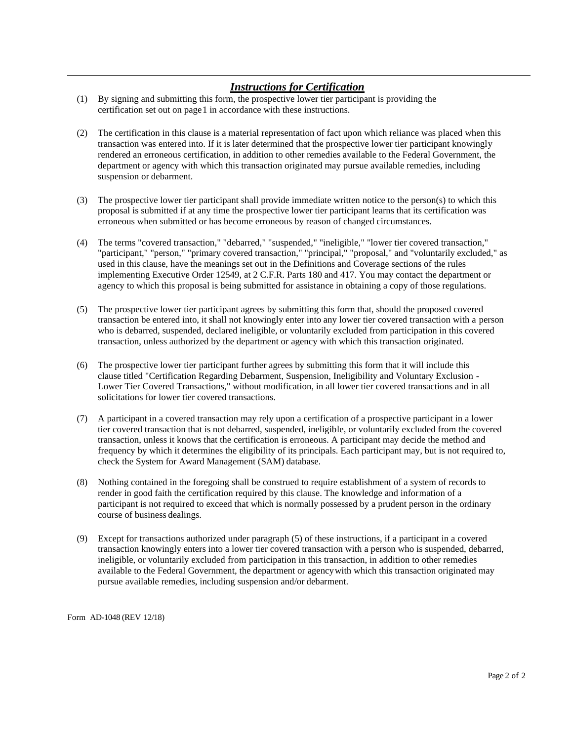## ***Instructions for Certification***

(1) By signing and submitting this form, the prospective lower tier participant is providing the certification set out on page 1 in accordance with these instructions.

(2) The certification in this clause is a material representation of fact upon which reliance was placed when this transaction was entered into. If it is later determined that the prospective lower tier participant knowingly rendered an erroneous certification, in addition to other remedies available to the Federal Government, the department or agency with which this transaction originated may pursue available remedies, including suspension or debarment.

(3) The prospective lower tier participant shall provide immediate written notice to the person(s) to which this proposal is submitted if at any time the prospective lower tier participant learns that its certification was erroneous when submitted or has become erroneous by reason of changed circumstances.

(4) The terms "covered transaction," "debarred," "suspended," "ineligible," "lower tier covered transaction," "participant," "person," "primary covered transaction," "principal," "proposal," and "voluntarily excluded," as used in this clause, have the meanings set out in the Definitions and Coverage sections of the rules implementing Executive Order 12549, at 2 C.F.R. Parts 180 and 417. You may contact the department or agency to which this proposal is being submitted for assistance in obtaining a copy of those regulations.

(5) The prospective lower tier participant agrees by submitting this form that, should the proposed covered transaction be entered into, it shall not knowingly enter into any lower tier covered transaction with a person who is debarred, suspended, declared ineligible, or voluntarily excluded from participation in this covered transaction, unless authorized by the department or agency with which this transaction originated.

(6) The prospective lower tier participant further agrees by submitting this form that it will include this clause titled "Certification Regarding Debarment, Suspension, Ineligibility and Voluntary Exclusion - Lower Tier Covered Transactions," without modification, in all lower tier covered transactions and in all solicitations for lower tier covered transactions.

(7) A participant in a covered transaction may rely upon a certification of a prospective participant in a lower tier covered transaction that is not debarred, suspended, ineligible, or voluntarily excluded from the covered transaction, unless it knows that the certification is erroneous. A participant may decide the method and frequency by which it determines the eligibility of its principals. Each participant may, but is not required to, check the System for Award Management (SAM) database.

(8) Nothing contained in the foregoing shall be construed to require establishment of a system of records to render in good faith the certification required by this clause. The knowledge and information of a participant is not required to exceed that which is normally possessed by a prudent person in the ordinary course of business dealings.

(9) Except for transactions authorized under paragraph (5) of these instructions, if a participant in a covered transaction knowingly enters into a lower tier covered transaction with a person who is suspended, debarred, ineligible, or voluntarily excluded from participation in this transaction, in addition to other remedies available to the Federal Government, the department or agency with which this transaction originated may pursue available remedies, including suspension and/or debarment.

Form AD-1048 (REV 12/18)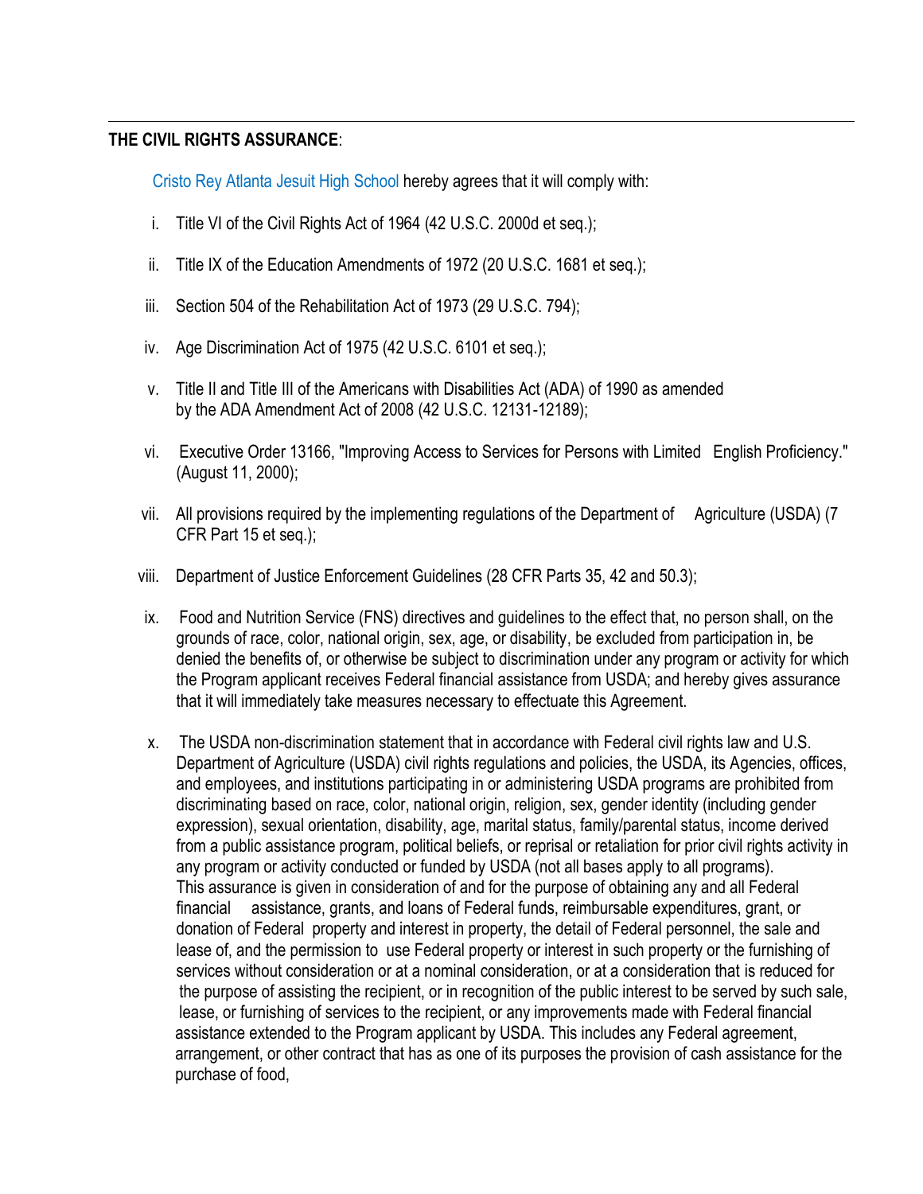**THE CIVIL RIGHTS ASSURANCE**:

Cristo Rey Atlanta Jesuit High School hereby agrees that it will comply with:

i. Title VI of the Civil Rights Act of 1964 (42 U.S.C. 2000d et seq.);

ii. Title IX of the Education Amendments of 1972 (20 U.S.C. 1681 et seq.);

iii. Section 504 of the Rehabilitation Act of 1973 (29 U.S.C. 794);

iv. Age Discrimination Act of 1975 (42 U.S.C. 6101 et seq.);

v. Title II and Title III of the Americans with Disabilities Act (ADA) of 1990 as amended by the ADA Amendment Act of 2008 (42 U.S.C. 12131-12189);

vi. Executive Order 13166, "Improving Access to Services for Persons with Limited English Proficiency." (August 11, 2000);

vii. All provisions required by the implementing regulations of the Department of Agriculture (USDA) (7 CFR Part 15 et seq.);

viii. Department of Justice Enforcement Guidelines (28 CFR Parts 35, 42 and 50.3);

ix. Food and Nutrition Service (FNS) directives and guidelines to the effect that, no person shall, on the grounds of race, color, national origin, sex, age, or disability, be excluded from participation in, be denied the benefits of, or otherwise be subject to discrimination under any program or activity for which the Program applicant receives Federal financial assistance from USDA; and hereby gives assurance that it will immediately take measures necessary to effectuate this Agreement.

x. The USDA non-discrimination statement that in accordance with Federal civil rights law and U.S. Department of Agriculture (USDA) civil rights regulations and policies, the USDA, its Agencies, offices, and employees, and institutions participating in or administering USDA programs are prohibited from discriminating based on race, color, national origin, religion, sex, gender identity (including gender expression), sexual orientation, disability, age, marital status, family/parental status, income derived from a public assistance program, political beliefs, or reprisal or retaliation for prior civil rights activity in any program or activity conducted or funded by USDA (not all bases apply to all programs). This assurance is given in consideration of and for the purpose of obtaining any and all Federal financial assistance, grants, and loans of Federal funds, reimbursable expenditures, grant, or donation of Federal property and interest in property, the detail of Federal personnel, the sale and lease of, and the permission to use Federal property or interest in such property or the furnishing of services without consideration or at a nominal consideration, or at a consideration that is reduced for the purpose of assisting the recipient, or in recognition of the public interest to be served by such sale, lease, or furnishing of services to the recipient, or any improvements made with Federal financial assistance extended to the Program applicant by USDA. This includes any Federal agreement, arrangement, or other contract that has as one of its purposes the provision of cash assistance for the purchase of food,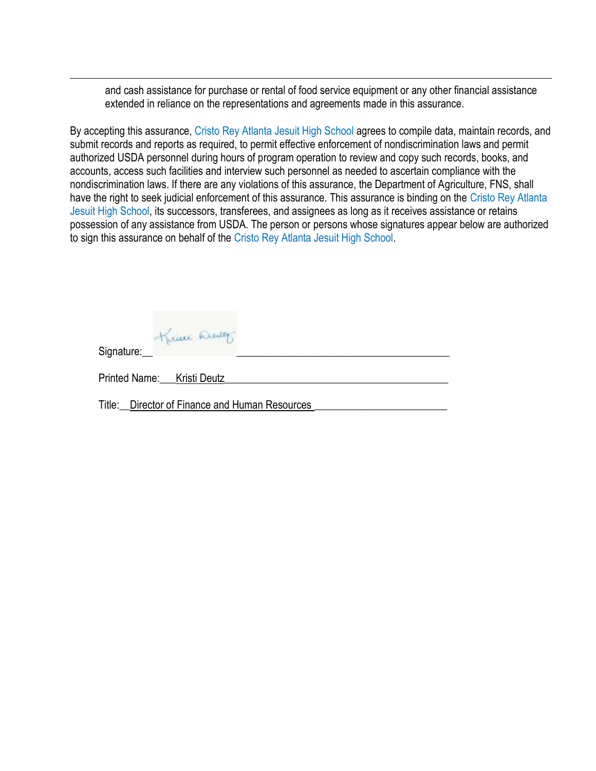and cash assistance for purchase or rental of food service equipment or any other financial assistance extended in reliance on the representations and agreements made in this assurance.

By accepting this assurance, Cristo Rey Atlanta Jesuit High School agrees to compile data, maintain records, and submit records and reports as required, to permit effective enforcement of nondiscrimination laws and permit authorized USDA personnel during hours of program operation to review and copy such records, books, and accounts, access such facilities and interview such personnel as needed to ascertain compliance with the nondiscrimination laws. If there are any violations of this assurance, the Department of Agriculture, FNS, shall have the right to seek judicial enforcement of this assurance. This assurance is binding on the Cristo Rey Atlanta Jesuit High School, its successors, transferees, and assignees as long as it receives assistance or retains possession of any assistance from USDA. The person or persons whose signatures appear below are authorized to sign this assurance on behalf of the Cristo Rey Atlanta Jesuit High School.

Signature: Kristi Deutz

Printed Name: Kristi Deutz

Title: Director of Finance and Human Resources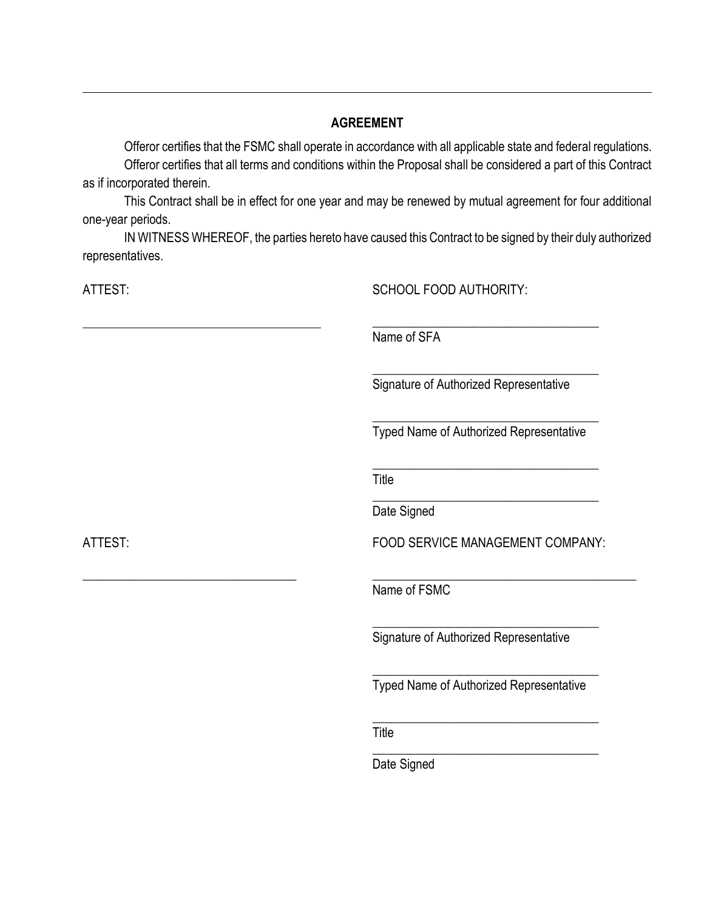## AGREEMENT

Offeror certifies that the FSMC shall operate in accordance with all applicable state and federal regulations.

Offeror certifies that all terms and conditions within the Proposal shall be considered a part of this Contract as if incorporated therein.

This Contract shall be in effect for one year and may be renewed by mutual agreement for four additional one-year periods.

IN WITNESS WHEREOF, the parties hereto have caused this Contract to be signed by their duly authorized representatives.

ATTEST:

\_\_\_\_\_\_\_\_\_\_\_\_\_\_\_\_\_\_\_\_\_\_\_\_\_\_\_\_\_\_\_\_\_\_\_\_

SCHOOL FOOD AUTHORITY:

\_\_\_\_\_\_\_\_\_\_\_\_\_\_\_\_\_\_\_\_\_\_\_\_\_\_\_\_\_\_\_\_\_\_\_\_
Name of SFA

\_\_\_\_\_\_\_\_\_\_\_\_\_\_\_\_\_\_\_\_\_\_\_\_\_\_\_\_\_\_\_\_\_\_\_\_
Signature of Authorized Representative

\_\_\_\_\_\_\_\_\_\_\_\_\_\_\_\_\_\_\_\_\_\_\_\_\_\_\_\_\_\_\_\_\_\_\_\_
Typed Name of Authorized Representative

\_\_\_\_\_\_\_\_\_\_\_\_\_\_\_\_\_\_\_\_\_\_\_\_\_\_\_\_\_\_\_\_\_\_\_\_
Title

\_\_\_\_\_\_\_\_\_\_\_\_\_\_\_\_\_\_\_\_\_\_\_\_\_\_\_\_\_\_\_\_\_\_\_\_
Date Signed

ATTEST:

\_\_\_\_\_\_\_\_\_\_\_\_\_\_\_\_\_\_\_\_\_\_\_\_\_\_\_\_\_\_\_\_\_\_\_\_

FOOD SERVICE MANAGEMENT COMPANY:

\_\_\_\_\_\_\_\_\_\_\_\_\_\_\_\_\_\_\_\_\_\_\_\_\_\_\_\_\_\_\_\_\_\_\_\_
Name of FSMC

\_\_\_\_\_\_\_\_\_\_\_\_\_\_\_\_\_\_\_\_\_\_\_\_\_\_\_\_\_\_\_\_\_\_\_\_
Signature of Authorized Representative

\_\_\_\_\_\_\_\_\_\_\_\_\_\_\_\_\_\_\_\_\_\_\_\_\_\_\_\_\_\_\_\_\_\_\_\_
Typed Name of Authorized Representative

\_\_\_\_\_\_\_\_\_\_\_\_\_\_\_\_\_\_\_\_\_\_\_\_\_\_\_\_\_\_\_\_\_\_\_\_
Title

\_\_\_\_\_\_\_\_\_\_\_\_\_\_\_\_\_\_\_\_\_\_\_\_\_\_\_\_\_\_\_\_\_\_\_\_
Date Signed